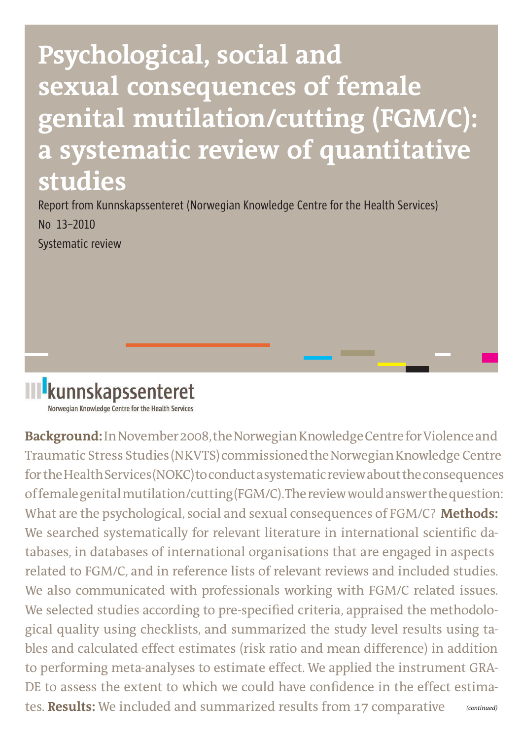# Psychological, social and sexual consequences of female genital mutilation/cutting (FGM/C): a systematic review of quantitative studies

Report from Kunnskapssenteret (Norwegian Knowledge Centre for the Health Services)

No 13–2010

Systematic review

kunnskapssenteret

Norwegian Knowledge Centre for the Health Services

**Background:** In November 2008, the Norwegian Knowledge Centre for Violence and Traumatic Stress Studies (NKVTS) commissioned the Norwegian Knowledge Centre for the Health Services (NOKC) to conduct a systematic review about the consequences of female genital mutilation/cutting (FGM/C). The review would answer the question: What are the psychological, social and sexual consequences of FGM/C? **Methods:** We searched systematically for relevant literature in international scientific databases, in databases of international organisations that are engaged in aspects related to FGM/C, and in reference lists of relevant reviews and included studies. We also communicated with professionals working with FGM/C related issues. We selected studies according to pre-specified criteria, appraised the methodological quality using checklists, and summarized the study level results using tables and calculated effect estimates (risk ratio and mean difference) in addition to performing meta-analyses to estimate effect. We applied the instrument GRADE to assess the extent to which we could have confidence in the effect estimates. **Results:** We included and summarized results from 17 comparative *(continued)*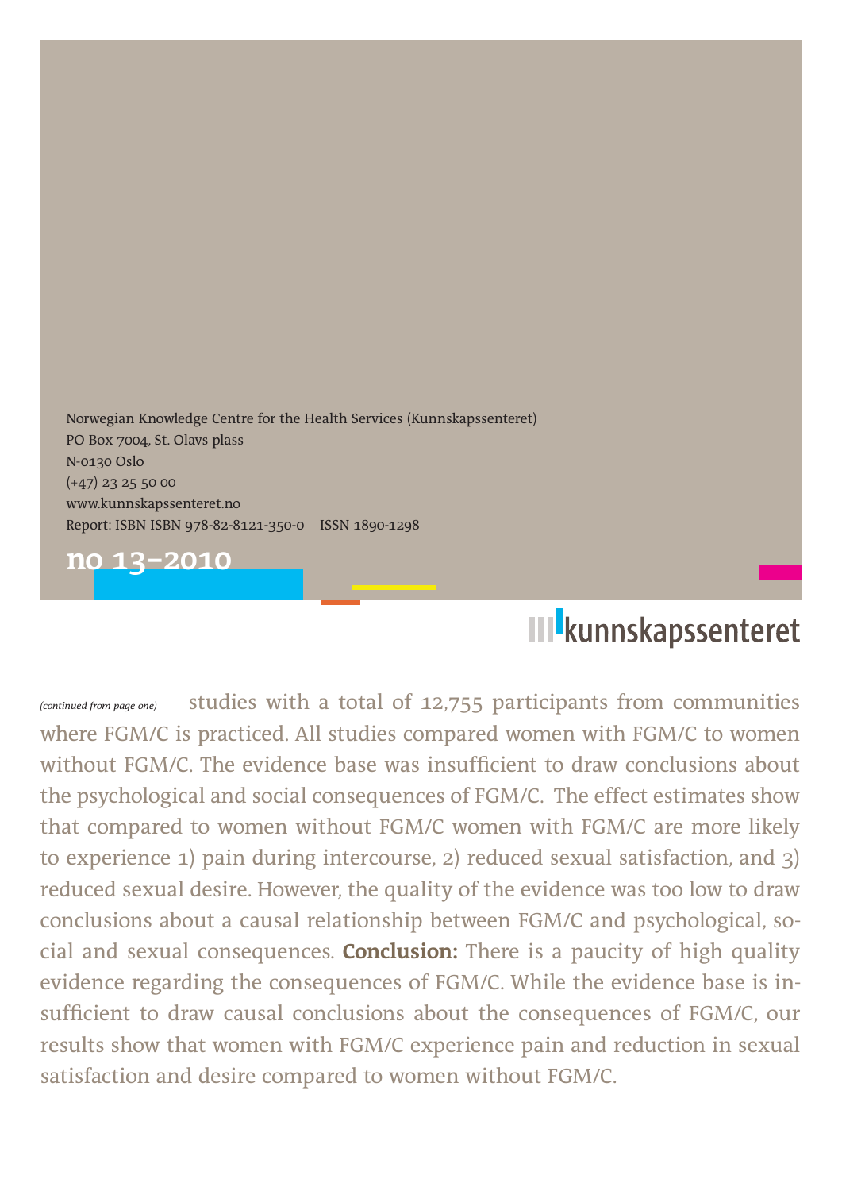Norwegian Knowledge Centre for the Health Services (Kunnskapssenteret)
PO Box 7004, St. Olavs plass
N-0130 Oslo
(+47) 23 25 50 00
www.kunnskapssenteret.no
Report: ISBN ISBN 978-82-8121-350-0 ISSN 1890-1298

**no 13–2010**

kunnskapssenteret

*(continued from page one)* studies with a total of 12,755 participants from communities where FGM/C is practiced. All studies compared women with FGM/C to women without FGM/C. The evidence base was insufficient to draw conclusions about the psychological and social consequences of FGM/C. The effect estimates show that compared to women without FGM/C women with FGM/C are more likely to experience 1) pain during intercourse, 2) reduced sexual satisfaction, and 3) reduced sexual desire. However, the quality of the evidence was too low to draw conclusions about a causal relationship between FGM/C and psychological, social and sexual consequences. **Conclusion:** There is a paucity of high quality evidence regarding the consequences of FGM/C. While the evidence base is insufficient to draw causal conclusions about the consequences of FGM/C, our results show that women with FGM/C experience pain and reduction in sexual satisfaction and desire compared to women without FGM/C.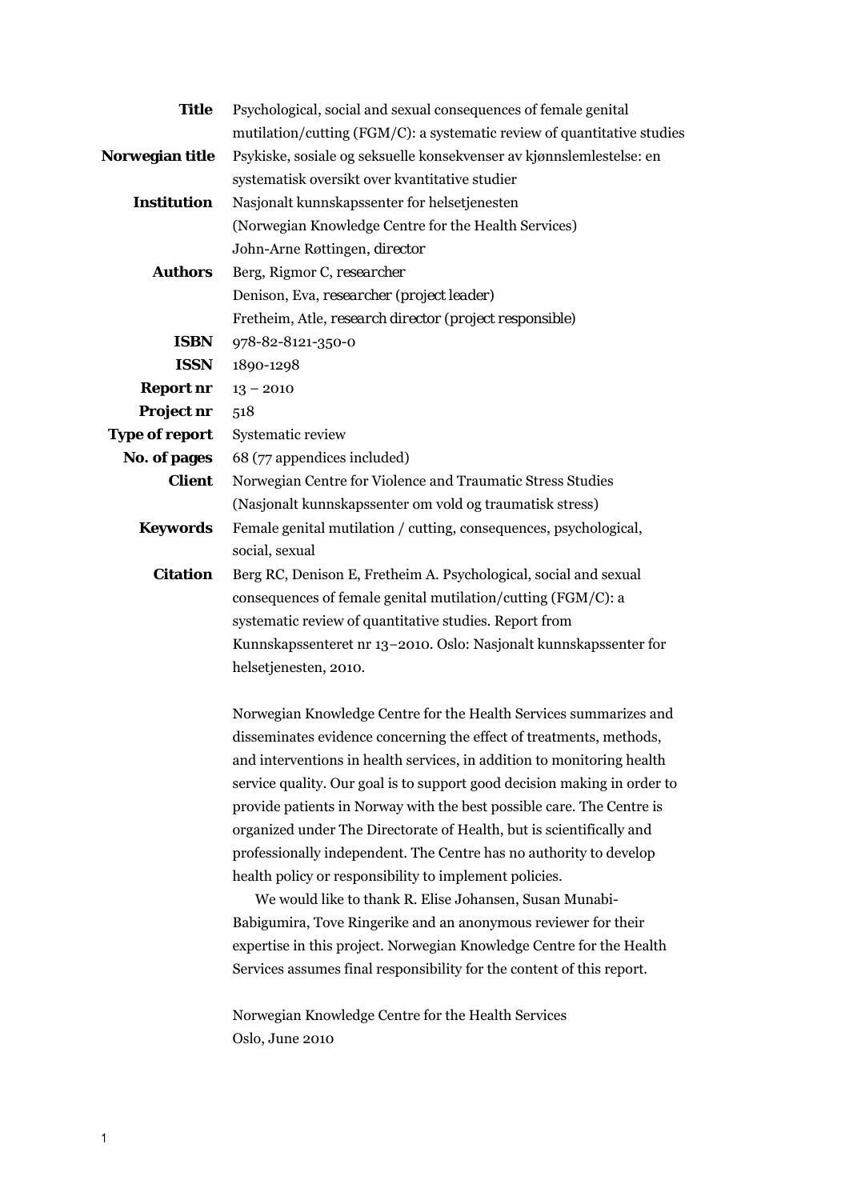| | |
|---|---|
| **Title** | Psychological, social and sexual consequences of female genital mutilation/cutting (FGM/C): a systematic review of quantitative studies |
| **Norwegian title** | Psykiske, sosiale og seksuelle konsekvenser av kjønnslemlestelse: en systematisk oversikt over kvantitative studier |
| **Institution** | Nasjonalt kunnskapssenter for helsetjenesten (Norwegian Knowledge Centre for the Health Services) John-Arne Røttingen, *director* |
| **Authors** | Berg, Rigmor C, *researcher* Denison, Eva, *researcher (project leader)* Fretheim, Atle, *research director (project responsible)* |
| **ISBN** | 978-82-8121-350-0 |
| **ISSN** | 1890-1298 |
| **Report nr** | 13 – 2010 |
| **Project nr** | 518 |
| **Type of report** | Systematic review |
| **No. of pages** | 68 (77 appendices included) |
| **Client** | Norwegian Centre for Violence and Traumatic Stress Studies (Nasjonalt kunnskapssenter om vold og traumatisk stress) |
| **Keywords** | Female genital mutilation / cutting, consequences, psychological, social, sexual |
| **Citation** | Berg RC, Denison E, Fretheim A. Psychological, social and sexual consequences of female genital mutilation/cutting (FGM/C): a systematic review of quantitative studies. Report from Kunnskapssenteret nr 13–2010. Oslo: Nasjonalt kunnskapssenter for helsetjenesten, 2010. |

Norwegian Knowledge Centre for the Health Services summarizes and disseminates evidence concerning the effect of treatments, methods, and interventions in health services, in addition to monitoring health service quality. Our goal is to support good decision making in order to provide patients in Norway with the best possible care. The Centre is organized under The Directorate of Health, but is scientifically and professionally independent. The Centre has no authority to develop health policy or responsibility to implement policies.

We would like to thank R. Elise Johansen, Susan Munabi-Babigumira, Tove Ringerike and an anonymous reviewer for their expertise in this project. Norwegian Knowledge Centre for the Health Services assumes final responsibility for the content of this report.

Norwegian Knowledge Centre for the Health Services
Oslo, June 2010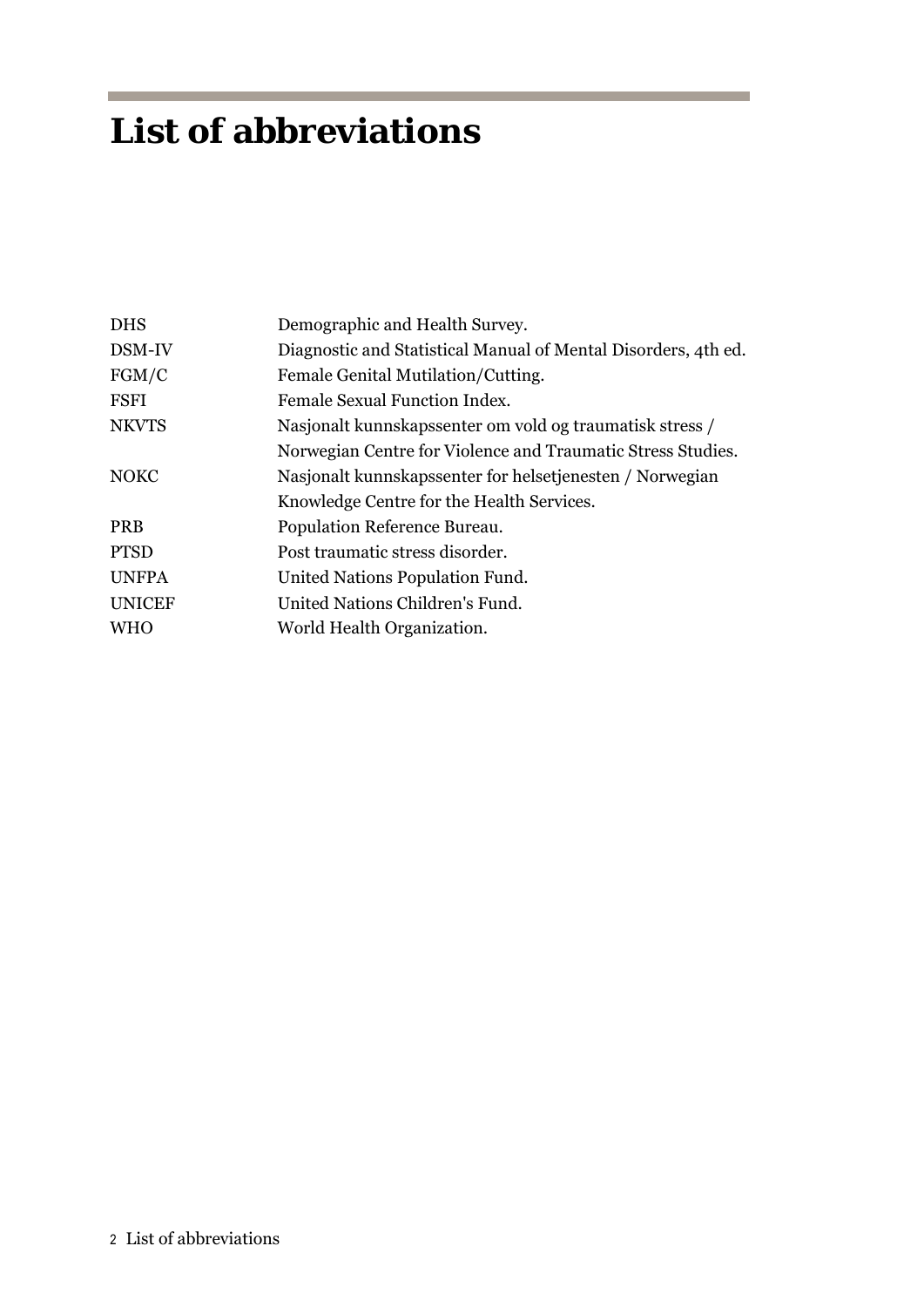# List of abbreviations

| | |
|---|---|
| DHS | Demographic and Health Survey. |
| DSM-IV | Diagnostic and Statistical Manual of Mental Disorders, 4th ed. |
| FGM/C | Female Genital Mutilation/Cutting. |
| FSFI | Female Sexual Function Index. |
| NKVTS | Nasjonalt kunnskapssenter om vold og traumatisk stress / Norwegian Centre for Violence and Traumatic Stress Studies. |
| NOKC | Nasjonalt kunnskapssenter for helsetjenesten / Norwegian Knowledge Centre for the Health Services. |
| PRB | Population Reference Bureau. |
| PTSD | Post traumatic stress disorder. |
| UNFPA | United Nations Population Fund. |
| UNICEF | United Nations Children's Fund. |
| WHO | World Health Organization. |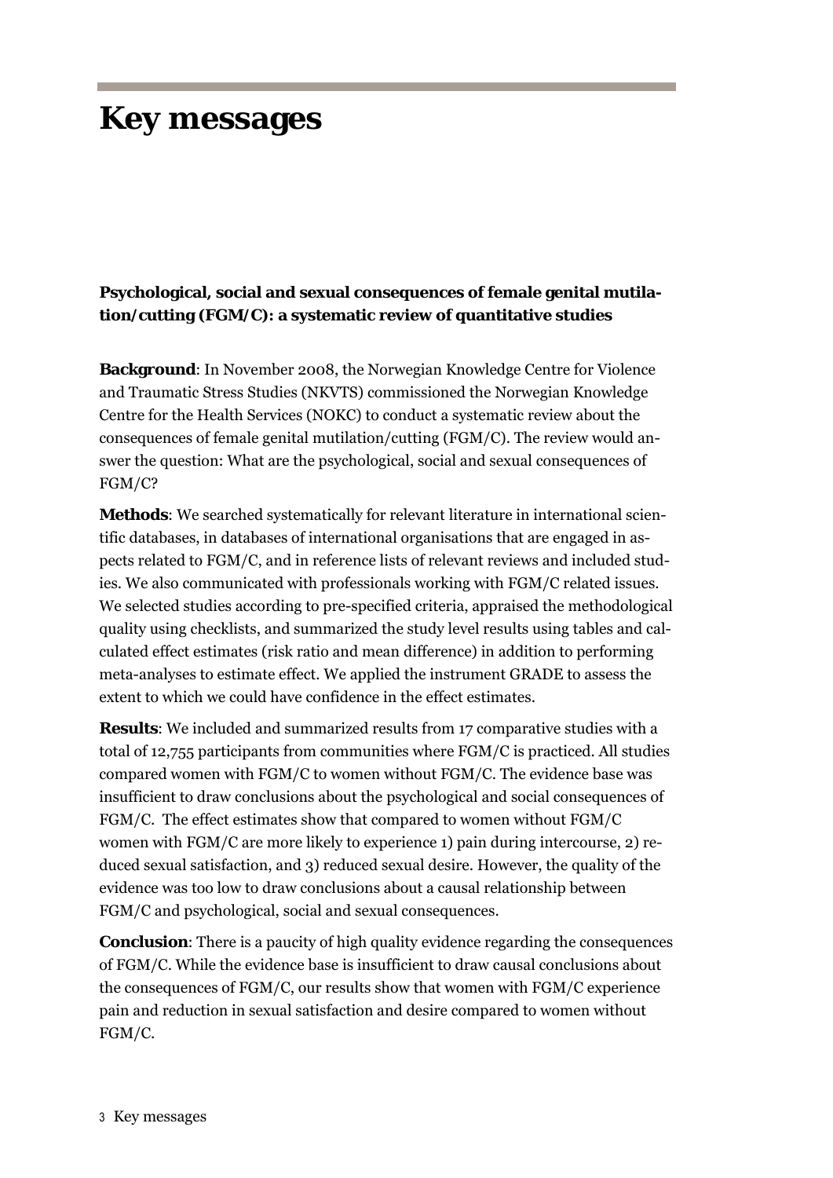# Key messages

**Psychological, social and sexual consequences of female genital mutilation/cutting (FGM/C): a systematic review of quantitative studies**

**Background**: In November 2008, the Norwegian Knowledge Centre for Violence and Traumatic Stress Studies (NKVTS) commissioned the Norwegian Knowledge Centre for the Health Services (NOKC) to conduct a systematic review about the consequences of female genital mutilation/cutting (FGM/C). The review would answer the question: What are the psychological, social and sexual consequences of FGM/C?

**Methods**: We searched systematically for relevant literature in international scientific databases, in databases of international organisations that are engaged in aspects related to FGM/C, and in reference lists of relevant reviews and included studies. We also communicated with professionals working with FGM/C related issues. We selected studies according to pre-specified criteria, appraised the methodological quality using checklists, and summarized the study level results using tables and calculated effect estimates (risk ratio and mean difference) in addition to performing meta-analyses to estimate effect. We applied the instrument GRADE to assess the extent to which we could have confidence in the effect estimates.

**Results**: We included and summarized results from 17 comparative studies with a total of 12,755 participants from communities where FGM/C is practiced. All studies compared women with FGM/C to women without FGM/C. The evidence base was insufficient to draw conclusions about the psychological and social consequences of FGM/C. The effect estimates show that compared to women without FGM/C women with FGM/C are more likely to experience 1) pain during intercourse, 2) reduced sexual satisfaction, and 3) reduced sexual desire. However, the quality of the evidence was too low to draw conclusions about a causal relationship between FGM/C and psychological, social and sexual consequences.

**Conclusion**: There is a paucity of high quality evidence regarding the consequences of FGM/C. While the evidence base is insufficient to draw causal conclusions about the consequences of FGM/C, our results show that women with FGM/C experience pain and reduction in sexual satisfaction and desire compared to women without FGM/C.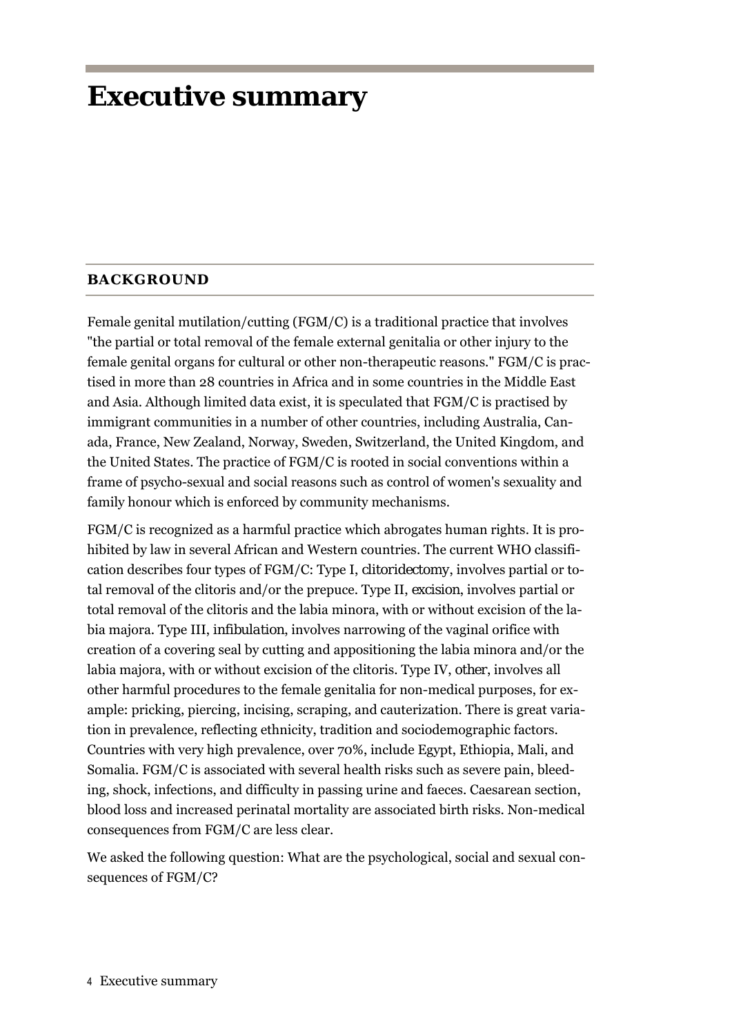# Executive summary

## BACKGROUND

Female genital mutilation/cutting (FGM/C) is a traditional practice that involves "the partial or total removal of the female external genitalia or other injury to the female genital organs for cultural or other non-therapeutic reasons." FGM/C is practised in more than 28 countries in Africa and in some countries in the Middle East and Asia. Although limited data exist, it is speculated that FGM/C is practised by immigrant communities in a number of other countries, including Australia, Canada, France, New Zealand, Norway, Sweden, Switzerland, the United Kingdom, and the United States. The practice of FGM/C is rooted in social conventions within a frame of psycho-sexual and social reasons such as control of women's sexuality and family honour which is enforced by community mechanisms.

FGM/C is recognized as a harmful practice which abrogates human rights. It is prohibited by law in several African and Western countries. The current WHO classification describes four types of FGM/C: Type I, *clitoridectomy*, involves partial or total removal of the clitoris and/or the prepuce. Type II, *excision*, involves partial or total removal of the clitoris and the labia minora, with or without excision of the labia majora. Type III, *infibulation*, involves narrowing of the vaginal orifice with creation of a covering seal by cutting and appositioning the labia minora and/or the labia majora, with or without excision of the clitoris. Type IV, *other*, involves all other harmful procedures to the female genitalia for non-medical purposes, for example: pricking, piercing, incising, scraping, and cauterization. There is great variation in prevalence, reflecting ethnicity, tradition and sociodemographic factors. Countries with very high prevalence, over 70%, include Egypt, Ethiopia, Mali, and Somalia. FGM/C is associated with several health risks such as severe pain, bleeding, shock, infections, and difficulty in passing urine and faeces. Caesarean section, blood loss and increased perinatal mortality are associated birth risks. Non-medical consequences from FGM/C are less clear.

We asked the following question: What are the psychological, social and sexual consequences of FGM/C?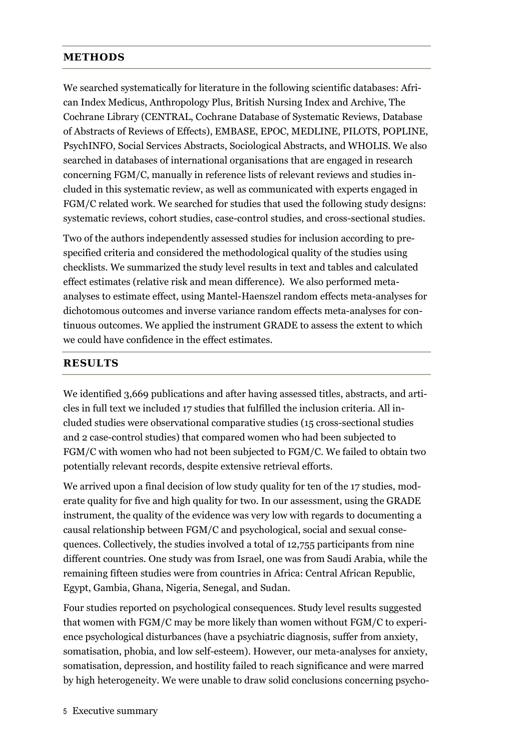## METHODS

We searched systematically for literature in the following scientific databases: African Index Medicus, Anthropology Plus, British Nursing Index and Archive, The Cochrane Library (CENTRAL, Cochrane Database of Systematic Reviews, Database of Abstracts of Reviews of Effects), EMBASE, EPOC, MEDLINE, PILOTS, POPLINE, PsychINFO, Social Services Abstracts, Sociological Abstracts, and WHOLIS. We also searched in databases of international organisations that are engaged in research concerning FGM/C, manually in reference lists of relevant reviews and studies included in this systematic review, as well as communicated with experts engaged in FGM/C related work. We searched for studies that used the following study designs: systematic reviews, cohort studies, case-control studies, and cross-sectional studies.

Two of the authors independently assessed studies for inclusion according to prespecified criteria and considered the methodological quality of the studies using checklists. We summarized the study level results in text and tables and calculated effect estimates (relative risk and mean difference). We also performed meta-analyses to estimate effect, using Mantel-Haenszel random effects meta-analyses for dichotomous outcomes and inverse variance random effects meta-analyses for continuous outcomes. We applied the instrument GRADE to assess the extent to which we could have confidence in the effect estimates.

## RESULTS

We identified 3,669 publications and after having assessed titles, abstracts, and articles in full text we included 17 studies that fulfilled the inclusion criteria. All included studies were observational comparative studies (15 cross-sectional studies and 2 case-control studies) that compared women who had been subjected to FGM/C with women who had not been subjected to FGM/C. We failed to obtain two potentially relevant records, despite extensive retrieval efforts.

We arrived upon a final decision of low study quality for ten of the 17 studies, moderate quality for five and high quality for two. In our assessment, using the GRADE instrument, the quality of the evidence was very low with regards to documenting a causal relationship between FGM/C and psychological, social and sexual consequences. Collectively, the studies involved a total of 12,755 participants from nine different countries. One study was from Israel, one was from Saudi Arabia, while the remaining fifteen studies were from countries in Africa: Central African Republic, Egypt, Gambia, Ghana, Nigeria, Senegal, and Sudan.

Four studies reported on psychological consequences. Study level results suggested that women with FGM/C may be more likely than women without FGM/C to experience psychological disturbances (have a psychiatric diagnosis, suffer from anxiety, somatisation, phobia, and low self-esteem). However, our meta-analyses for anxiety, somatisation, depression, and hostility failed to reach significance and were marred by high heterogeneity. We were unable to draw solid conclusions concerning psycho-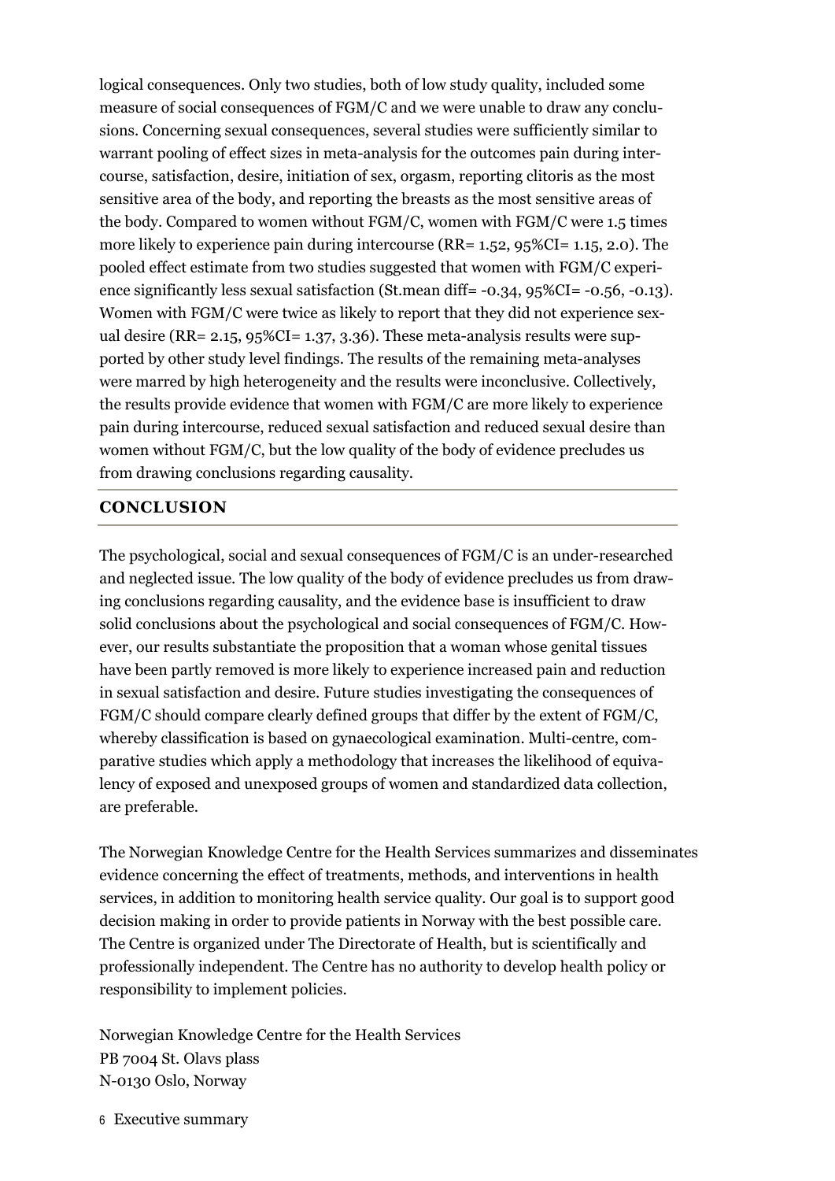logical consequences. Only two studies, both of low study quality, included some measure of social consequences of FGM/C and we were unable to draw any conclusions. Concerning sexual consequences, several studies were sufficiently similar to warrant pooling of effect sizes in meta-analysis for the outcomes pain during intercourse, satisfaction, desire, initiation of sex, orgasm, reporting clitoris as the most sensitive area of the body, and reporting the breasts as the most sensitive areas of the body. Compared to women without FGM/C, women with FGM/C were 1.5 times more likely to experience pain during intercourse (RR= 1.52, 95%CI= 1.15, 2.0). The pooled effect estimate from two studies suggested that women with FGM/C experience significantly less sexual satisfaction (St.mean diff= -0.34, 95%CI= -0.56, -0.13). Women with FGM/C were twice as likely to report that they did not experience sexual desire (RR= 2.15, 95%CI= 1.37, 3.36). These meta-analysis results were supported by other study level findings. The results of the remaining meta-analyses were marred by high heterogeneity and the results were inconclusive. Collectively, the results provide evidence that women with FGM/C are more likely to experience pain during intercourse, reduced sexual satisfaction and reduced sexual desire than women without FGM/C, but the low quality of the body of evidence precludes us from drawing conclusions regarding causality.

## CONCLUSION

The psychological, social and sexual consequences of FGM/C is an under-researched and neglected issue. The low quality of the body of evidence precludes us from drawing conclusions regarding causality, and the evidence base is insufficient to draw solid conclusions about the psychological and social consequences of FGM/C. However, our results substantiate the proposition that a woman whose genital tissues have been partly removed is more likely to experience increased pain and reduction in sexual satisfaction and desire. Future studies investigating the consequences of FGM/C should compare clearly defined groups that differ by the extent of FGM/C, whereby classification is based on gynaecological examination. Multi-centre, comparative studies which apply a methodology that increases the likelihood of equivalency of exposed and unexposed groups of women and standardized data collection, are preferable.

The Norwegian Knowledge Centre for the Health Services summarizes and disseminates evidence concerning the effect of treatments, methods, and interventions in health services, in addition to monitoring health service quality. Our goal is to support good decision making in order to provide patients in Norway with the best possible care. The Centre is organized under The Directorate of Health, but is scientifically and professionally independent. The Centre has no authority to develop health policy or responsibility to implement policies.

Norwegian Knowledge Centre for the Health Services
PB 7004 St. Olavs plass
N-0130 Oslo, Norway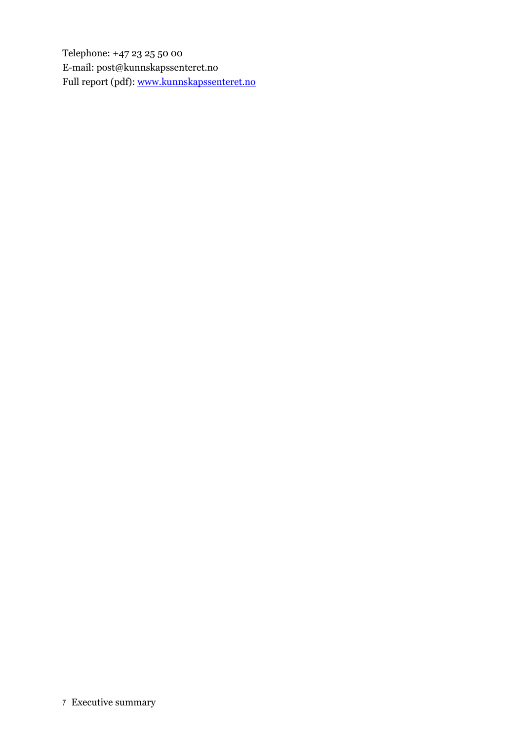Telephone: +47 23 25 50 00
E-mail: post@kunnskapssenteret.no
Full report (pdf): [www.kunnskapssenteret.no](http://www.kunnskapssenteret.no)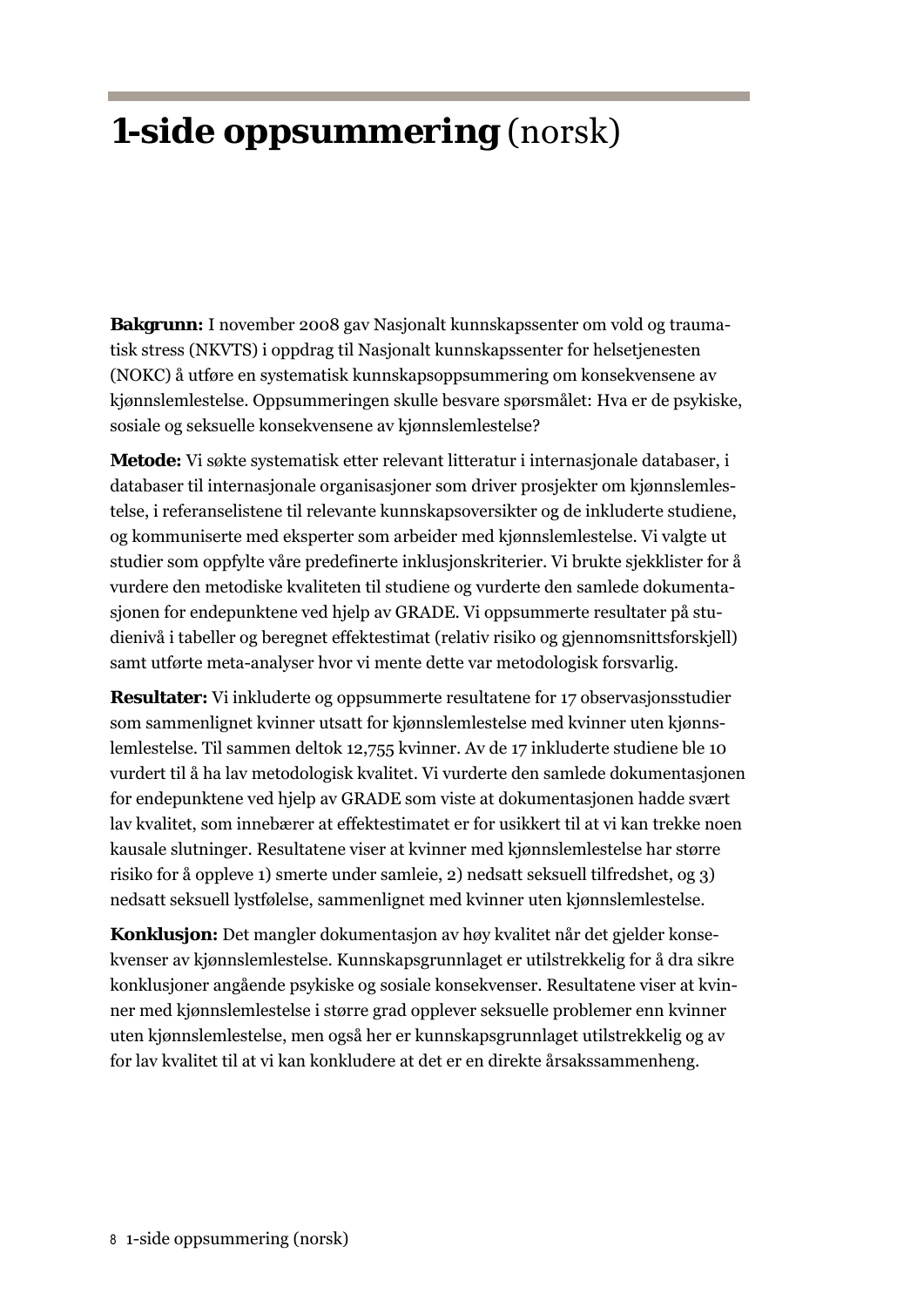# **1-side oppsummering** (norsk)

**Bakgrunn:** I november 2008 gav Nasjonalt kunnskapssenter om vold og traumatisk stress (NKVTS) i oppdrag til Nasjonalt kunnskapssenter for helsetjenesten (NOKC) å utføre en systematisk kunnskapsoppsummering om konsekvensene av kjønnslemlestelse. Oppsummeringen skulle besvare spørsmålet: Hva er de psykiske, sosiale og seksuelle konsekvensene av kjønnslemlestelse?

**Metode:** Vi søkte systematisk etter relevant litteratur i internasjonale databaser, i databaser til internasjonale organisasjoner som driver prosjekter om kjønnslemlestelse, i referanselistene til relevante kunnskapsoversikter og de inkluderte studiene, og kommuniserte med eksperter som arbeider med kjønnslemlestelse. Vi valgte ut studier som oppfylte våre predefinerte inklusjonskriterier. Vi brukte sjekklister for å vurdere den metodiske kvaliteten til studiene og vurderte den samlede dokumentasjonen for endepunktene ved hjelp av GRADE. Vi oppsummerte resultater på studienivå i tabeller og beregnet effektestimat (relativ risiko og gjennomsnittsforskjell) samt utførte meta-analyser hvor vi mente dette var metodologisk forsvarlig.

**Resultater:** Vi inkluderte og oppsummerte resultatene for 17 observasjonsstudier som sammenlignet kvinner utsatt for kjønnslemlestelse med kvinner uten kjønnslemlestelse. Til sammen deltok 12,755 kvinner. Av de 17 inkluderte studiene ble 10 vurdert til å ha lav metodologisk kvalitet. Vi vurderte den samlede dokumentasjonen for endepunktene ved hjelp av GRADE som viste at dokumentasjonen hadde svært lav kvalitet, som innebærer at effektestimatet er for usikkert til at vi kan trekke noen kausale slutninger. Resultatene viser at kvinner med kjønnslemlestelse har større risiko for å oppleve 1) smerte under samleie, 2) nedsatt seksuell tilfredshet, og 3) nedsatt seksuell lystfølelse, sammenlignet med kvinner uten kjønnslemlestelse.

**Konklusjon:** Det mangler dokumentasjon av høy kvalitet når det gjelder konsekvenser av kjønnslemlestelse. Kunnskapsgrunnlaget er utilstrekkelig for å dra sikre konklusjoner angående psykiske og sosiale konsekvenser. Resultatene viser at kvinner med kjønnslemlestelse i større grad opplever seksuelle problemer enn kvinner uten kjønnslemlestelse, men også her er kunnskapsgrunnlaget utilstrekkelig og av for lav kvalitet til at vi kan konkludere at det er en direkte årsakssammenheng.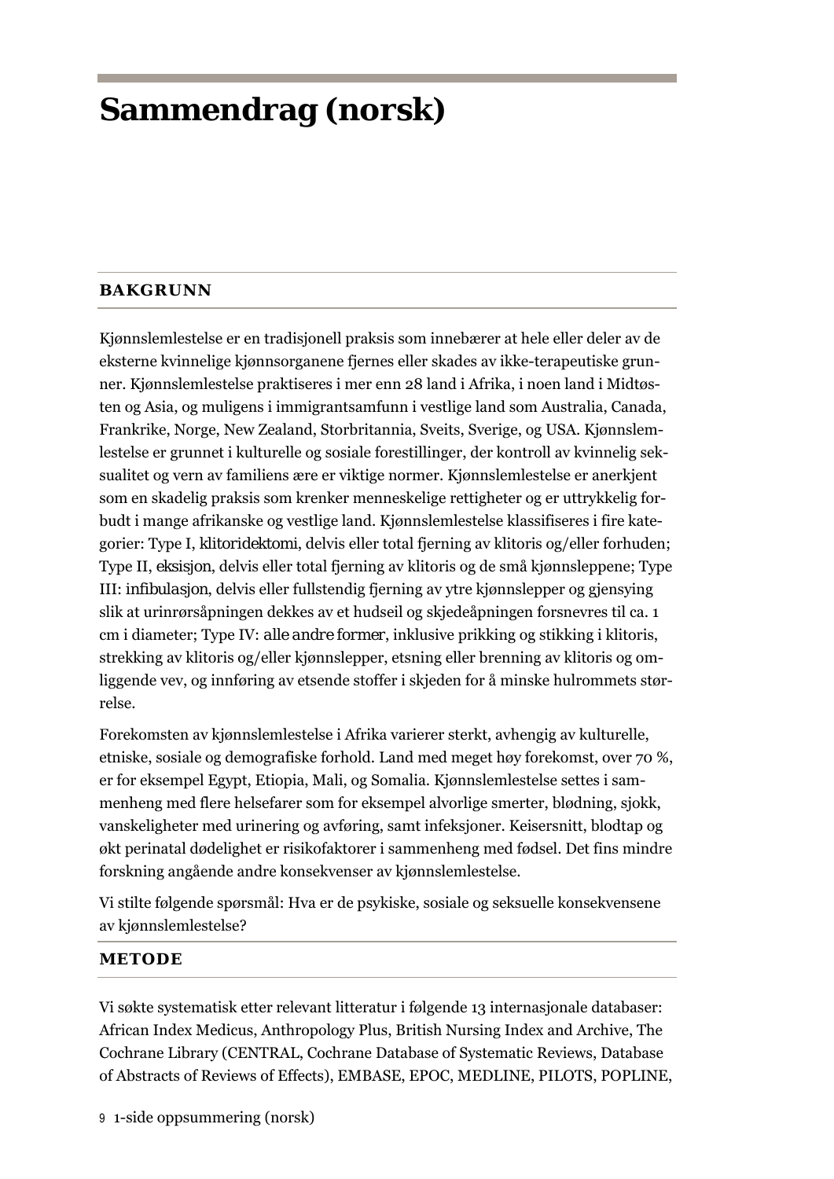# Sammendrag (norsk)

## BAKGRUNN

Kjønnslemlestelse er en tradisjonell praksis som innebærer at hele eller deler av de eksterne kvinnelige kjønnsorganene fjernes eller skades av ikke-terapeutiske grunner. Kjønnslemlestelse praktiseres i mer enn 28 land i Afrika, i noen land i Midtøsten og Asia, og muligens i immigrantsamfunn i vestlige land som Australia, Canada, Frankrike, Norge, New Zealand, Storbritannia, Sveits, Sverige, og USA. Kjønnslemlestelse er grunnet i kulturelle og sosiale forestillinger, der kontroll av kvinnelig seksualitet og vern av familiens ære er viktige normer. Kjønnslemlestelse er anerkjent som en skadelig praksis som krenker menneskelige rettigheter og er uttrykkelig forbudt i mange afrikanske og vestlige land. Kjønnslemlestelse klassifiseres i fire kategorier: Type I, *klitoridektomi*, delvis eller total fjerning av klitoris og/eller forhuden; Type II, *eksisjon*, delvis eller total fjerning av klitoris og de små kjønnsleppene; Type III: *infibulasjon*, delvis eller fullstendig fjerning av ytre kjønnslepper og gjensying slik at urinrørsåpningen dekkes av et hudseil og skjedeåpningen forsnevres til ca. 1 cm i diameter; Type IV: *alle andre former*, inklusive prikking og stikking i klitoris, strekking av klitoris og/eller kjønnslepper, etsning eller brenning av klitoris og omliggende vev, og innføring av etsende stoffer i skjeden for å minske hulrommets størrelse.

Forekomsten av kjønnslemlestelse i Afrika varierer sterkt, avhengig av kulturelle, etniske, sosiale og demografiske forhold. Land med meget høy forekomst, over 70 %, er for eksempel Egypt, Etiopia, Mali, og Somalia. Kjønnslemlestelse settes i sammenheng med flere helsefarer som for eksempel alvorlige smerter, blødning, sjokk, vanskeligheter med urinering og avføring, samt infeksjoner. Keisersnitt, blodtap og økt perinatal dødelighet er risikofaktorer i sammenheng med fødsel. Det fins mindre forskning angående andre konsekvenser av kjønnslemlestelse.

Vi stilte følgende spørsmål: Hva er de psykiske, sosiale og seksuelle konsekvensene av kjønnslemlestelse?

## METODE

Vi søkte systematisk etter relevant litteratur i følgende 13 internasjonale databaser: African Index Medicus, Anthropology Plus, British Nursing Index and Archive, The Cochrane Library (CENTRAL, Cochrane Database of Systematic Reviews, Database of Abstracts of Reviews of Effects), EMBASE, EPOC, MEDLINE, PILOTS, POPLINE,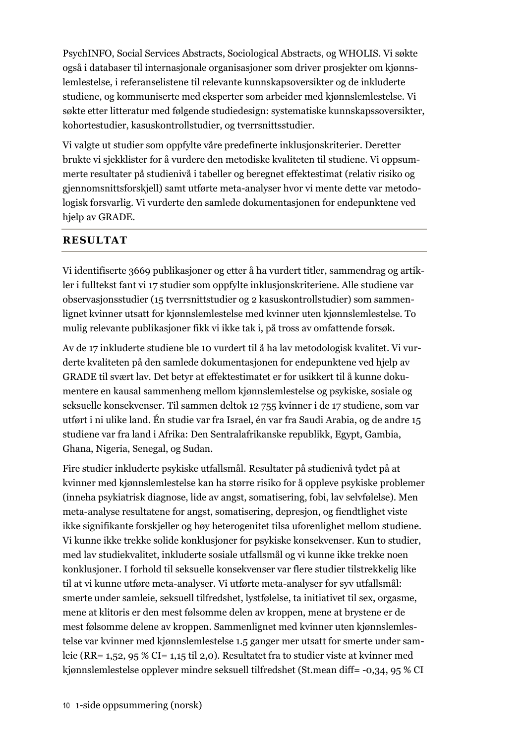PsychINFO, Social Services Abstracts, Sociological Abstracts, og WHOLIS. Vi søkte også i databaser til internasjonale organisasjoner som driver prosjekter om kjønnslemlestelse, i referanselistene til relevante kunnskapsoversikter og de inkluderte studiene, og kommuniserte med eksperter som arbeider med kjønnslemlestelse. Vi søkte etter litteratur med følgende studiedesign: systematiske kunnskapssoversikter, kohortestudier, kasuskontrollstudier, og tverrsnittsstudier.

Vi valgte ut studier som oppfylte våre predefinerte inklusjonskriterier. Deretter brukte vi sjekklister for å vurdere den metodiske kvaliteten til studiene. Vi oppsummerte resultater på studienivå i tabeller og beregnet effektestimat (relativ risiko og gjennomsnittsforskjell) samt utførte meta-analyser hvor vi mente dette var metodologisk forsvarlig. Vi vurderte den samlede dokumentasjonen for endepunktene ved hjelp av GRADE.

## RESULTAT

Vi identifiserte 3669 publikasjoner og etter å ha vurdert titler, sammendrag og artikler i fulltekst fant vi 17 studier som oppfylte inklusjonskriteriene. Alle studiene var observasjonsstudier (15 tverrsnittstudier og 2 kasuskontrollstudier) som sammenlignet kvinner utsatt for kjønnslemlestelse med kvinner uten kjønnslemlestelse. To mulig relevante publikasjoner fikk vi ikke tak i, på tross av omfattende forsøk.

Av de 17 inkluderte studiene ble 10 vurdert til å ha lav metodologisk kvalitet. Vi vurderte kvaliteten på den samlede dokumentasjonen for endepunktene ved hjelp av GRADE til svært lav. Det betyr at effektestimatet er for usikkert til å kunne dokumentere en kausal sammenheng mellom kjønnslemlestelse og psykiske, sosiale og seksuelle konsekvenser. Til sammen deltok 12 755 kvinner i de 17 studiene, som var utført i ni ulike land. Én studie var fra Israel, én var fra Saudi Arabia, og de andre 15 studiene var fra land i Afrika: Den Sentralafrikanske republikk, Egypt, Gambia, Ghana, Nigeria, Senegal, og Sudan.

Fire studier inkluderte psykiske utfallsmål. Resultater på studienivå tydet på at kvinner med kjønnslemlestelse kan ha større risiko for å oppleve psykiske problemer (inneha psykiatrisk diagnose, lide av angst, somatisering, fobi, lav selvfølelse). Men meta-analyse resultatene for angst, somatisering, depresjon, og fiendtlighet viste ikke signifikante forskjeller og høy heterogenitet tilsa uforenlighet mellom studiene. Vi kunne ikke trekke solide konklusjoner for psykiske konsekvenser. Kun to studier, med lav studiekvalitet, inkluderte sosiale utfallsmål og vi kunne ikke trekke noen konklusjoner. I forhold til seksuelle konsekvenser var flere studier tilstrekkelig like til at vi kunne utføre meta-analyser. Vi utførte meta-analyser for syv utfallsmål: smerte under samleie, seksuell tilfredshet, lystfølelse, ta initiativet til sex, orgasme, mene at klitoris er den mest følsomme delen av kroppen, mene at brystene er de mest følsomme delene av kroppen. Sammenlignet med kvinner uten kjønnslemlestelse var kvinner med kjønnslemlestelse 1.5 ganger mer utsatt for smerte under samleie (RR= 1,52, 95 % CI= 1,15 til 2,0). Resultatet fra to studier viste at kvinner med kjønnslemlestelse opplever mindre seksuell tilfredshet (St.mean diff= -0,34, 95 % CI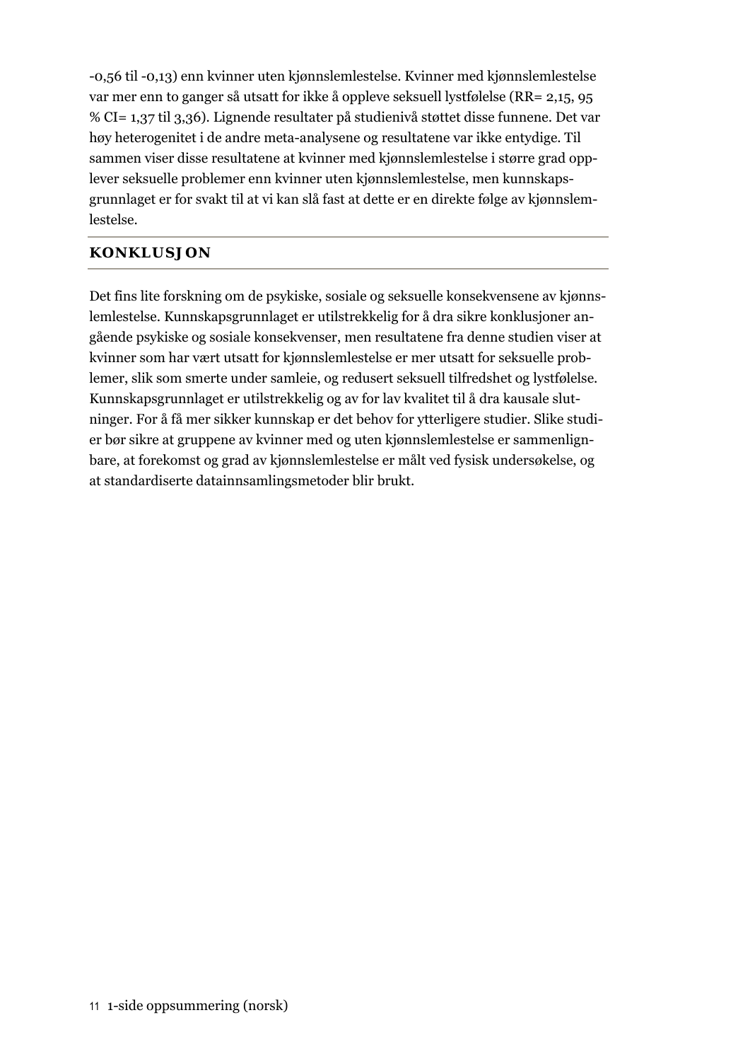-0,56 til -0,13) enn kvinner uten kjønnslemlestelse. Kvinner med kjønnslemlestelse var mer enn to ganger så utsatt for ikke å oppleve seksuell lystfølelse (RR= 2,15, 95 % CI= 1,37 til 3,36). Lignende resultater på studienivå støttet disse funnene. Det var høy heterogenitet i de andre meta-analysene og resultatene var ikke entydige. Til sammen viser disse resultatene at kvinner med kjønnslemlestelse i større grad opplever seksuelle problemer enn kvinner uten kjønnslemlestelse, men kunnskapsgrunnlaget er for svakt til at vi kan slå fast at dette er en direkte følge av kjønnslemlestelse.

## KONKLUSJON

Det fins lite forskning om de psykiske, sosiale og seksuelle konsekvensene av kjønnslemlestelse. Kunnskapsgrunnlaget er utilstrekkelig for å dra sikre konklusjoner angående psykiske og sosiale konsekvenser, men resultatene fra denne studien viser at kvinner som har vært utsatt for kjønnslemlestelse er mer utsatt for seksuelle problemer, slik som smerte under samleie, og redusert seksuell tilfredshet og lystfølelse. Kunnskapsgrunnlaget er utilstrekkelig og av for lav kvalitet til å dra kausale slutninger. For å få mer sikker kunnskap er det behov for ytterligere studier. Slike studier bør sikre at gruppene av kvinner med og uten kjønnslemlestelse er sammenlignbare, at forekomst og grad av kjønnslemlestelse er målt ved fysisk undersøkelse, og at standardiserte datainnsamlingsmetoder blir brukt.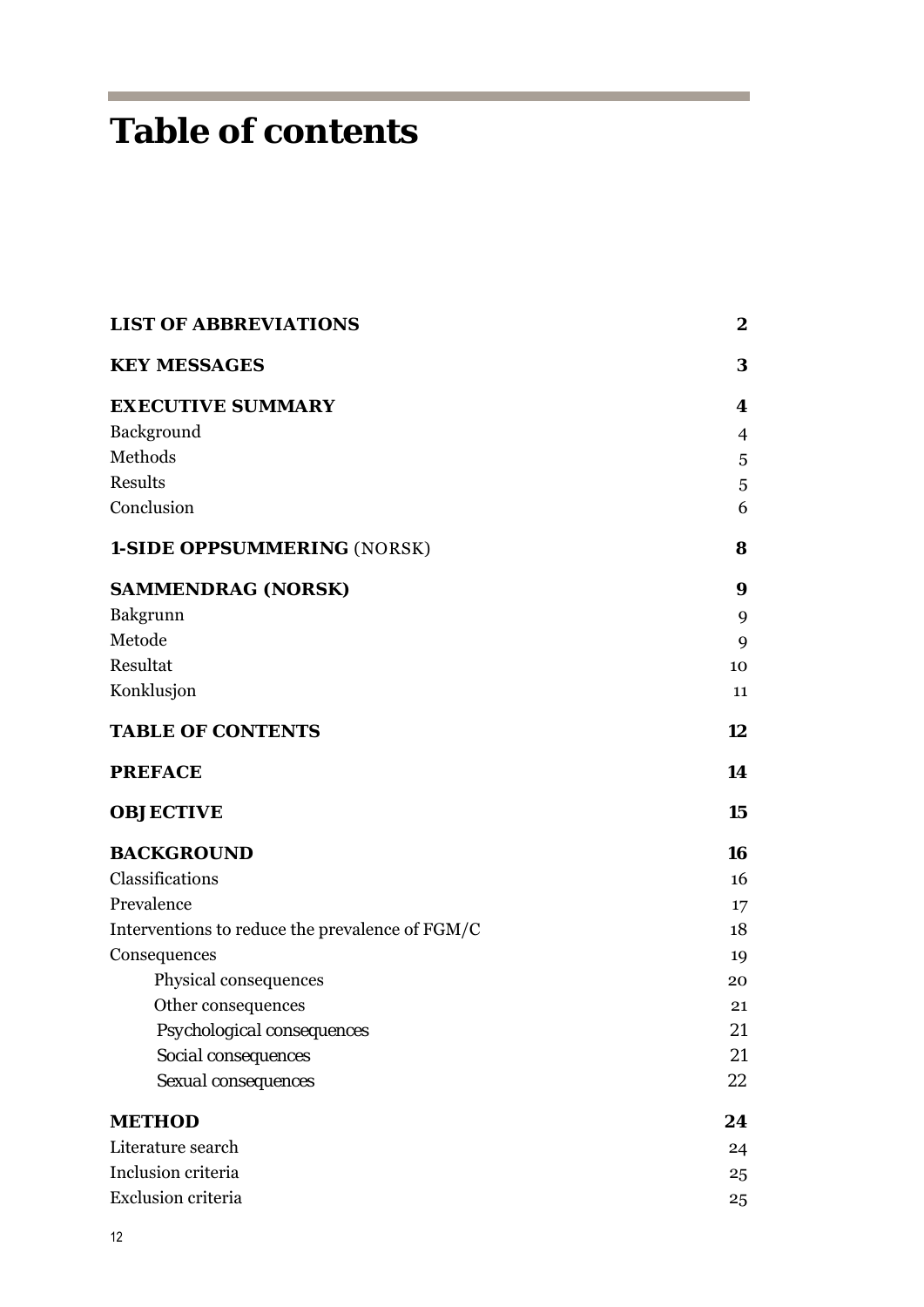# Table of contents

| | |
|---|---|
| **LIST OF ABBREVIATIONS** | **2** |
| **KEY MESSAGES** | **3** |
| **EXECUTIVE SUMMARY** | **4** |
| Background | 4 |
| Methods | 5 |
| Results | 5 |
| Conclusion | 6 |
| **1-SIDE OPPSUMMERING** (NORSK) | **8** |
| **SAMMENDRAG (NORSK)** | **9** |
| Bakgrunn | 9 |
| Metode | 9 |
| Resultat | 10 |
| Konklusjon | 11 |
| **TABLE OF CONTENTS** | **12** |
| **PREFACE** | **14** |
| **OBJECTIVE** | **15** |
| **BACKGROUND** | **16** |
| Classifications | 16 |
| Prevalence | 17 |
| Interventions to reduce the prevalence of FGM/C | 18 |
| Consequences | 19 |
| Physical consequences | 20 |
| Other consequences | 21 |
| Psychological consequences | 21 |
| Social consequences | 21 |
| Sexual consequences | 22 |
| **METHOD** | **24** |
| Literature search | 24 |
| Inclusion criteria | 25 |
| Exclusion criteria | 25 |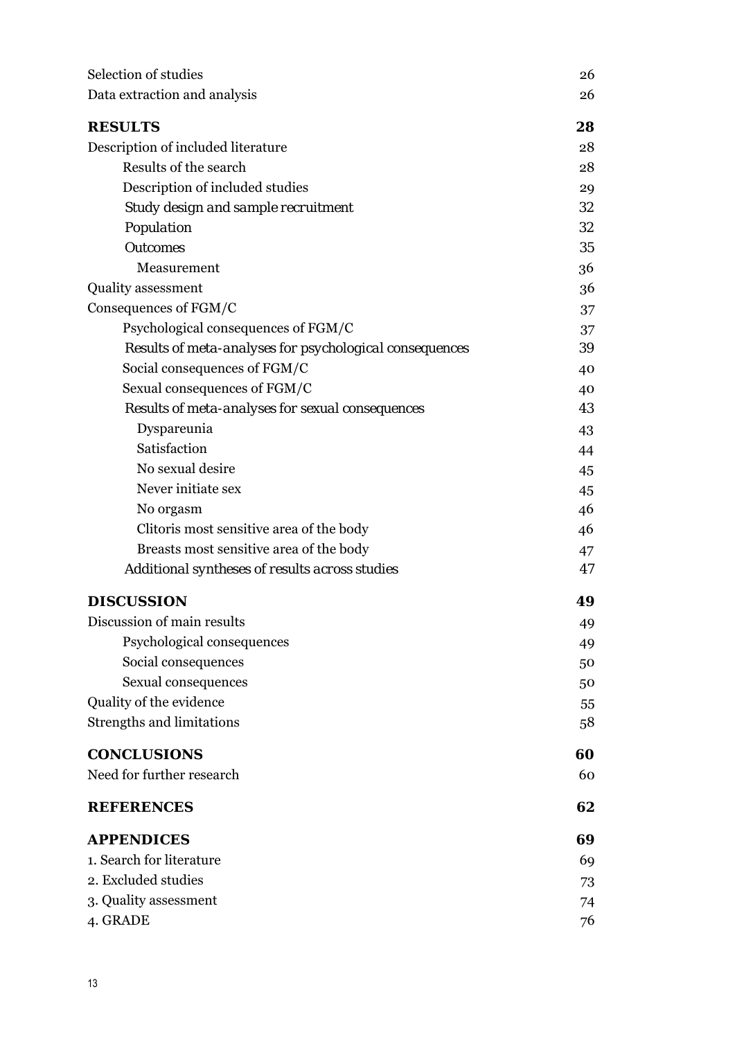Selection of studies 26
Data extraction and analysis 26

**RESULTS** **28**

Description of included literature 28

- Results of the search 28
- Description of included studies 29
- Study design and sample recruitment 32
- Population 32
- Outcomes 35
  - Measurement 36

Quality assessment 36

Consequences of FGM/C 37

- Psychological consequences of FGM/C 37
- Results of meta-analyses for psychological consequences 39
- Social consequences of FGM/C 40
- Sexual consequences of FGM/C 40
- Results of meta-analyses for sexual consequences 43
  - Dyspareunia 43
  - Satisfaction 44
  - No sexual desire 45
  - Never initiate sex 45
  - No orgasm 46
  - Clitoris most sensitive area of the body 46
  - Breasts most sensitive area of the body 47
- Additional syntheses of results across studies 47

**DISCUSSION** **49**

Discussion of main results 49

- Psychological consequences 49
- Social consequences 50
- Sexual consequences 50

Quality of the evidence 55

Strengths and limitations 58

**CONCLUSIONS** **60**

Need for further research 60

**REFERENCES** **62**

**APPENDICES** **69**

1. Search for literature 69
2. Excluded studies 73
3. Quality assessment 74
4. GRADE 76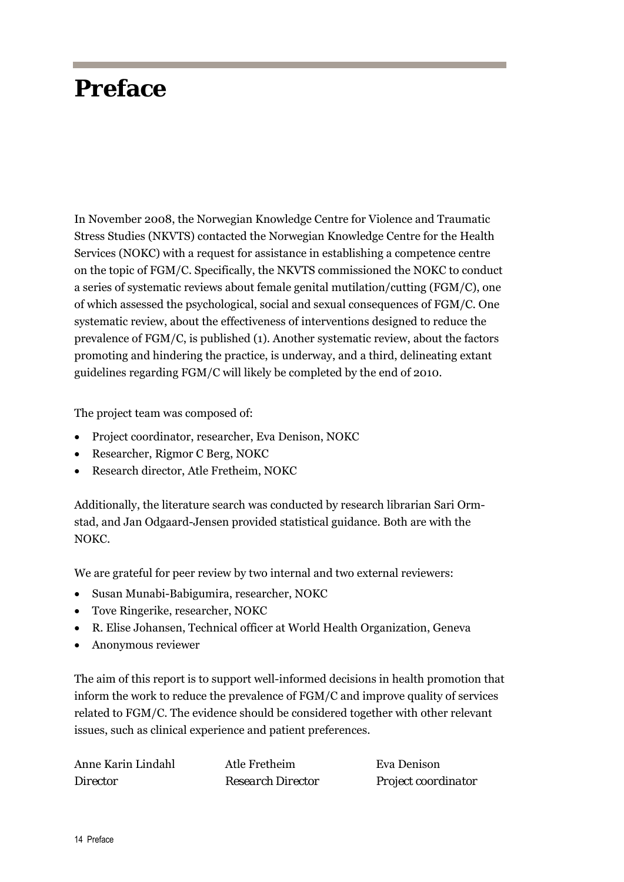# Preface

In November 2008, the Norwegian Knowledge Centre for Violence and Traumatic Stress Studies (NKVTS) contacted the Norwegian Knowledge Centre for the Health Services (NOKC) with a request for assistance in establishing a competence centre on the topic of FGM/C. Specifically, the NKVTS commissioned the NOKC to conduct a series of systematic reviews about female genital mutilation/cutting (FGM/C), one of which assessed the psychological, social and sexual consequences of FGM/C. One systematic review, about the effectiveness of interventions designed to reduce the prevalence of FGM/C, is published (1). Another systematic review, about the factors promoting and hindering the practice, is underway, and a third, delineating extant guidelines regarding FGM/C will likely be completed by the end of 2010.

The project team was composed of:

- Project coordinator, researcher, Eva Denison, NOKC
- Researcher, Rigmor C Berg, NOKC
- Research director, Atle Fretheim, NOKC

Additionally, the literature search was conducted by research librarian Sari Ormstad, and Jan Odgaard-Jensen provided statistical guidance. Both are with the NOKC.

We are grateful for peer review by two internal and two external reviewers:

- Susan Munabi-Babigumira, researcher, NOKC
- Tove Ringerike, researcher, NOKC
- R. Elise Johansen, Technical officer at World Health Organization, Geneva
- Anonymous reviewer

The aim of this report is to support well-informed decisions in health promotion that inform the work to reduce the prevalence of FGM/C and improve quality of services related to FGM/C. The evidence should be considered together with other relevant issues, such as clinical experience and patient preferences.

| | | |
|---|---|---|
| Anne Karin Lindahl | Atle Fretheim | Eva Denison |
| *Director* | *Research Director* | *Project coordinator* |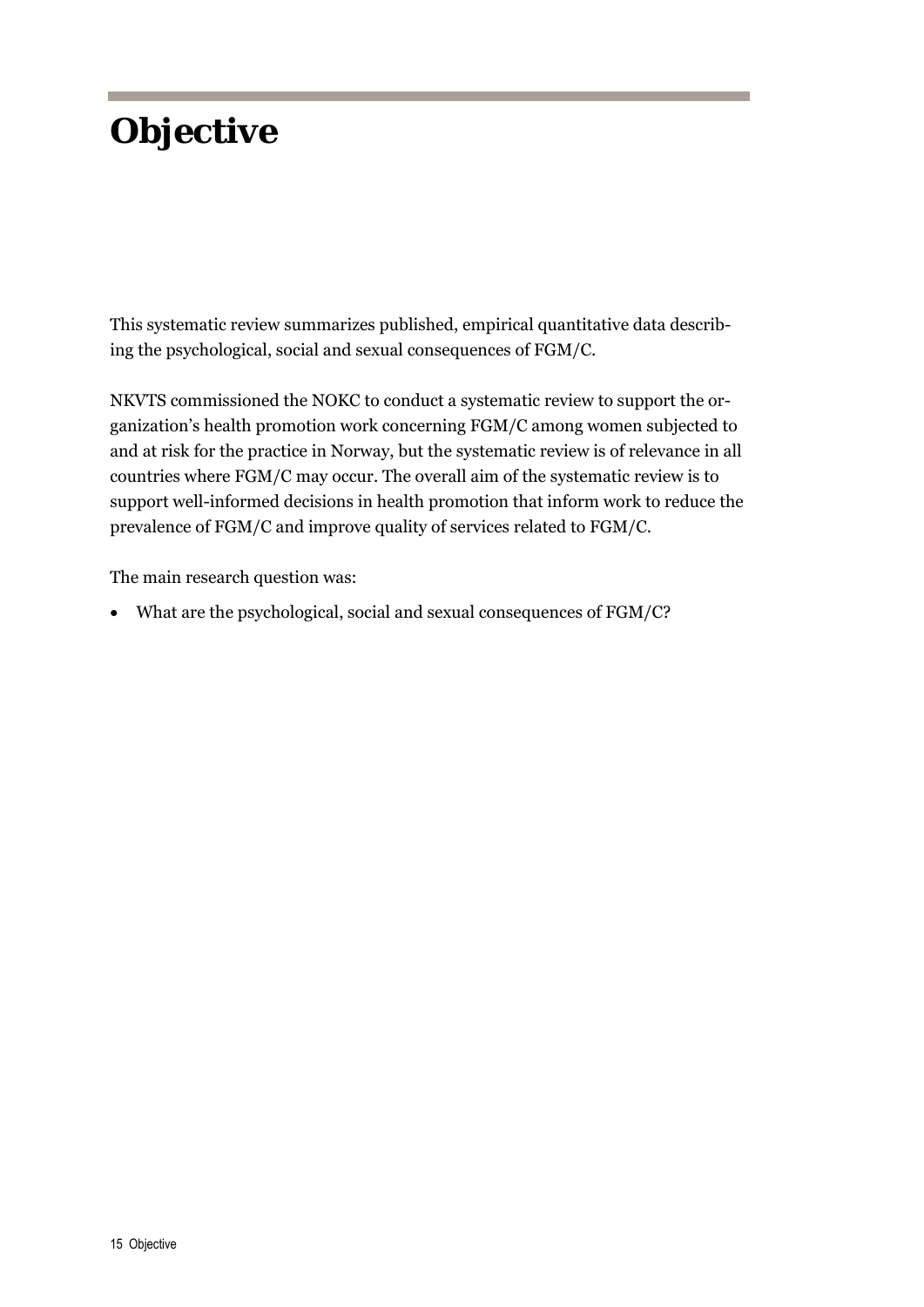# Objective

This systematic review summarizes published, empirical quantitative data describing the psychological, social and sexual consequences of FGM/C.

NKVTS commissioned the NOKC to conduct a systematic review to support the organization's health promotion work concerning FGM/C among women subjected to and at risk for the practice in Norway, but the systematic review is of relevance in all countries where FGM/C may occur. The overall aim of the systematic review is to support well-informed decisions in health promotion that inform work to reduce the prevalence of FGM/C and improve quality of services related to FGM/C.

The main research question was:

- What are the psychological, social and sexual consequences of FGM/C?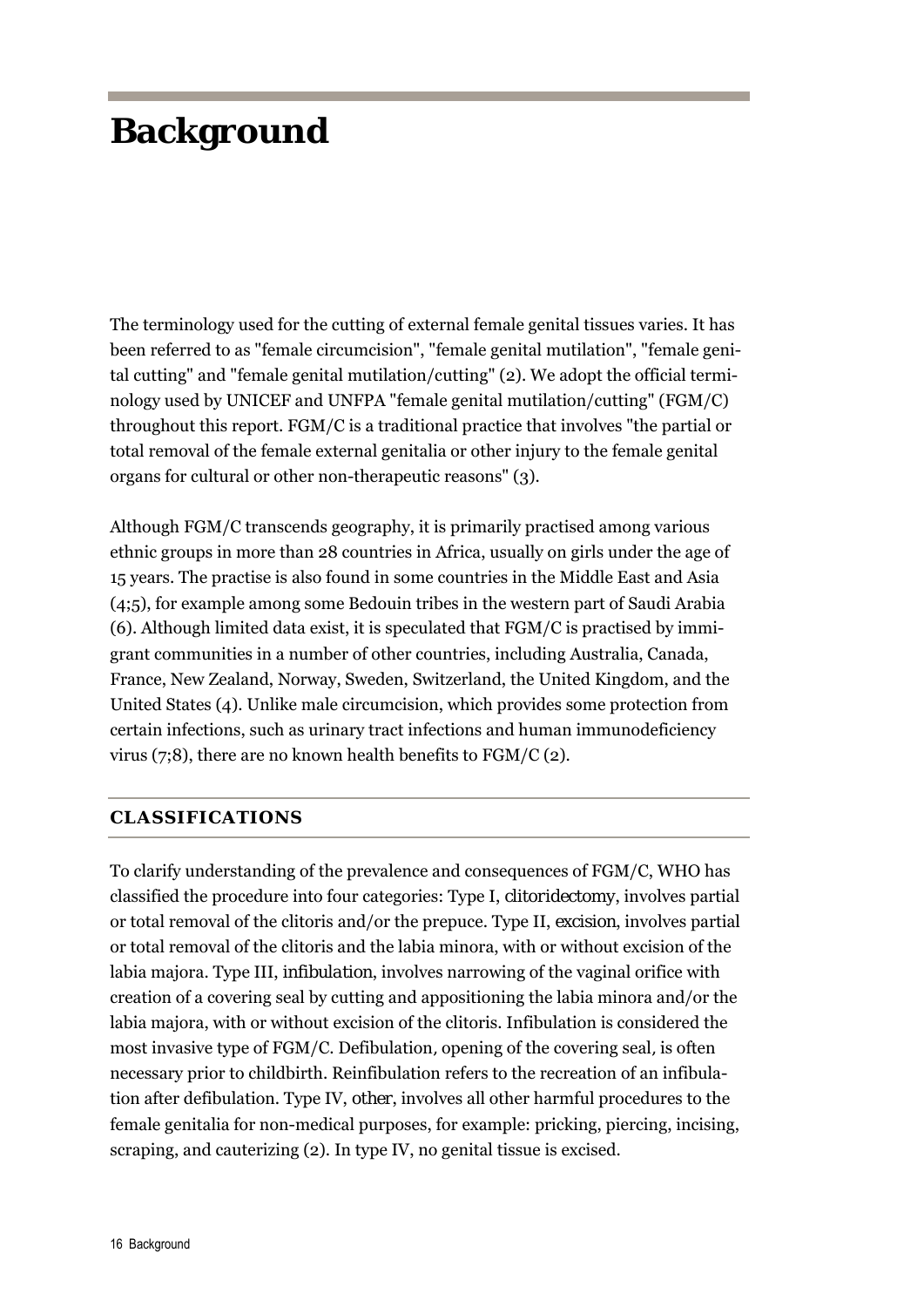# Background

The terminology used for the cutting of external female genital tissues varies. It has been referred to as "female circumcision", "female genital mutilation", "female genital cutting" and "female genital mutilation/cutting" (2). We adopt the official terminology used by UNICEF and UNFPA "female genital mutilation/cutting" (FGM/C) throughout this report. FGM/C is a traditional practice that involves "the partial or total removal of the female external genitalia or other injury to the female genital organs for cultural or other non-therapeutic reasons" (3).

Although FGM/C transcends geography, it is primarily practised among various ethnic groups in more than 28 countries in Africa, usually on girls under the age of 15 years. The practise is also found in some countries in the Middle East and Asia (4;5), for example among some Bedouin tribes in the western part of Saudi Arabia (6). Although limited data exist, it is speculated that FGM/C is practised by immigrant communities in a number of other countries, including Australia, Canada, France, New Zealand, Norway, Sweden, Switzerland, the United Kingdom, and the United States (4). Unlike male circumcision, which provides some protection from certain infections, such as urinary tract infections and human immunodeficiency virus (7;8), there are no known health benefits to FGM/C (2).

## CLASSIFICATIONS

To clarify understanding of the prevalence and consequences of FGM/C, WHO has classified the procedure into four categories: Type I, *clitoridectomy*, involves partial or total removal of the clitoris and/or the prepuce. Type II, *excision*, involves partial or total removal of the clitoris and the labia minora, with or without excision of the labia majora. Type III, *infibulation*, involves narrowing of the vaginal orifice with creation of a covering seal by cutting and appositioning the labia minora and/or the labia majora, with or without excision of the clitoris. Infibulation is considered the most invasive type of FGM/C. Defibulation, opening of the covering seal, is often necessary prior to childbirth. Reinfibulation refers to the recreation of an infibulation after defibulation. Type IV, *other*, involves all other harmful procedures to the female genitalia for non-medical purposes, for example: pricking, piercing, incising, scraping, and cauterizing (2). In type IV, no genital tissue is excised.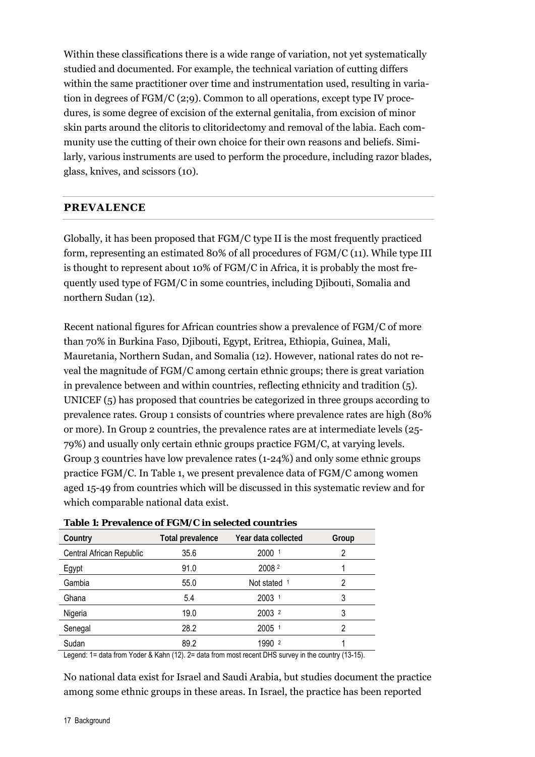Within these classifications there is a wide range of variation, not yet systematically studied and documented. For example, the technical variation of cutting differs within the same practitioner over time and instrumentation used, resulting in variation in degrees of FGM/C (2;9). Common to all operations, except type IV procedures, is some degree of excision of the external genitalia, from excision of minor skin parts around the clitoris to clitoridectomy and removal of the labia. Each community use the cutting of their own choice for their own reasons and beliefs. Similarly, various instruments are used to perform the procedure, including razor blades, glass, knives, and scissors (10).

## PREVALENCE

Globally, it has been proposed that FGM/C type II is the most frequently practiced form, representing an estimated 80% of all procedures of FGM/C (11). While type III is thought to represent about 10% of FGM/C in Africa, it is probably the most frequently used type of FGM/C in some countries, including Djibouti, Somalia and northern Sudan (12).

Recent national figures for African countries show a prevalence of FGM/C of more than 70% in Burkina Faso, Djibouti, Egypt, Eritrea, Ethiopia, Guinea, Mali, Mauretania, Northern Sudan, and Somalia (12). However, national rates do not reveal the magnitude of FGM/C among certain ethnic groups; there is great variation in prevalence between and within countries, reflecting ethnicity and tradition (5). UNICEF (5) has proposed that countries be categorized in three groups according to prevalence rates. Group 1 consists of countries where prevalence rates are high (80% or more). In Group 2 countries, the prevalence rates are at intermediate levels (25-79%) and usually only certain ethnic groups practice FGM/C, at varying levels. Group 3 countries have low prevalence rates (1-24%) and only some ethnic groups practice FGM/C. In Table 1, we present prevalence data of FGM/C among women aged 15-49 from countries which will be discussed in this systematic review and for which comparable national data exist.

**Table 1: Prevalence of FGM/C in selected countries**

| Country | Total prevalence | Year data collected | Group |
|---|---|---|---|
| Central African Republic | 35.6 | 2000 [1] | 2 |
| Egypt | 91.0 | 2008 [2] | 1 |
| Gambia | 55.0 | Not stated [1] | 2 |
| Ghana | 5.4 | 2003 [1] | 3 |
| Nigeria | 19.0 | 2003 [2] | 3 |
| Senegal | 28.2 | 2005 [1] | 2 |
| Sudan | 89.2 | 1990 [2] | 1 |

Legend: 1= data from Yoder & Kahn (12). 2= data from most recent DHS survey in the country (13-15).

No national data exist for Israel and Saudi Arabia, but studies document the practice among some ethnic groups in these areas. In Israel, the practice has been reported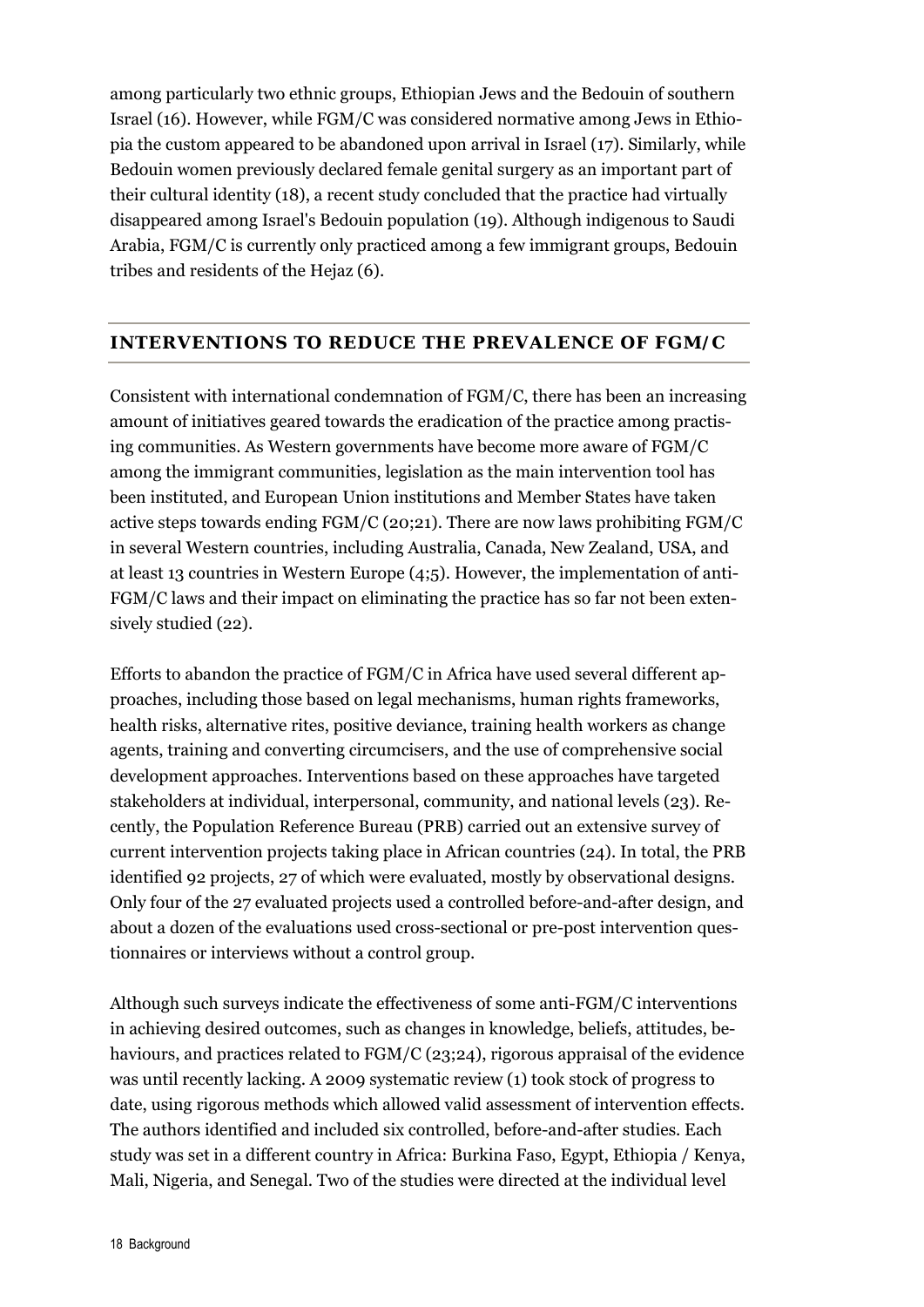among particularly two ethnic groups, Ethiopian Jews and the Bedouin of southern Israel (16). However, while FGM/C was considered normative among Jews in Ethiopia the custom appeared to be abandoned upon arrival in Israel (17). Similarly, while Bedouin women previously declared female genital surgery as an important part of their cultural identity (18), a recent study concluded that the practice had virtually disappeared among Israel's Bedouin population (19). Although indigenous to Saudi Arabia, FGM/C is currently only practiced among a few immigrant groups, Bedouin tribes and residents of the Hejaz (6).

## INTERVENTIONS TO REDUCE THE PREVALENCE OF FGM/C

Consistent with international condemnation of FGM/C, there has been an increasing amount of initiatives geared towards the eradication of the practice among practising communities. As Western governments have become more aware of FGM/C among the immigrant communities, legislation as the main intervention tool has been instituted, and European Union institutions and Member States have taken active steps towards ending FGM/C (20;21). There are now laws prohibiting FGM/C in several Western countries, including Australia, Canada, New Zealand, USA, and at least 13 countries in Western Europe (4;5). However, the implementation of anti-FGM/C laws and their impact on eliminating the practice has so far not been extensively studied (22).

Efforts to abandon the practice of FGM/C in Africa have used several different approaches, including those based on legal mechanisms, human rights frameworks, health risks, alternative rites, positive deviance, training health workers as change agents, training and converting circumcisers, and the use of comprehensive social development approaches. Interventions based on these approaches have targeted stakeholders at individual, interpersonal, community, and national levels (23). Recently, the Population Reference Bureau (PRB) carried out an extensive survey of current intervention projects taking place in African countries (24). In total, the PRB identified 92 projects, 27 of which were evaluated, mostly by observational designs. Only four of the 27 evaluated projects used a controlled before-and-after design, and about a dozen of the evaluations used cross-sectional or pre-post intervention questionnaires or interviews without a control group.

Although such surveys indicate the effectiveness of some anti-FGM/C interventions in achieving desired outcomes, such as changes in knowledge, beliefs, attitudes, behaviours, and practices related to FGM/C (23;24), rigorous appraisal of the evidence was until recently lacking. A 2009 systematic review (1) took stock of progress to date, using rigorous methods which allowed valid assessment of intervention effects. The authors identified and included six controlled, before-and-after studies. Each study was set in a different country in Africa: Burkina Faso, Egypt, Ethiopia / Kenya, Mali, Nigeria, and Senegal. Two of the studies were directed at the individual level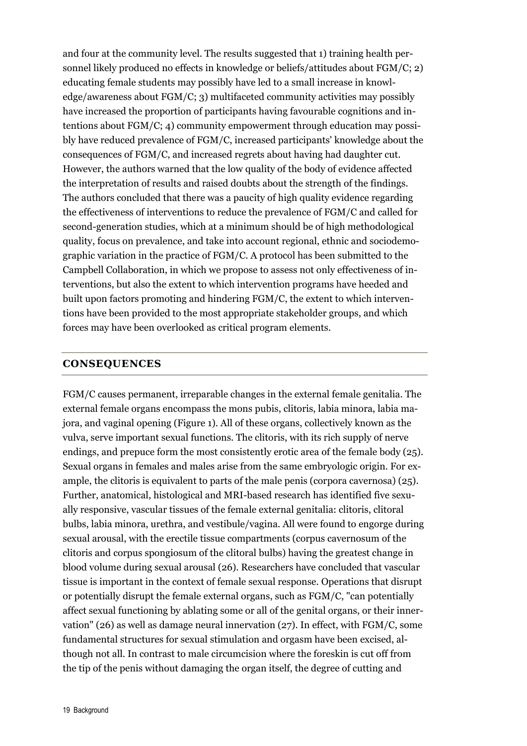and four at the community level. The results suggested that 1) training health personnel likely produced no effects in knowledge or beliefs/attitudes about FGM/C; 2) educating female students may possibly have led to a small increase in knowledge/awareness about FGM/C; 3) multifaceted community activities may possibly have increased the proportion of participants having favourable cognitions and intentions about FGM/C; 4) community empowerment through education may possibly have reduced prevalence of FGM/C, increased participants' knowledge about the consequences of FGM/C, and increased regrets about having had daughter cut. However, the authors warned that the low quality of the body of evidence affected the interpretation of results and raised doubts about the strength of the findings. The authors concluded that there was a paucity of high quality evidence regarding the effectiveness of interventions to reduce the prevalence of FGM/C and called for second-generation studies, which at a minimum should be of high methodological quality, focus on prevalence, and take into account regional, ethnic and sociodemographic variation in the practice of FGM/C. A protocol has been submitted to the Campbell Collaboration, in which we propose to assess not only effectiveness of interventions, but also the extent to which intervention programs have heeded and built upon factors promoting and hindering FGM/C, the extent to which interventions have been provided to the most appropriate stakeholder groups, and which forces may have been overlooked as critical program elements.

## CONSEQUENCES

FGM/C causes permanent, irreparable changes in the external female genitalia. The external female organs encompass the mons pubis, clitoris, labia minora, labia majora, and vaginal opening (Figure 1). All of these organs, collectively known as the vulva, serve important sexual functions. The clitoris, with its rich supply of nerve endings, and prepuce form the most consistently erotic area of the female body (25). Sexual organs in females and males arise from the same embryologic origin. For example, the clitoris is equivalent to parts of the male penis (corpora cavernosa) (25). Further, anatomical, histological and MRI-based research has identified five sexually responsive, vascular tissues of the female external genitalia: clitoris, clitoral bulbs, labia minora, urethra, and vestibule/vagina. All were found to engorge during sexual arousal, with the erectile tissue compartments (corpus cavernosum of the clitoris and corpus spongiosum of the clitoral bulbs) having the greatest change in blood volume during sexual arousal (26). Researchers have concluded that vascular tissue is important in the context of female sexual response. Operations that disrupt or potentially disrupt the female external organs, such as FGM/C, "can potentially affect sexual functioning by ablating some or all of the genital organs, or their innervation" (26) as well as damage neural innervation (27). In effect, with FGM/C, some fundamental structures for sexual stimulation and orgasm have been excised, although not all. In contrast to male circumcision where the foreskin is cut off from the tip of the penis without damaging the organ itself, the degree of cutting and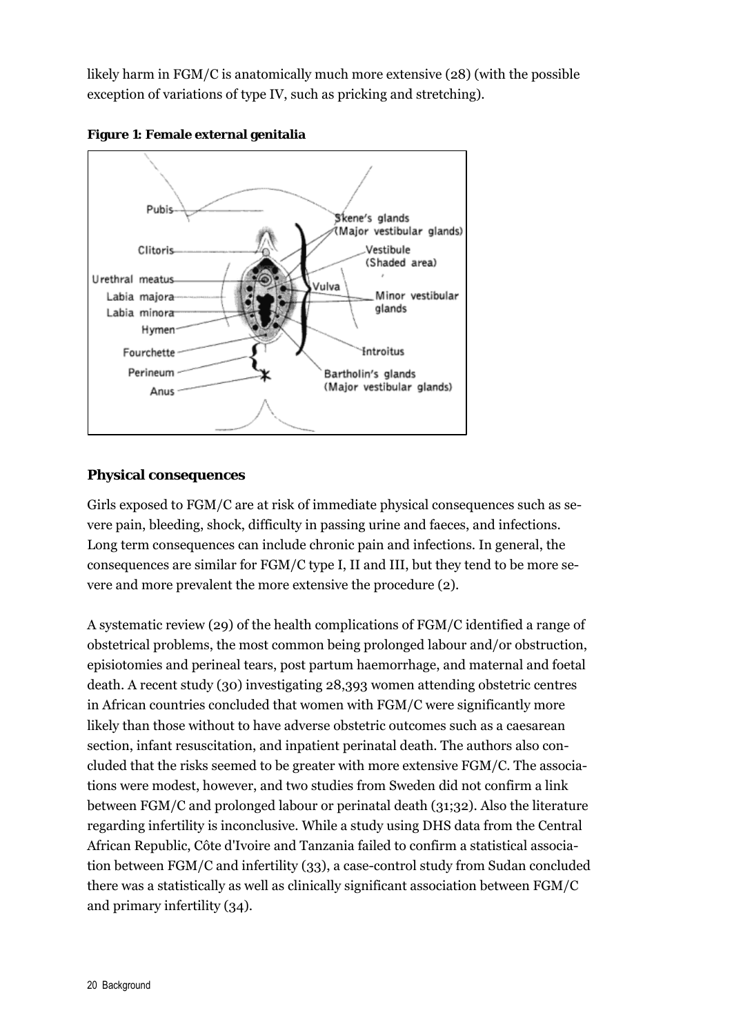likely harm in FGM/C is anatomically much more extensive (28) (with the possible exception of variations of type IV, such as pricking and stretching).

**Figure 1: Female external genitalia**

Pubis
Clitoris
Urethral meatus
Labia majora
Labia minora
Hymen
Fourchette
Perineum
Anus
Skene's glands
(Major vestibular glands)
Vestibule
(Shaded area)
Vulva
Minor vestibular glands
Introitus
Bartholin's glands
(Major vestibular glands)

### Physical consequences

Girls exposed to FGM/C are at risk of immediate physical consequences such as severe pain, bleeding, shock, difficulty in passing urine and faeces, and infections. Long term consequences can include chronic pain and infections. In general, the consequences are similar for FGM/C type I, II and III, but they tend to be more severe and more prevalent the more extensive the procedure (2).

A systematic review (29) of the health complications of FGM/C identified a range of obstetrical problems, the most common being prolonged labour and/or obstruction, episiotomies and perineal tears, post partum haemorrhage, and maternal and foetal death. A recent study (30) investigating 28,393 women attending obstetric centres in African countries concluded that women with FGM/C were significantly more likely than those without to have adverse obstetric outcomes such as a caesarean section, infant resuscitation, and inpatient perinatal death. The authors also concluded that the risks seemed to be greater with more extensive FGM/C. The associations were modest, however, and two studies from Sweden did not confirm a link between FGM/C and prolonged labour or perinatal death (31;32). Also the literature regarding infertility is inconclusive. While a study using DHS data from the Central African Republic, Côte d'Ivoire and Tanzania failed to confirm a statistical association between FGM/C and infertility (33), a case-control study from Sudan concluded there was a statistically as well as clinically significant association between FGM/C and primary infertility (34).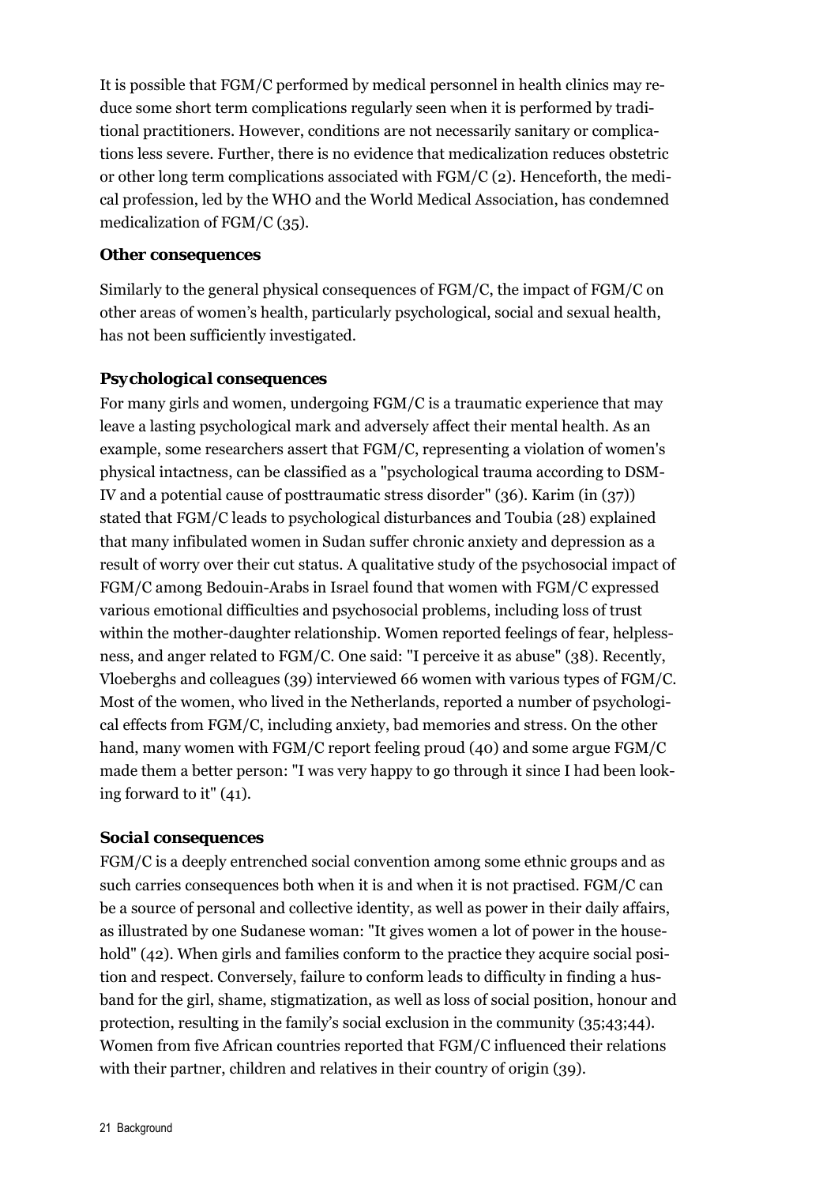It is possible that FGM/C performed by medical personnel in health clinics may reduce some short term complications regularly seen when it is performed by traditional practitioners. However, conditions are not necessarily sanitary or complications less severe. Further, there is no evidence that medicalization reduces obstetric or other long term complications associated with FGM/C (2). Henceforth, the medical profession, led by the WHO and the World Medical Association, has condemned medicalization of FGM/C (35).

### Other consequences

Similarly to the general physical consequences of FGM/C, the impact of FGM/C on other areas of women's health, particularly psychological, social and sexual health, has not been sufficiently investigated.

#### *Psychological consequences*

For many girls and women, undergoing FGM/C is a traumatic experience that may leave a lasting psychological mark and adversely affect their mental health. As an example, some researchers assert that FGM/C, representing a violation of women's physical intactness, can be classified as a "psychological trauma according to DSM-IV and a potential cause of posttraumatic stress disorder" (36). Karim (in (37)) stated that FGM/C leads to psychological disturbances and Toubia (28) explained that many infibulated women in Sudan suffer chronic anxiety and depression as a result of worry over their cut status. A qualitative study of the psychosocial impact of FGM/C among Bedouin-Arabs in Israel found that women with FGM/C expressed various emotional difficulties and psychosocial problems, including loss of trust within the mother-daughter relationship. Women reported feelings of fear, helplessness, and anger related to FGM/C. One said: "I perceive it as abuse" (38). Recently, Vloeberghs and colleagues (39) interviewed 66 women with various types of FGM/C. Most of the women, who lived in the Netherlands, reported a number of psychological effects from FGM/C, including anxiety, bad memories and stress. On the other hand, many women with FGM/C report feeling proud (40) and some argue FGM/C made them a better person: "I was very happy to go through it since I had been looking forward to it" (41).

#### *Social consequences*

FGM/C is a deeply entrenched social convention among some ethnic groups and as such carries consequences both when it is and when it is not practised. FGM/C can be a source of personal and collective identity, as well as power in their daily affairs, as illustrated by one Sudanese woman: "It gives women a lot of power in the household" (42). When girls and families conform to the practice they acquire social position and respect. Conversely, failure to conform leads to difficulty in finding a husband for the girl, shame, stigmatization, as well as loss of social position, honour and protection, resulting in the family's social exclusion in the community (35;43;44). Women from five African countries reported that FGM/C influenced their relations with their partner, children and relatives in their country of origin (39).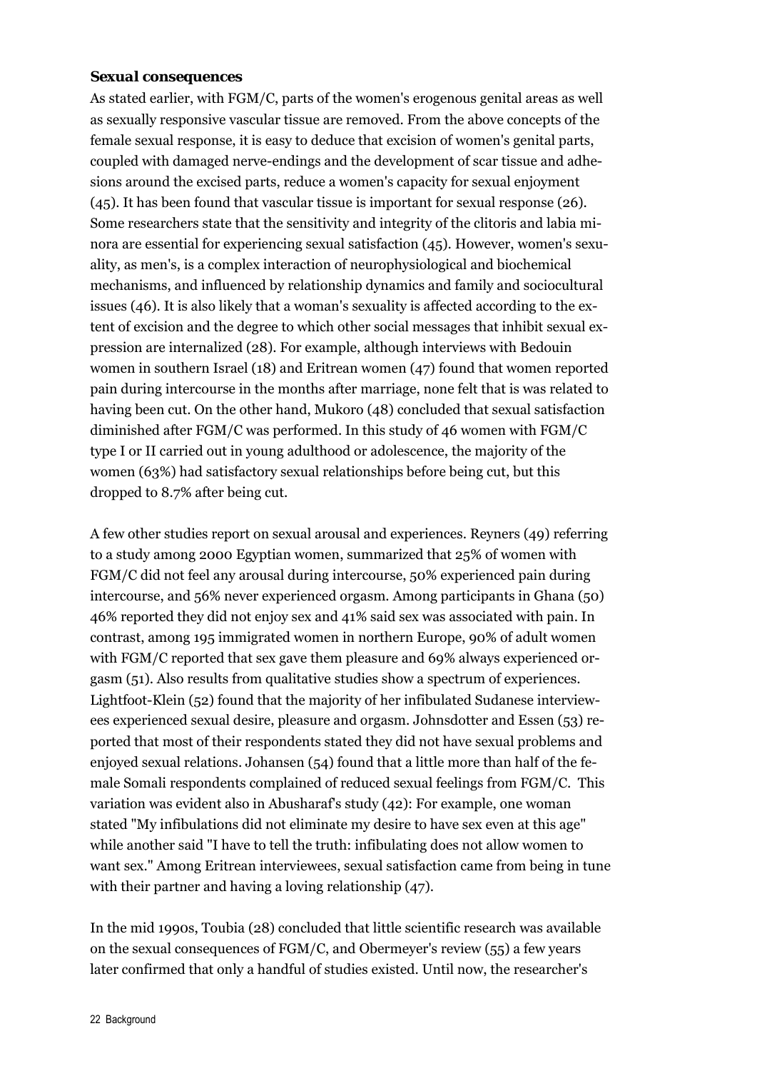### Sexual consequences

As stated earlier, with FGM/C, parts of the women's erogenous genital areas as well as sexually responsive vascular tissue are removed. From the above concepts of the female sexual response, it is easy to deduce that excision of women's genital parts, coupled with damaged nerve-endings and the development of scar tissue and adhesions around the excised parts, reduce a women's capacity for sexual enjoyment (45). It has been found that vascular tissue is important for sexual response (26). Some researchers state that the sensitivity and integrity of the clitoris and labia minora are essential for experiencing sexual satisfaction (45). However, women's sexuality, as men's, is a complex interaction of neurophysiological and biochemical mechanisms, and influenced by relationship dynamics and family and sociocultural issues (46). It is also likely that a woman's sexuality is affected according to the extent of excision and the degree to which other social messages that inhibit sexual expression are internalized (28). For example, although interviews with Bedouin women in southern Israel (18) and Eritrean women (47) found that women reported pain during intercourse in the months after marriage, none felt that is was related to having been cut. On the other hand, Mukoro (48) concluded that sexual satisfaction diminished after FGM/C was performed. In this study of 46 women with FGM/C type I or II carried out in young adulthood or adolescence, the majority of the women (63%) had satisfactory sexual relationships before being cut, but this dropped to 8.7% after being cut.

A few other studies report on sexual arousal and experiences. Reyners (49) referring to a study among 2000 Egyptian women, summarized that 25% of women with FGM/C did not feel any arousal during intercourse, 50% experienced pain during intercourse, and 56% never experienced orgasm. Among participants in Ghana (50) 46% reported they did not enjoy sex and 41% said sex was associated with pain. In contrast, among 195 immigrated women in northern Europe, 90% of adult women with FGM/C reported that sex gave them pleasure and 69% always experienced orgasm (51). Also results from qualitative studies show a spectrum of experiences. Lightfoot-Klein (52) found that the majority of her infibulated Sudanese interviewees experienced sexual desire, pleasure and orgasm. Johnsdotter and Essen (53) reported that most of their respondents stated they did not have sexual problems and enjoyed sexual relations. Johansen (54) found that a little more than half of the female Somali respondents complained of reduced sexual feelings from FGM/C. This variation was evident also in Abusharaf's study (42): For example, one woman stated "My infibulations did not eliminate my desire to have sex even at this age" while another said "I have to tell the truth: infibulating does not allow women to want sex." Among Eritrean interviewees, sexual satisfaction came from being in tune with their partner and having a loving relationship (47).

In the mid 1990s, Toubia (28) concluded that little scientific research was available on the sexual consequences of FGM/C, and Obermeyer's review (55) a few years later confirmed that only a handful of studies existed. Until now, the researcher's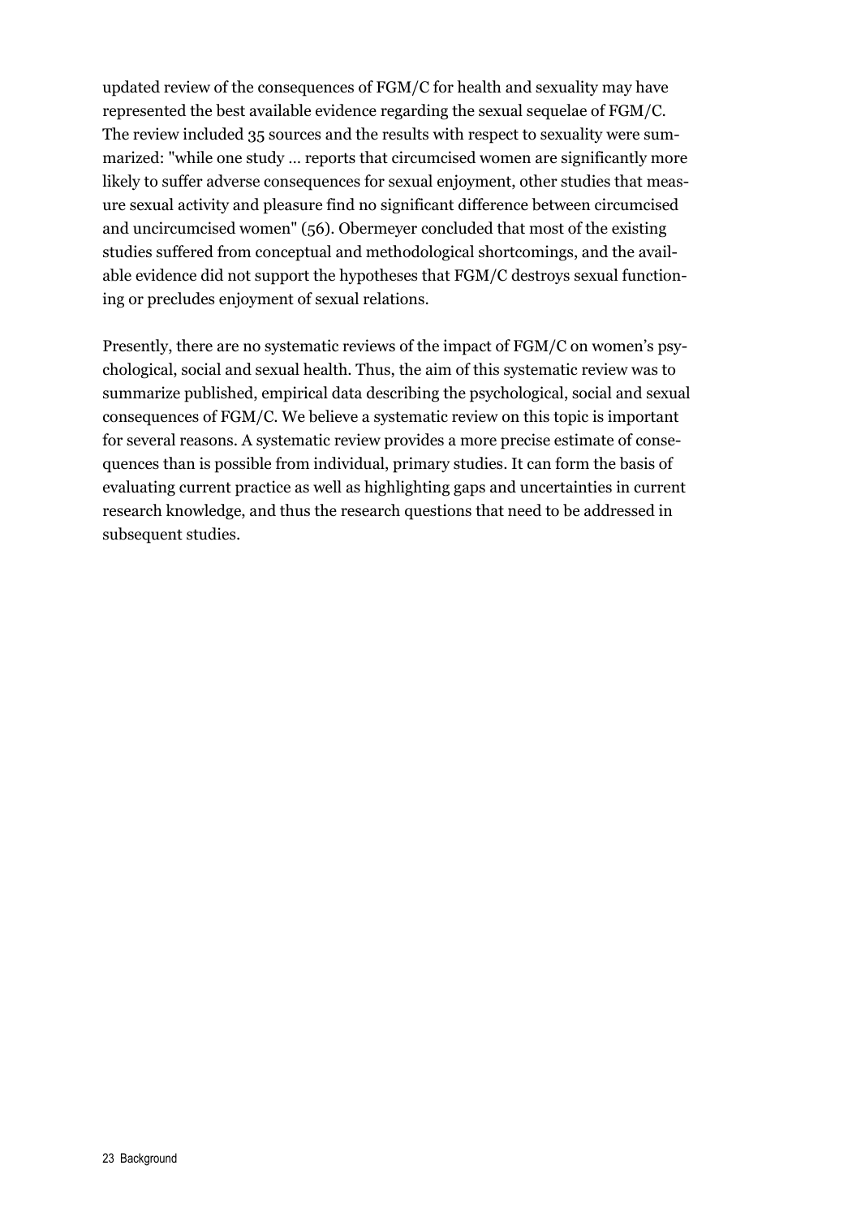updated review of the consequences of FGM/C for health and sexuality may have represented the best available evidence regarding the sexual sequelae of FGM/C. The review included 35 sources and the results with respect to sexuality were summarized: "while one study ... reports that circumcised women are significantly more likely to suffer adverse consequences for sexual enjoyment, other studies that measure sexual activity and pleasure find no significant difference between circumcised and uncircumcised women" (56). Obermeyer concluded that most of the existing studies suffered from conceptual and methodological shortcomings, and the available evidence did not support the hypotheses that FGM/C destroys sexual functioning or precludes enjoyment of sexual relations.

Presently, there are no systematic reviews of the impact of FGM/C on women's psychological, social and sexual health. Thus, the aim of this systematic review was to summarize published, empirical data describing the psychological, social and sexual consequences of FGM/C. We believe a systematic review on this topic is important for several reasons. A systematic review provides a more precise estimate of consequences than is possible from individual, primary studies. It can form the basis of evaluating current practice as well as highlighting gaps and uncertainties in current research knowledge, and thus the research questions that need to be addressed in subsequent studies.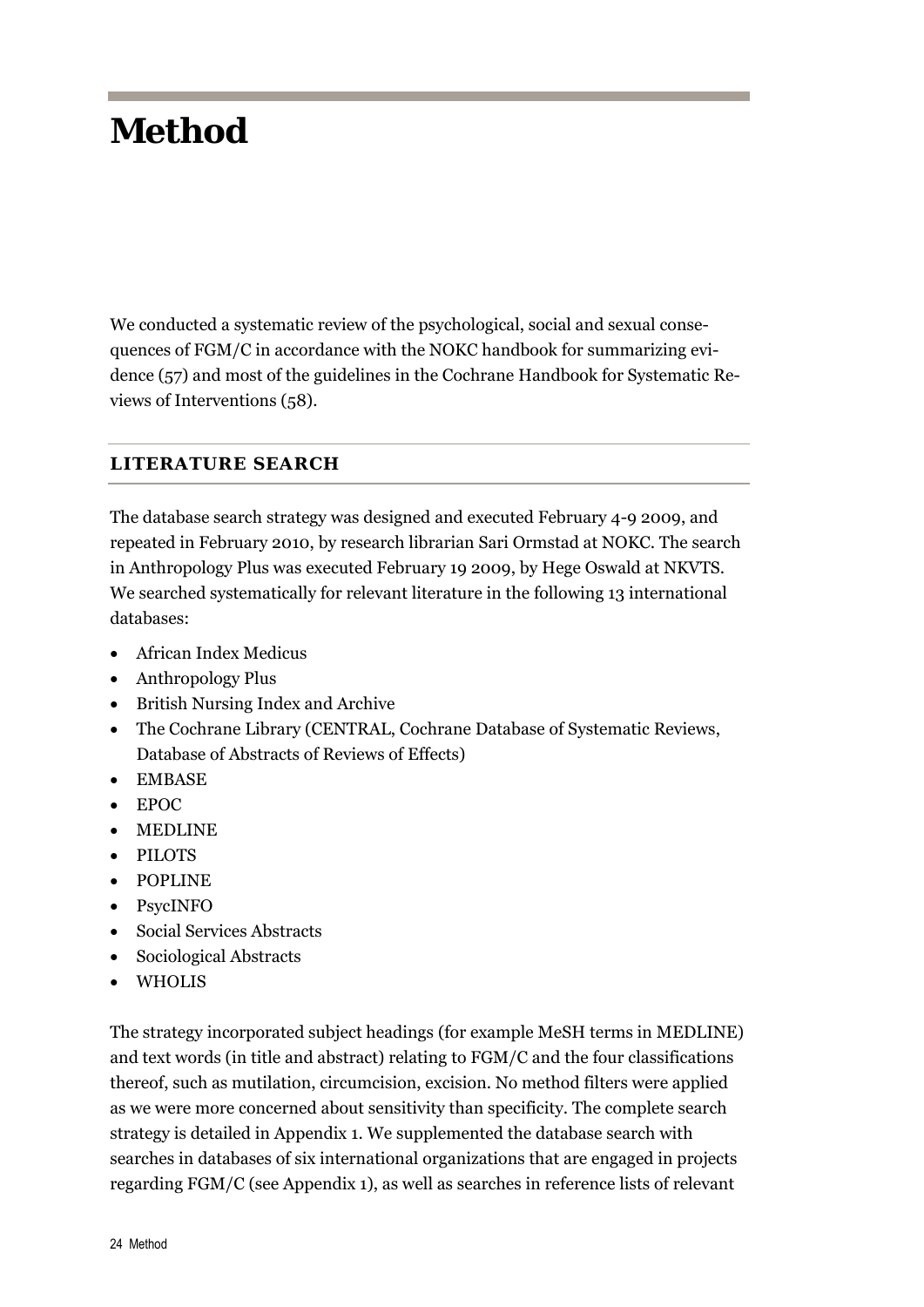# Method

We conducted a systematic review of the psychological, social and sexual consequences of FGM/C in accordance with the NOKC handbook for summarizing evidence (57) and most of the guidelines in the Cochrane Handbook for Systematic Reviews of Interventions (58).

## LITERATURE SEARCH

The database search strategy was designed and executed February 4-9 2009, and repeated in February 2010, by research librarian Sari Ormstad at NOKC. The search in Anthropology Plus was executed February 19 2009, by Hege Oswald at NKVTS. We searched systematically for relevant literature in the following 13 international databases:

- African Index Medicus
- Anthropology Plus
- British Nursing Index and Archive
- The Cochrane Library (CENTRAL, Cochrane Database of Systematic Reviews, Database of Abstracts of Reviews of Effects)
- EMBASE
- EPOC
- MEDLINE
- PILOTS
- POPLINE
- PsycINFO
- Social Services Abstracts
- Sociological Abstracts
- WHOLIS

The strategy incorporated subject headings (for example MeSH terms in MEDLINE) and text words (in title and abstract) relating to FGM/C and the four classifications thereof, such as mutilation, circumcision, excision. No method filters were applied as we were more concerned about sensitivity than specificity. The complete search strategy is detailed in Appendix 1. We supplemented the database search with searches in databases of six international organizations that are engaged in projects regarding FGM/C (see Appendix 1), as well as searches in reference lists of relevant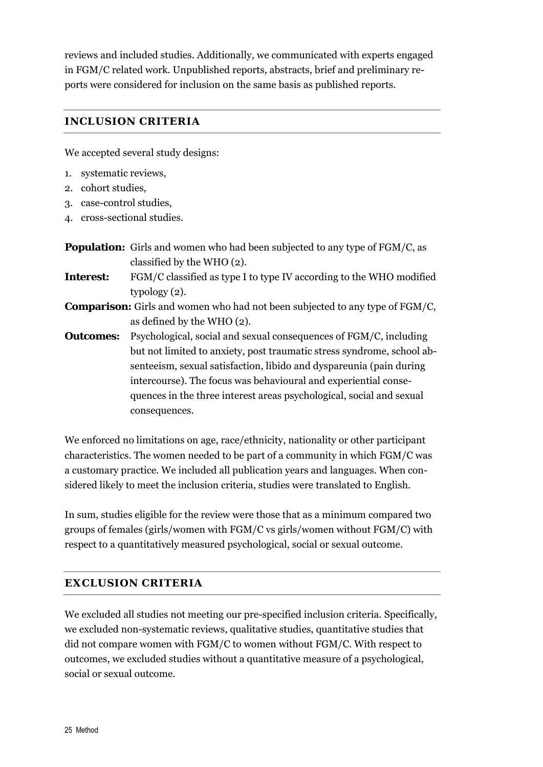reviews and included studies. Additionally, we communicated with experts engaged in FGM/C related work. Unpublished reports, abstracts, brief and preliminary reports were considered for inclusion on the same basis as published reports.

## INCLUSION CRITERIA

We accepted several study designs:

1. systematic reviews,
2. cohort studies,
3. case-control studies,
4. cross-sectional studies.

**Population:** Girls and women who had been subjected to any type of FGM/C, as classified by the WHO (2).

**Interest:** FGM/C classified as type I to type IV according to the WHO modified typology (2).

**Comparison:** Girls and women who had not been subjected to any type of FGM/C, as defined by the WHO (2).

**Outcomes:** Psychological, social and sexual consequences of FGM/C, including but not limited to anxiety, post traumatic stress syndrome, school absenteeism, sexual satisfaction, libido and dyspareunia (pain during intercourse). The focus was behavioural and experiential consequences in the three interest areas psychological, social and sexual consequences.

We enforced no limitations on age, race/ethnicity, nationality or other participant characteristics. The women needed to be part of a community in which FGM/C was a customary practice. We included all publication years and languages. When considered likely to meet the inclusion criteria, studies were translated to English.

In sum, studies eligible for the review were those that as a minimum compared two groups of females (girls/women with FGM/C vs girls/women without FGM/C) with respect to a quantitatively measured psychological, social or sexual outcome.

## EXCLUSION CRITERIA

We excluded all studies not meeting our pre-specified inclusion criteria. Specifically, we excluded non-systematic reviews, qualitative studies, quantitative studies that did not compare women with FGM/C to women without FGM/C. With respect to outcomes, we excluded studies without a quantitative measure of a psychological, social or sexual outcome.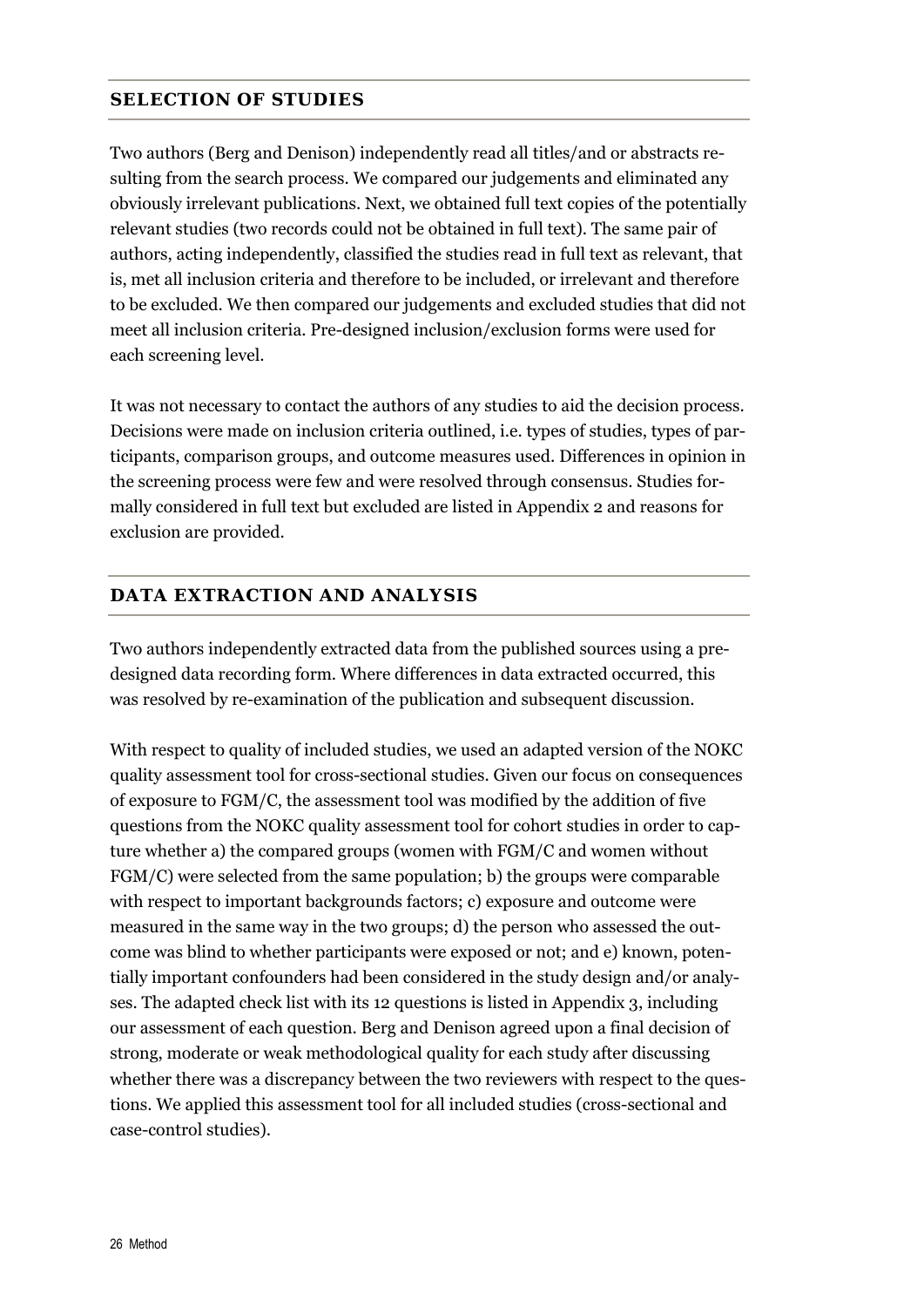## SELECTION OF STUDIES

Two authors (Berg and Denison) independently read all titles/and or abstracts resulting from the search process. We compared our judgements and eliminated any obviously irrelevant publications. Next, we obtained full text copies of the potentially relevant studies (two records could not be obtained in full text). The same pair of authors, acting independently, classified the studies read in full text as relevant, that is, met all inclusion criteria and therefore to be included, or irrelevant and therefore to be excluded. We then compared our judgements and excluded studies that did not meet all inclusion criteria. Pre-designed inclusion/exclusion forms were used for each screening level.

It was not necessary to contact the authors of any studies to aid the decision process. Decisions were made on inclusion criteria outlined, i.e. types of studies, types of participants, comparison groups, and outcome measures used. Differences in opinion in the screening process were few and were resolved through consensus. Studies formally considered in full text but excluded are listed in Appendix 2 and reasons for exclusion are provided.

## DATA EXTRACTION AND ANALYSIS

Two authors independently extracted data from the published sources using a pre-designed data recording form. Where differences in data extracted occurred, this was resolved by re-examination of the publication and subsequent discussion.

With respect to quality of included studies, we used an adapted version of the NOKC quality assessment tool for cross-sectional studies. Given our focus on consequences of exposure to FGM/C, the assessment tool was modified by the addition of five questions from the NOKC quality assessment tool for cohort studies in order to capture whether a) the compared groups (women with FGM/C and women without FGM/C) were selected from the same population; b) the groups were comparable with respect to important backgrounds factors; c) exposure and outcome were measured in the same way in the two groups; d) the person who assessed the outcome was blind to whether participants were exposed or not; and e) known, potentially important confounders had been considered in the study design and/or analyses. The adapted check list with its 12 questions is listed in Appendix 3, including our assessment of each question. Berg and Denison agreed upon a final decision of strong, moderate or weak methodological quality for each study after discussing whether there was a discrepancy between the two reviewers with respect to the questions. We applied this assessment tool for all included studies (cross-sectional and case-control studies).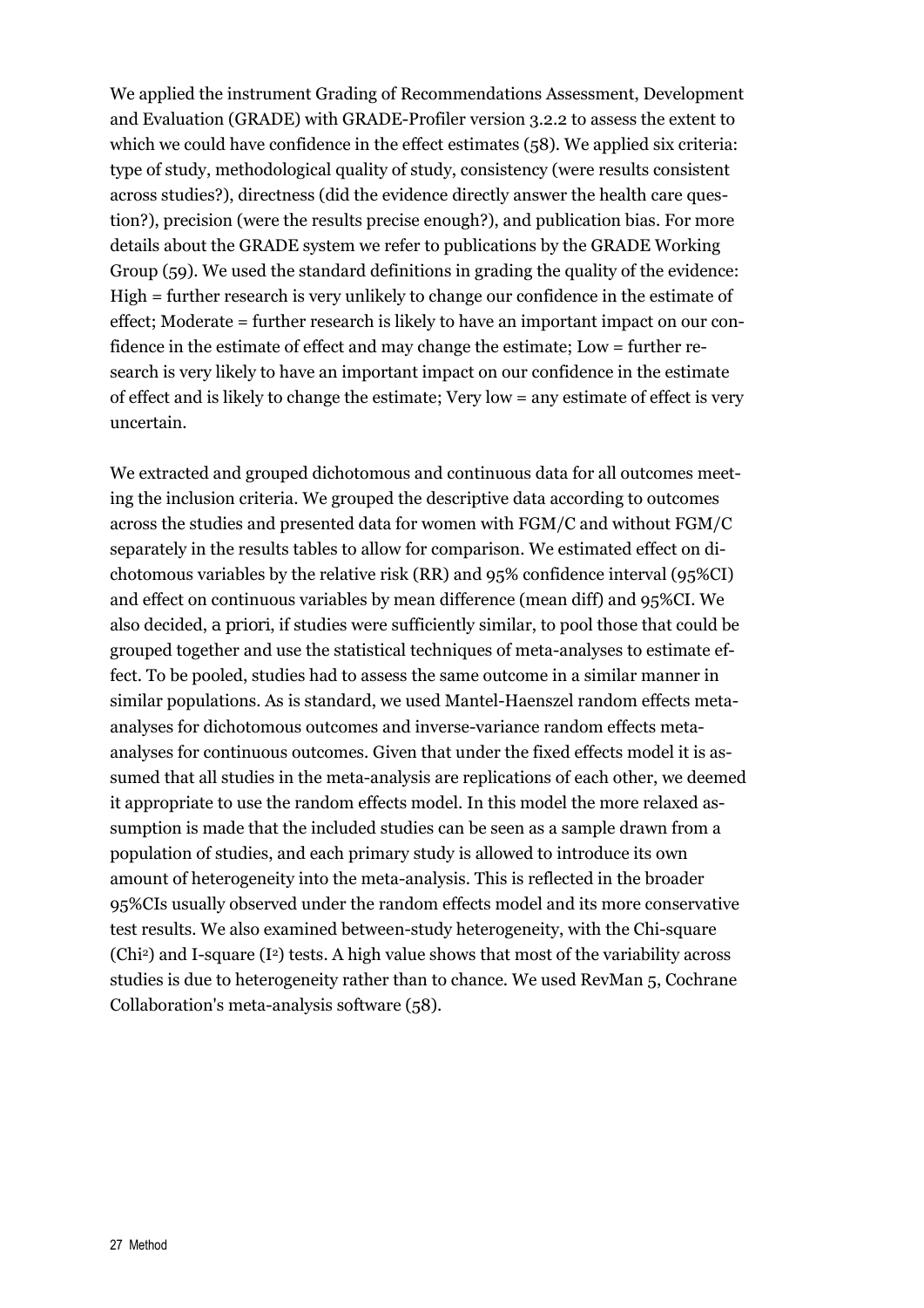We applied the instrument Grading of Recommendations Assessment, Development and Evaluation (GRADE) with GRADE-Profiler version 3.2.2 to assess the extent to which we could have confidence in the effect estimates (58). We applied six criteria: type of study, methodological quality of study, consistency (were results consistent across studies?), directness (did the evidence directly answer the health care question?), precision (were the results precise enough?), and publication bias. For more details about the GRADE system we refer to publications by the GRADE Working Group (59). We used the standard definitions in grading the quality of the evidence: High = further research is very unlikely to change our confidence in the estimate of effect; Moderate = further research is likely to have an important impact on our confidence in the estimate of effect and may change the estimate; Low = further research is very likely to have an important impact on our confidence in the estimate of effect and is likely to change the estimate; Very low = any estimate of effect is very uncertain.

We extracted and grouped dichotomous and continuous data for all outcomes meeting the inclusion criteria. We grouped the descriptive data according to outcomes across the studies and presented data for women with FGM/C and without FGM/C separately in the results tables to allow for comparison. We estimated effect on dichotomous variables by the relative risk (RR) and 95% confidence interval (95%CI) and effect on continuous variables by mean difference (mean diff) and 95%CI. We also decided, a priori, if studies were sufficiently similar, to pool those that could be grouped together and use the statistical techniques of meta-analyses to estimate effect. To be pooled, studies had to assess the same outcome in a similar manner in similar populations. As is standard, we used Mantel-Haenszel random effects meta-analyses for dichotomous outcomes and inverse-variance random effects meta-analyses for continuous outcomes. Given that under the fixed effects model it is assumed that all studies in the meta-analysis are replications of each other, we deemed it appropriate to use the random effects model. In this model the more relaxed assumption is made that the included studies can be seen as a sample drawn from a population of studies, and each primary study is allowed to introduce its own amount of heterogeneity into the meta-analysis. This is reflected in the broader 95%CIs usually observed under the random effects model and its more conservative test results. We also examined between-study heterogeneity, with the Chi-square ($Chi^2$) and I-square ($I^2$) tests. A high value shows that most of the variability across studies is due to heterogeneity rather than to chance. We used RevMan 5, Cochrane Collaboration's meta-analysis software (58).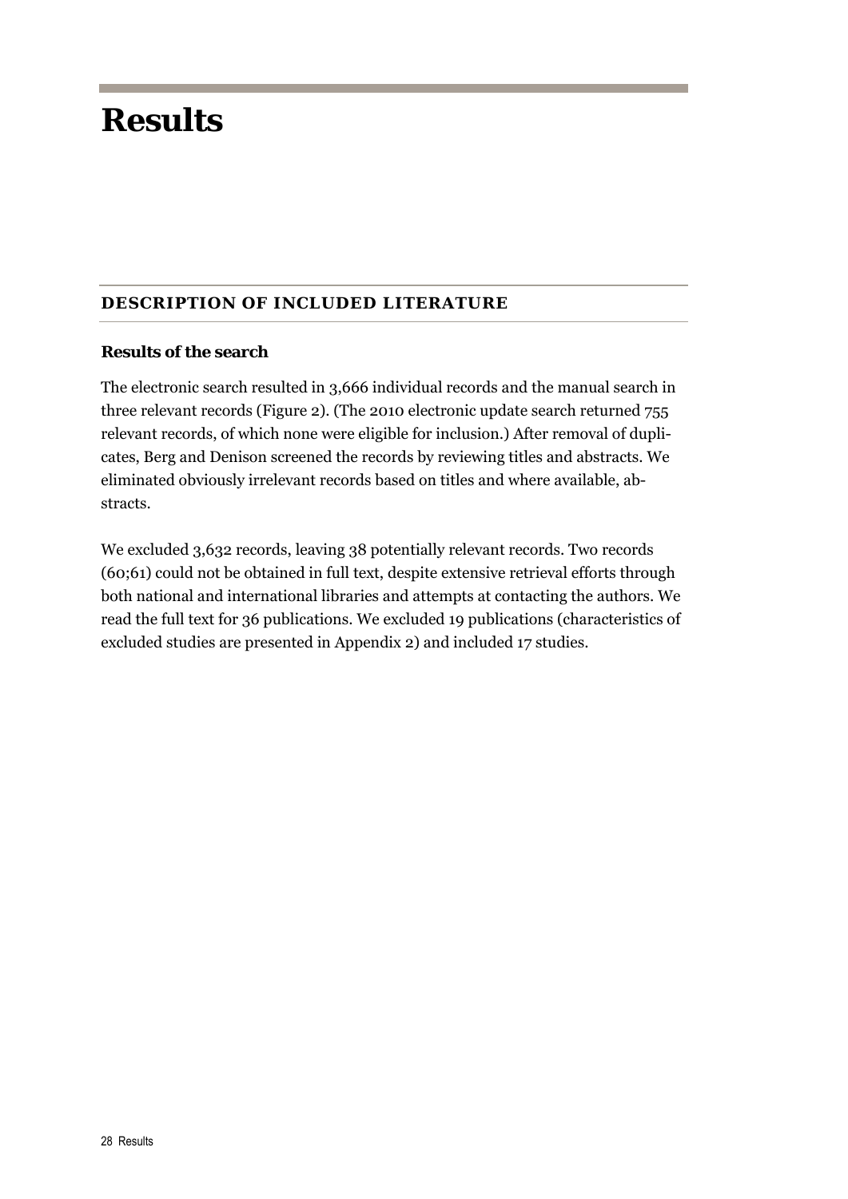# Results

## DESCRIPTION OF INCLUDED LITERATURE

### Results of the search

The electronic search resulted in 3,666 individual records and the manual search in three relevant records (Figure 2). (The 2010 electronic update search returned 755 relevant records, of which none were eligible for inclusion.) After removal of duplicates, Berg and Denison screened the records by reviewing titles and abstracts. We eliminated obviously irrelevant records based on titles and where available, abstracts.

We excluded 3,632 records, leaving 38 potentially relevant records. Two records (60;61) could not be obtained in full text, despite extensive retrieval efforts through both national and international libraries and attempts at contacting the authors. We read the full text for 36 publications. We excluded 19 publications (characteristics of excluded studies are presented in Appendix 2) and included 17 studies.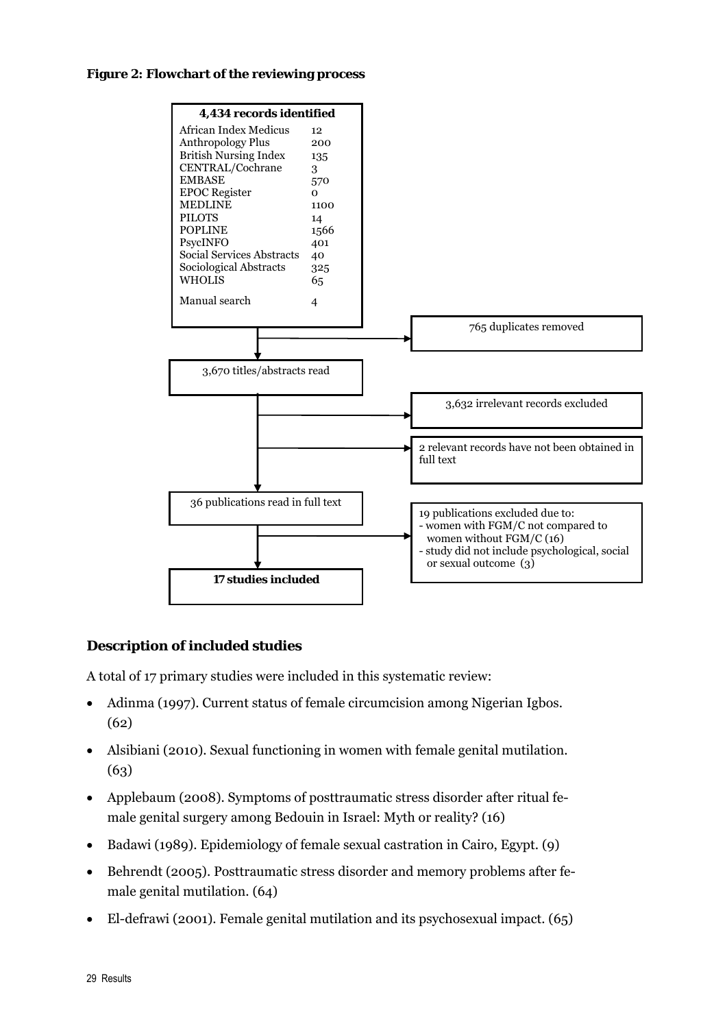**Figure 2: Flowchart of the reviewing process**

**4,434 records identified**

African Index Medicus 12
Anthropology Plus 200
British Nursing Index 135
CENTRAL/Cochrane 3
EMBASE 570
EPOC Register 0
MEDLINE 1100
PILOTS 14
POPLINE 1566
PsycINFO 401
Social Services Abstracts 40
Sociological Abstracts 325
WHOLIS 65

Manual search 4

765 duplicates removed

3,670 titles/abstracts read

3,632 irrelevant records excluded

2 relevant records have not been obtained in full text

36 publications read in full text

19 publications excluded due to:
- women with FGM/C not compared to women without FGM/C (16)
- study did not include psychological, social or sexual outcome (3)

**17 studies included**

### Description of included studies

A total of 17 primary studies were included in this systematic review:

- Adinma (1997). Current status of female circumcision among Nigerian Igbos. (62)
- Alsibiani (2010). Sexual functioning in women with female genital mutilation. (63)
- Applebaum (2008). Symptoms of posttraumatic stress disorder after ritual female genital surgery among Bedouin in Israel: Myth or reality? (16)
- Badawi (1989). Epidemiology of female sexual castration in Cairo, Egypt. (9)
- Behrendt (2005). Posttraumatic stress disorder and memory problems after female genital mutilation. (64)
- El-defrawi (2001). Female genital mutilation and its psychosexual impact. (65)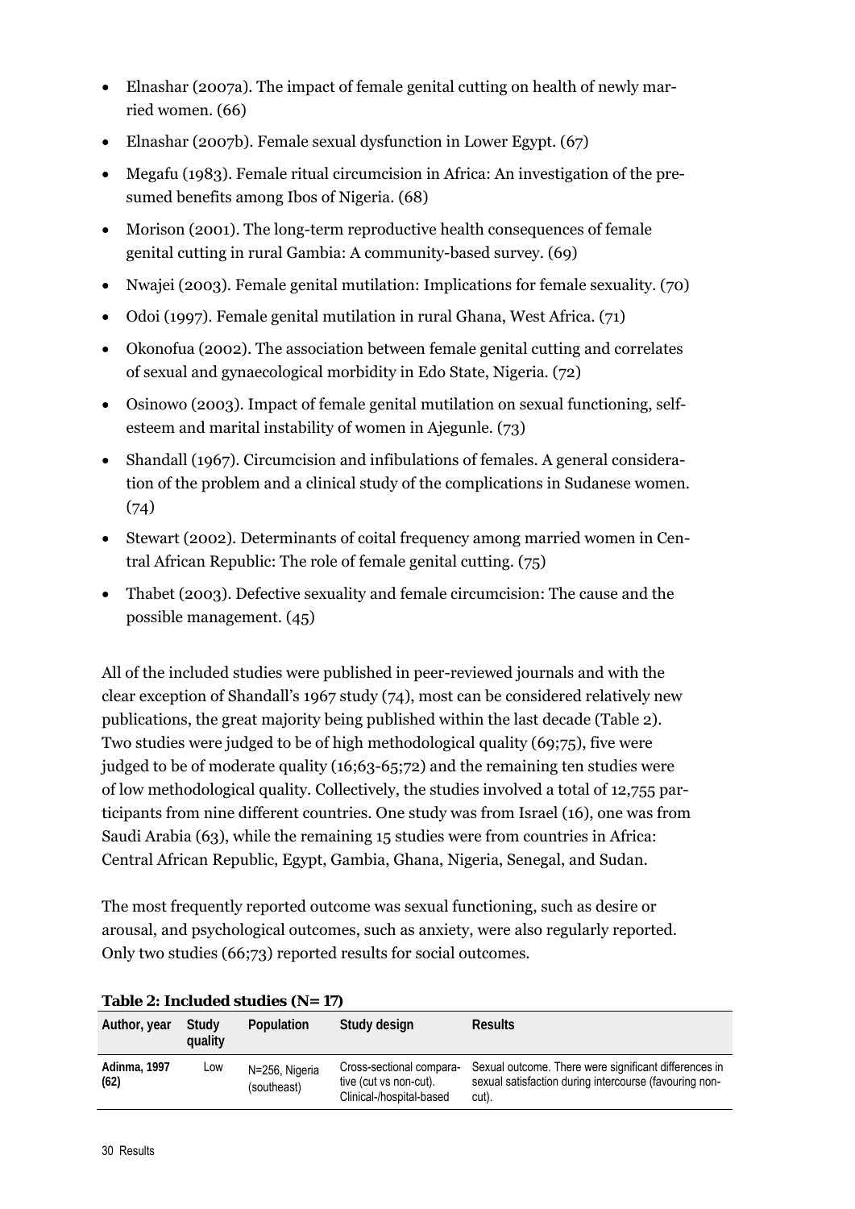- Elnashar (2007a). The impact of female genital cutting on health of newly married women. (66)
- Elnashar (2007b). Female sexual dysfunction in Lower Egypt. (67)
- Megafu (1983). Female ritual circumcision in Africa: An investigation of the presumed benefits among Ibos of Nigeria. (68)
- Morison (2001). The long-term reproductive health consequences of female genital cutting in rural Gambia: A community-based survey. (69)
- Nwajei (2003). Female genital mutilation: Implications for female sexuality. (70)
- Odoi (1997). Female genital mutilation in rural Ghana, West Africa. (71)
- Okonofua (2002). The association between female genital cutting and correlates of sexual and gynaecological morbidity in Edo State, Nigeria. (72)
- Osinowo (2003). Impact of female genital mutilation on sexual functioning, self-esteem and marital instability of women in Ajegunle. (73)
- Shandall (1967). Circumcision and infibulations of females. A general consideration of the problem and a clinical study of the complications in Sudanese women. (74)
- Stewart (2002). Determinants of coital frequency among married women in Central African Republic: The role of female genital cutting. (75)
- Thabet (2003). Defective sexuality and female circumcision: The cause and the possible management. (45)

All of the included studies were published in peer-reviewed journals and with the clear exception of Shandall's 1967 study (74), most can be considered relatively new publications, the great majority being published within the last decade (Table 2). Two studies were judged to be of high methodological quality (69;75), five were judged to be of moderate quality (16;63-65;72) and the remaining ten studies were of low methodological quality. Collectively, the studies involved a total of 12,755 participants from nine different countries. One study was from Israel (16), one was from Saudi Arabia (63), while the remaining 15 studies were from countries in Africa: Central African Republic, Egypt, Gambia, Ghana, Nigeria, Senegal, and Sudan.

The most frequently reported outcome was sexual functioning, such as desire or arousal, and psychological outcomes, such as anxiety, were also regularly reported. Only two studies (66;73) reported results for social outcomes.

**Table 2: Included studies (N= 17)**

| Author, year | Study quality | Population | Study design | Results |
|---|---|---|---|---|
| **Adinma, 1997 (62)** | Low | N=256, Nigeria (southeast) | Cross-sectional comparative (cut vs non-cut). Clinical-/hospital-based | Sexual outcome. There were significant differences in sexual satisfaction during intercourse (favouring non-cut). |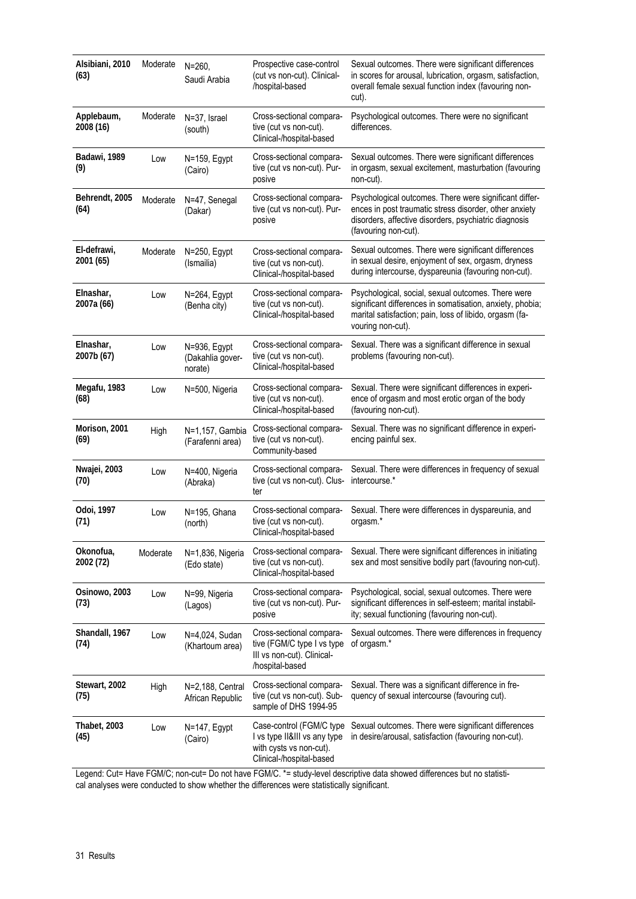| | | | | |
|---|---|---|---|---|
| **Alsibiani, 2010 (63)** | Moderate | N=260, Saudi Arabia | Prospective case-control (cut vs non-cut). Clinical-/hospital-based | Sexual outcomes. There were significant differences in scores for arousal, lubrication, orgasm, satisfaction, overall female sexual function index (favouring non-cut). |
| **Applebaum, 2008 (16)** | Moderate | N=37, Israel (south) | Cross-sectional comparative (cut vs non-cut). Clinical-/hospital-based | Psychological outcomes. There were no significant differences. |
| **Badawi, 1989 (9)** | Low | N=159, Egypt (Cairo) | Cross-sectional comparative (cut vs non-cut). Purposive | Sexual outcomes. There were significant differences in orgasm, sexual excitement, masturbation (favouring non-cut). |
| **Behrendt, 2005 (64)** | Moderate | N=47, Senegal (Dakar) | Cross-sectional comparative (cut vs non-cut). Purposive | Psychological outcomes. There were significant differences in post traumatic stress disorder, other anxiety disorders, affective disorders, psychiatric diagnosis (favouring non-cut). |
| **El-defrawi, 2001 (65)** | Moderate | N=250, Egypt (Ismailia) | Cross-sectional comparative (cut vs non-cut). Clinical-/hospital-based | Sexual outcomes. There were significant differences in sexual desire, enjoyment of sex, orgasm, dryness during intercourse, dyspareunia (favouring non-cut). |
| **Elnashar, 2007a (66)** | Low | N=264, Egypt (Benha city) | Cross-sectional comparative (cut vs non-cut). Clinical-/hospital-based | Psychological, social, sexual outcomes. There were significant differences in somatisation, anxiety, phobia; marital satisfaction; pain, loss of libido, orgasm (favouring non-cut). |
| **Elnashar, 2007b (67)** | Low | N=936, Egypt (Dakahlia governorate) | Cross-sectional comparative (cut vs non-cut). Clinical-/hospital-based | Sexual. There was a significant difference in sexual problems (favouring non-cut). |
| **Megafu, 1983 (68)** | Low | N=500, Nigeria | Cross-sectional comparative (cut vs non-cut). Clinical-/hospital-based | Sexual. There were significant differences in experience of orgasm and most erotic organ of the body (favouring non-cut). |
| **Morison, 2001 (69)** | High | N=1,157, Gambia (Farafenni area) | Cross-sectional comparative (cut vs non-cut). Community-based | Sexual. There was no significant difference in experiencing painful sex. |
| **Nwajei, 2003 (70)** | Low | N=400, Nigeria (Abraka) | Cross-sectional comparative (cut vs non-cut). Cluster | Sexual. There were differences in frequency of sexual intercourse.* |
| **Odoi, 1997 (71)** | Low | N=195, Ghana (north) | Cross-sectional comparative (cut vs non-cut). Clinical-/hospital-based | Sexual. There were differences in dyspareunia, and orgasm.* |
| **Okonofua, 2002 (72)** | Moderate | N=1,836, Nigeria (Edo state) | Cross-sectional comparative (cut vs non-cut). Clinical-/hospital-based | Sexual. There were significant differences in initiating sex and most sensitive bodily part (favouring non-cut). |
| **Osinowo, 2003 (73)** | Low | N=99, Nigeria (Lagos) | Cross-sectional comparative (cut vs non-cut). Purposive | Psychological, social, sexual outcomes. There were significant differences in self-esteem; marital instability; sexual functioning (favouring non-cut). |
| **Shandall, 1967 (74)** | Low | N=4,024, Sudan (Khartoum area) | Cross-sectional comparative (FGM/C type I vs type III vs non-cut). Clinical-/hospital-based | Sexual outcomes. There were differences in frequency of orgasm.* |
| **Stewart, 2002 (75)** | High | N=2,188, Central African Republic | Cross-sectional comparative (cut vs non-cut). Sub-sample of DHS 1994-95 | Sexual. There was a significant difference in frequency of sexual intercourse (favouring cut). |
| **Thabet, 2003 (45)** | Low | N=147, Egypt (Cairo) | Case-control (FGM/C type I vs type II&III vs any type with cysts vs non-cut). Clinical-/hospital-based | Sexual outcomes. There were significant differences in desire/arousal, satisfaction (favouring non-cut). |

Legend: Cut= Have FGM/C; non-cut= Do not have FGM/C. *= study-level descriptive data showed differences but no statistical analyses were conducted to show whether the differences were statistically significant.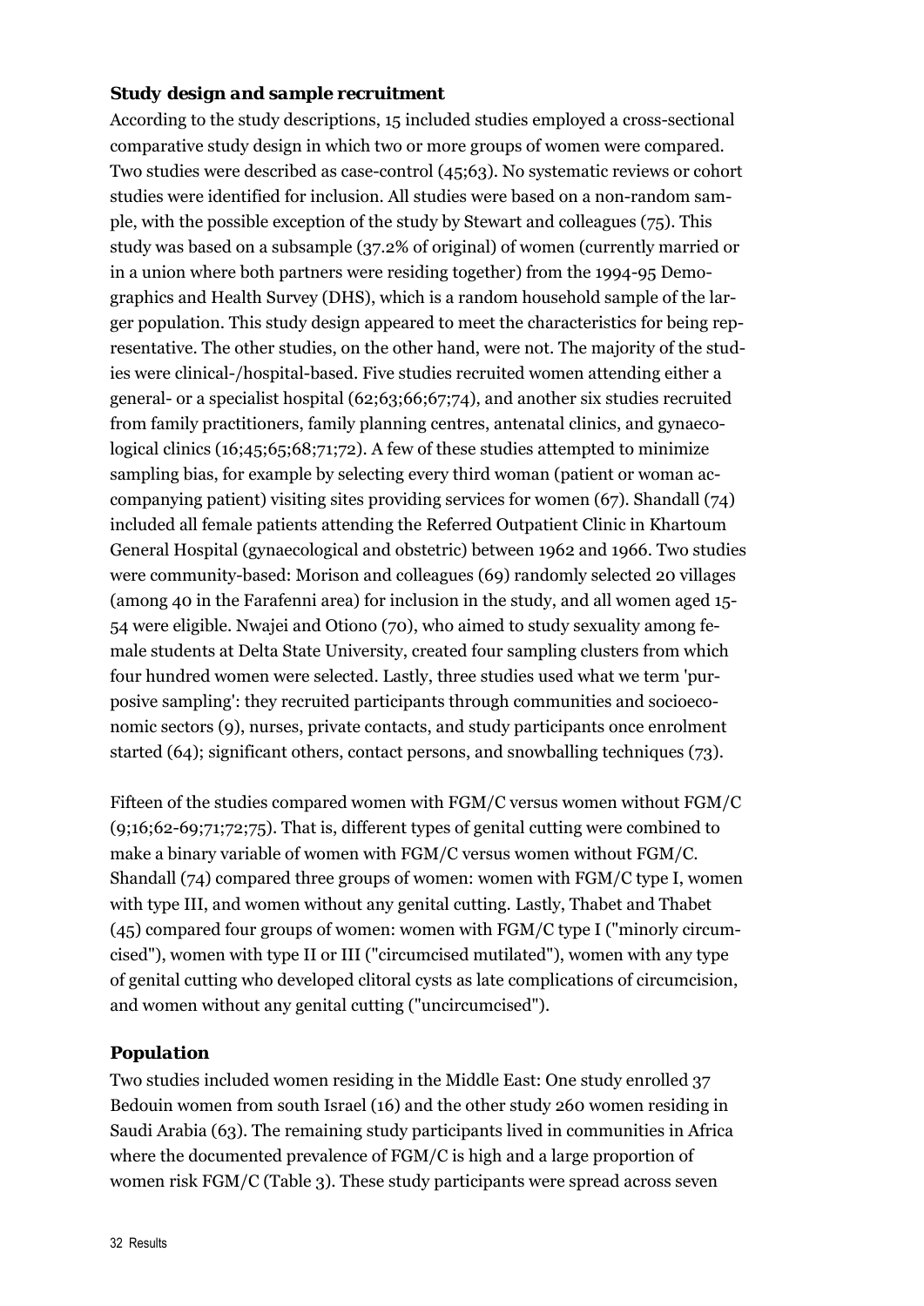### *Study design and sample recruitment*

According to the study descriptions, 15 included studies employed a cross-sectional comparative study design in which two or more groups of women were compared. Two studies were described as case-control (45;63). No systematic reviews or cohort studies were identified for inclusion. All studies were based on a non-random sample, with the possible exception of the study by Stewart and colleagues (75). This study was based on a subsample (37.2% of original) of women (currently married or in a union where both partners were residing together) from the 1994-95 Demographics and Health Survey (DHS), which is a random household sample of the larger population. This study design appeared to meet the characteristics for being representative. The other studies, on the other hand, were not. The majority of the studies were clinical-/hospital-based. Five studies recruited women attending either a general- or a specialist hospital (62;63;66;67;74), and another six studies recruited from family practitioners, family planning centres, antenatal clinics, and gynaecological clinics (16;45;65;68;71;72). A few of these studies attempted to minimize sampling bias, for example by selecting every third woman (patient or woman accompanying patient) visiting sites providing services for women (67). Shandall (74) included all female patients attending the Referred Outpatient Clinic in Khartoum General Hospital (gynaecological and obstetric) between 1962 and 1966. Two studies were community-based: Morison and colleagues (69) randomly selected 20 villages (among 40 in the Farafenni area) for inclusion in the study, and all women aged 15-54 were eligible. Nwajei and Otiono (70), who aimed to study sexuality among female students at Delta State University, created four sampling clusters from which four hundred women were selected. Lastly, three studies used what we term 'purposive sampling': they recruited participants through communities and socioeconomic sectors (9), nurses, private contacts, and study participants once enrolment started (64); significant others, contact persons, and snowballing techniques (73).

Fifteen of the studies compared women with FGM/C versus women without FGM/C (9;16;62-69;71;72;75). That is, different types of genital cutting were combined to make a binary variable of women with FGM/C versus women without FGM/C. Shandall (74) compared three groups of women: women with FGM/C type I, women with type III, and women without any genital cutting. Lastly, Thabet and Thabet (45) compared four groups of women: women with FGM/C type I ("minorly circumcised"), women with type II or III ("circumcised mutilated"), women with any type of genital cutting who developed clitoral cysts as late complications of circumcision, and women without any genital cutting ("uncircumcised").

### *Population*

Two studies included women residing in the Middle East: One study enrolled 37 Bedouin women from south Israel (16) and the other study 260 women residing in Saudi Arabia (63). The remaining study participants lived in communities in Africa where the documented prevalence of FGM/C is high and a large proportion of women risk FGM/C (Table 3). These study participants were spread across seven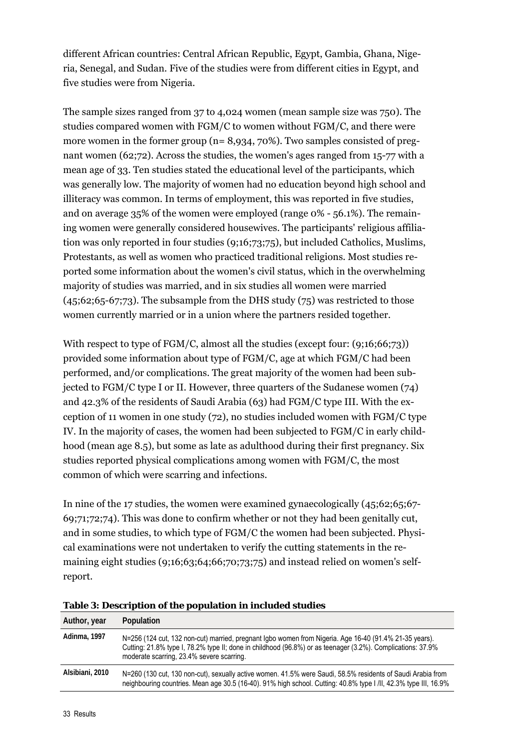different African countries: Central African Republic, Egypt, Gambia, Ghana, Nigeria, Senegal, and Sudan. Five of the studies were from different cities in Egypt, and five studies were from Nigeria.

The sample sizes ranged from 37 to 4,024 women (mean sample size was 750). The studies compared women with FGM/C to women without FGM/C, and there were more women in the former group (n= 8,934, 70%). Two samples consisted of pregnant women (62;72). Across the studies, the women's ages ranged from 15-77 with a mean age of 33. Ten studies stated the educational level of the participants, which was generally low. The majority of women had no education beyond high school and illiteracy was common. In terms of employment, this was reported in five studies, and on average 35% of the women were employed (range 0% - 56.1%). The remaining women were generally considered housewives. The participants' religious affiliation was only reported in four studies (9;16;73;75), but included Catholics, Muslims, Protestants, as well as women who practiced traditional religions. Most studies reported some information about the women's civil status, which in the overwhelming majority of studies was married, and in six studies all women were married (45;62;65-67;73). The subsample from the DHS study (75) was restricted to those women currently married or in a union where the partners resided together.

With respect to type of FGM/C, almost all the studies (except four: (9;16;66;73)) provided some information about type of FGM/C, age at which FGM/C had been performed, and/or complications. The great majority of the women had been subjected to FGM/C type I or II. However, three quarters of the Sudanese women (74) and 42.3% of the residents of Saudi Arabia (63) had FGM/C type III. With the exception of 11 women in one study (72), no studies included women with FGM/C type IV. In the majority of cases, the women had been subjected to FGM/C in early childhood (mean age 8.5), but some as late as adulthood during their first pregnancy. Six studies reported physical complications among women with FGM/C, the most common of which were scarring and infections.

In nine of the 17 studies, the women were examined gynaecologically (45;62;65;67-69;71;72;74). This was done to confirm whether or not they had been genitally cut, and in some studies, to which type of FGM/C the women had been subjected. Physical examinations were not undertaken to verify the cutting statements in the remaining eight studies (9;16;63;64;66;70;73;75) and instead relied on women's self-report.

**Table 3: Description of the population in included studies**

| Author, year | Population |
|---|---|
| **Adinma, 1997** | N=256 (124 cut, 132 non-cut) married, pregnant Igbo women from Nigeria. Age 16-40 (91.4% 21-35 years). Cutting: 21.8% type I, 78.2% type II; done in childhood (96.8%) or as teenager (3.2%). Complications: 37.9% moderate scarring, 23.4% severe scarring. |
| **Alsibiani, 2010** | N=260 (130 cut, 130 non-cut), sexually active women. 41.5% were Saudi, 58.5% residents of Saudi Arabia from neighbouring countries. Mean age 30.5 (16-40). 91% high school. Cutting: 40.8% type I /II, 42.3% type III, 16.9% |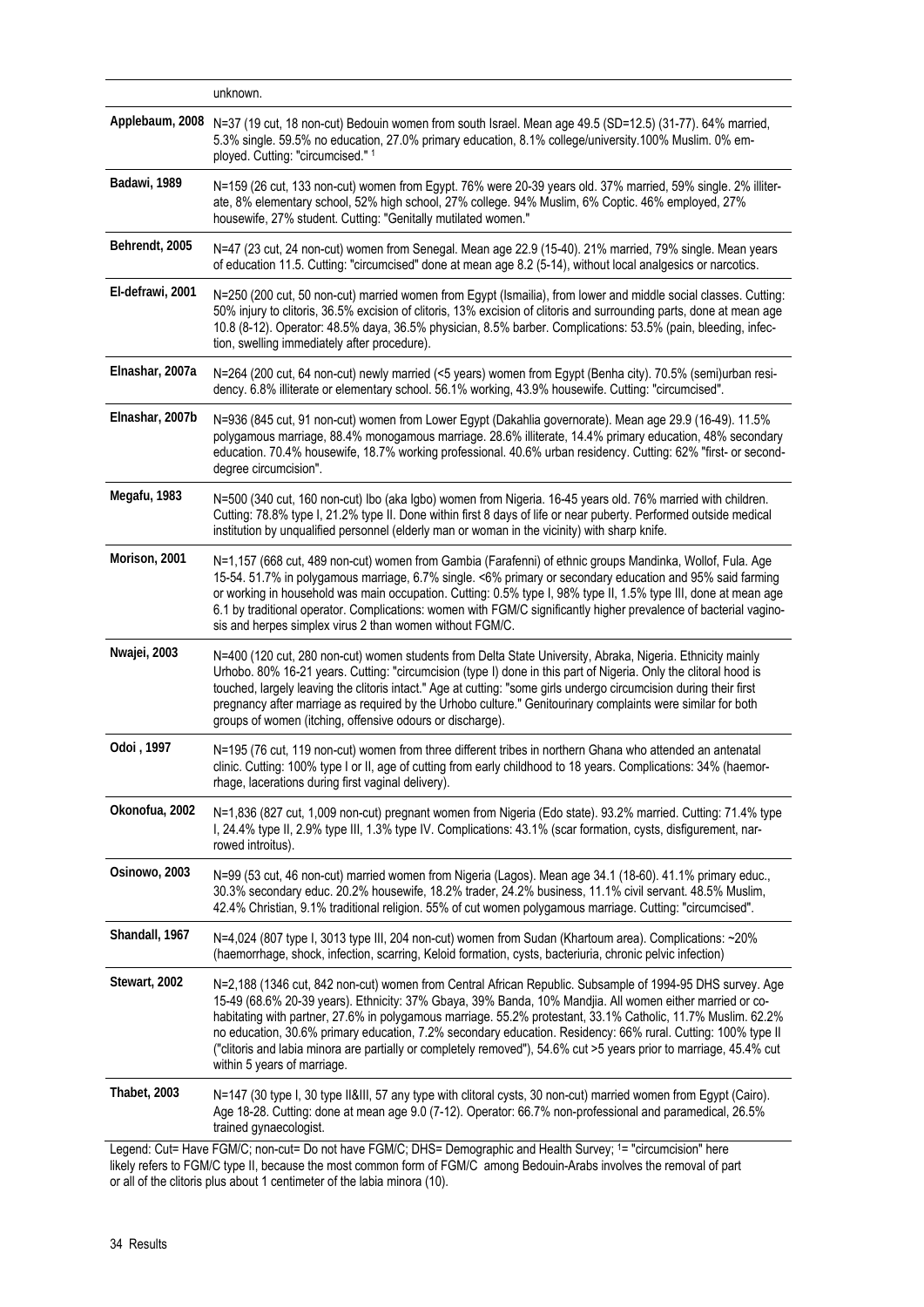| | |
|---|---|
| | unknown. |
| **Applebaum, 2008** | N=37 (19 cut, 18 non-cut) Bedouin women from south Israel. Mean age 49.5 (SD=12.5) (31-77). 64% married, 5.3% single. 59.5% no education, 27.0% primary education, 8.1% college/university. 100% Muslim. 0% employed. Cutting: "circumcised." [1] |
| **Badawi, 1989** | N=159 (26 cut, 133 non-cut) women from Egypt. 76% were 20-39 years old. 37% married, 59% single. 2% illiterate, 8% elementary school, 52% high school, 27% college. 94% Muslim, 6% Coptic. 46% employed, 27% housewife, 27% student. Cutting: "Genitally mutilated women." |
| **Behrendt, 2005** | N=47 (23 cut, 24 non-cut) women from Senegal. Mean age 22.9 (15-40). 21% married, 79% single. Mean years of education 11.5. Cutting: "circumcised" done at mean age 8.2 (5-14), without local analgesics or narcotics. |
| **El-defrawi, 2001** | N=250 (200 cut, 50 non-cut) married women from Egypt (Ismailia), from lower and middle social classes. Cutting: 50% injury to clitoris, 36.5% excision of clitoris, 13% excision of clitoris and surrounding parts, done at mean age 10.8 (8-12). Operator: 48.5% daya, 36.5% physician, 8.5% barber. Complications: 53.5% (pain, bleeding, infection, swelling immediately after procedure). |
| **Elnashar, 2007a** | N=264 (200 cut, 64 non-cut) newly married (<5 years) women from Egypt (Benha city). 70.5% (semi)urban residency. 6.8% illiterate or elementary school. 56.1% working, 43.9% housewife. Cutting: "circumcised". |
| **Elnashar, 2007b** | N=936 (845 cut, 91 non-cut) women from Lower Egypt (Dakahlia governorate). Mean age 29.9 (16-49). 11.5% polygamous marriage, 88.4% monogamous marriage. 28.6% illiterate, 14.4% primary education, 48% secondary education. 70.4% housewife, 18.7% working professional. 40.6% urban residency. Cutting: 62% "first- or second-degree circumcision". |
| **Megafu, 1983** | N=500 (340 cut, 160 non-cut) Ibo (aka Igbo) women from Nigeria. 16-45 years old. 76% married with children. Cutting: 78.8% type I, 21.2% type II. Done within first 8 days of life or near puberty. Performed outside medical institution by unqualified personnel (elderly man or woman in the vicinity) with sharp knife. |
| **Morison, 2001** | N=1,157 (668 cut, 489 non-cut) women from Gambia (Farafenni) of ethnic groups Mandinka, Wollof, Fula. Age 15-54. 51.7% in polygamous marriage, 6.7% single. <6% primary or secondary education and 95% said farming or working in household was main occupation. Cutting: 0.5% type I, 98% type II, 1.5% type III, done at mean age 6.1 by traditional operator. Complications: women with FGM/C significantly higher prevalence of bacterial vaginosis and herpes simplex virus 2 than women without FGM/C. |
| **Nwajei, 2003** | N=400 (120 cut, 280 non-cut) women students from Delta State University, Abraka, Nigeria. Ethnicity mainly Urhobo. 80% 16-21 years. Cutting: "circumcision (type I) done in this part of Nigeria. Only the clitoral hood is touched, largely leaving the clitoris intact." Age at cutting: "some girls undergo circumcision during their first pregnancy after marriage as required by the Urhobo culture." Genitourinary complaints were similar for both groups of women (itching, offensive odours or discharge). |
| **Odoi , 1997** | N=195 (76 cut, 119 non-cut) women from three different tribes in northern Ghana who attended an antenatal clinic. Cutting: 100% type I or II, age of cutting from early childhood to 18 years. Complications: 34% (haemorrhage, lacerations during first vaginal delivery). |
| **Okonofua, 2002** | N=1,836 (827 cut, 1,009 non-cut) pregnant women from Nigeria (Edo state). 93.2% married. Cutting: 71.4% type I, 24.4% type II, 2.9% type III, 1.3% type IV. Complications: 43.1% (scar formation, cysts, disfigurement, narrowed introitus). |
| **Osinowo, 2003** | N=99 (53 cut, 46 non-cut) married women from Nigeria (Lagos). Mean age 34.1 (18-60). 41.1% primary educ., 30.3% secondary educ. 20.2% housewife, 18.2% trader, 24.2% business, 11.1% civil servant. 48.5% Muslim, 42.4% Christian, 9.1% traditional religion. 55% of cut women polygamous marriage. Cutting: "circumcised". |
| **Shandall, 1967** | N=4,024 (807 type I, 3013 type III, 204 non-cut) women from Sudan (Khartoum area). Complications: ~20% (haemorrhage, shock, infection, scarring, Keloid formation, cysts, bacteriuria, chronic pelvic infection) |
| **Stewart, 2002** | N=2,188 (1346 cut, 842 non-cut) women from Central African Republic. Subsample of 1994-95 DHS survey. Age 15-49 (68.6% 20-39 years). Ethnicity: 37% Gbaya, 39% Banda, 10% Mandjia. All women either married or co-habitating with partner, 27.6% in polygamous marriage. 55.2% protestant, 33.1% Catholic, 11.7% Muslim. 62.2% no education, 30.6% primary education, 7.2% secondary education. Residency: 66% rural. Cutting: 100% type II ("clitoris and labia minora are partially or completely removed"), 54.6% cut >5 years prior to marriage, 45.4% cut within 5 years of marriage. |
| **Thabet, 2003** | N=147 (30 type I, 30 type II&III, 57 any type with clitoral cysts, 30 non-cut) married women from Egypt (Cairo). Age 18-28. Cutting: done at mean age 9.0 (7-12). Operator: 66.7% non-professional and paramedical, 26.5% trained gynaecologist. |

Legend: Cut= Have FGM/C; non-cut= Do not have FGM/C; DHS= Demographic and Health Survey; [1]= "circumcision" here likely refers to FGM/C type II, because the most common form of FGM/C among Bedouin-Arabs involves the removal of part or all of the clitoris plus about 1 centimeter of the labia minora (10).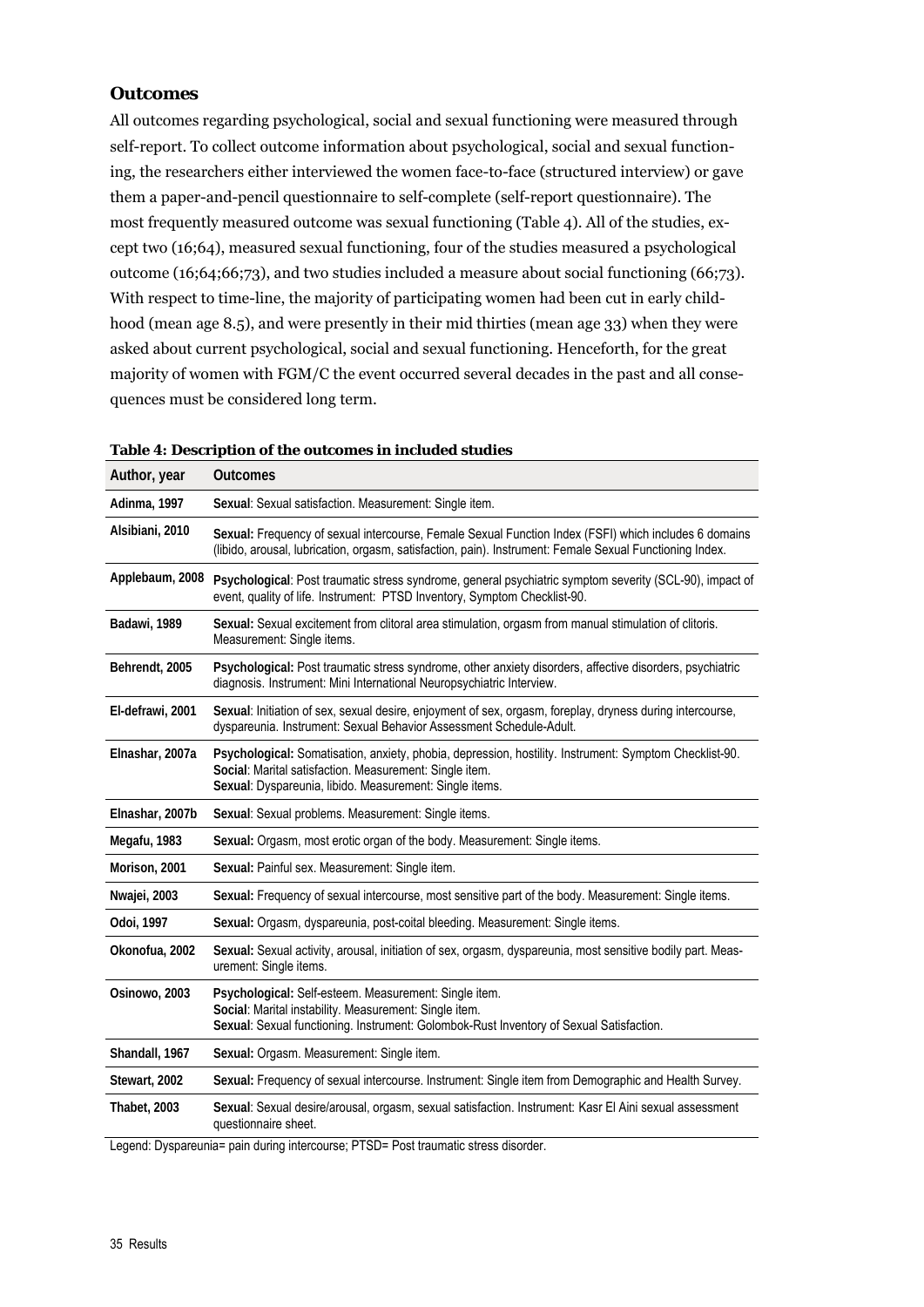### Outcomes

All outcomes regarding psychological, social and sexual functioning were measured through self-report. To collect outcome information about psychological, social and sexual functioning, the researchers either interviewed the women face-to-face (structured interview) or gave them a paper-and-pencil questionnaire to self-complete (self-report questionnaire). The most frequently measured outcome was sexual functioning (Table 4). All of the studies, except two (16;64), measured sexual functioning, four of the studies measured a psychological outcome (16;64;66;73), and two studies included a measure about social functioning (66;73). With respect to time-line, the majority of participating women had been cut in early childhood (mean age 8.5), and were presently in their mid thirties (mean age 33) when they were asked about current psychological, social and sexual functioning. Henceforth, for the great majority of women with FGM/C the event occurred several decades in the past and all consequences must be considered long term.

**Table 4: Description of the outcomes in included studies**

| Author, year | Outcomes |
|---|---|
| Adinma, 1997 | **Sexual**: Sexual satisfaction. Measurement: Single item. |
| Alsibiani, 2010 | **Sexual:** Frequency of sexual intercourse, Female Sexual Function Index (FSFI) which includes 6 domains (libido, arousal, lubrication, orgasm, satisfaction, pain). Instrument: Female Sexual Functioning Index. |
| Applebaum, 2008 | **Psychological**: Post traumatic stress syndrome, general psychiatric symptom severity (SCL-90), impact of event, quality of life. Instrument: PTSD Inventory, Symptom Checklist-90. |
| Badawi, 1989 | **Sexual:** Sexual excitement from clitoral area stimulation, orgasm from manual stimulation of clitoris. Measurement: Single items. |
| Behrendt, 2005 | **Psychological:** Post traumatic stress syndrome, other anxiety disorders, affective disorders, psychiatric diagnosis. Instrument: Mini International Neuropsychiatric Interview. |
| El-defrawi, 2001 | **Sexual**: Initiation of sex, sexual desire, enjoyment of sex, orgasm, foreplay, dryness during intercourse, dyspareunia. Instrument: Sexual Behavior Assessment Schedule-Adult. |
| Elnashar, 2007a | **Psychological:** Somatisation, anxiety, phobia, depression, hostility. Instrument: Symptom Checklist-90.<br>**Social**: Marital satisfaction. Measurement: Single item.<br>**Sexual**: Dyspareunia, libido. Measurement: Single items. |
| Elnashar, 2007b | **Sexual**: Sexual problems. Measurement: Single items. |
| Megafu, 1983 | **Sexual:** Orgasm, most erotic organ of the body. Measurement: Single items. |
| Morison, 2001 | **Sexual:** Painful sex. Measurement: Single item. |
| Nwajei, 2003 | **Sexual:** Frequency of sexual intercourse, most sensitive part of the body. Measurement: Single items. |
| Odoi, 1997 | **Sexual:** Orgasm, dyspareunia, post-coital bleeding. Measurement: Single items. |
| Okonofua, 2002 | **Sexual:** Sexual activity, arousal, initiation of sex, orgasm, dyspareunia, most sensitive bodily part. Measurement: Single items. |
| Osinowo, 2003 | **Psychological:** Self-esteem. Measurement: Single item.<br>**Social**: Marital instability. Measurement: Single item.<br>**Sexual**: Sexual functioning. Instrument: Golombok-Rust Inventory of Sexual Satisfaction. |
| Shandall, 1967 | **Sexual:** Orgasm. Measurement: Single item. |
| Stewart, 2002 | **Sexual:** Frequency of sexual intercourse. Instrument: Single item from Demographic and Health Survey. |
| Thabet, 2003 | **Sexual**: Sexual desire/arousal, orgasm, sexual satisfaction. Instrument: Kasr El Aini sexual assessment questionnaire sheet. |

Legend: Dyspareunia= pain during intercourse; PTSD= Post traumatic stress disorder.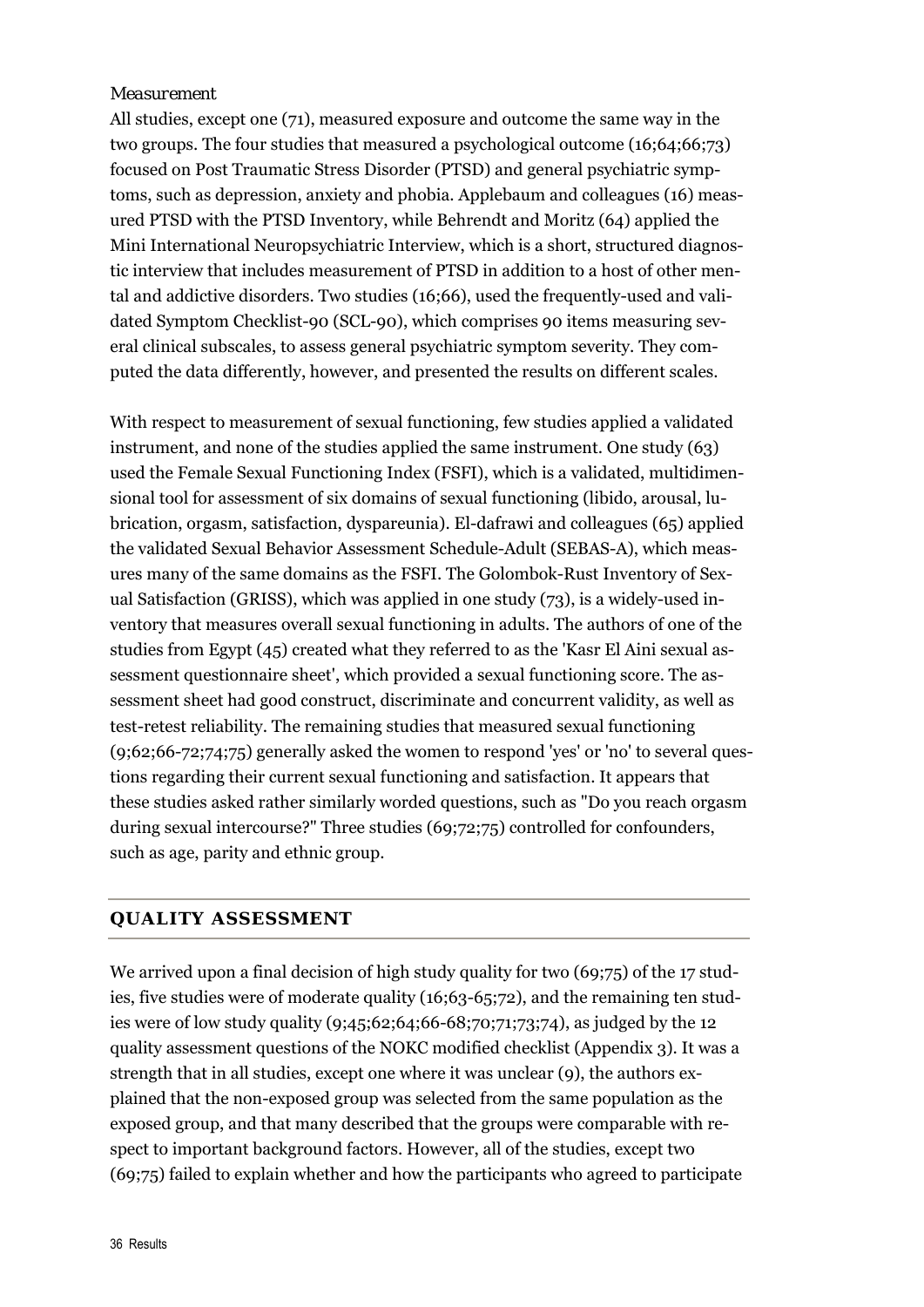*Measurement*

All studies, except one (71), measured exposure and outcome the same way in the two groups. The four studies that measured a psychological outcome (16;64;66;73) focused on Post Traumatic Stress Disorder (PTSD) and general psychiatric symptoms, such as depression, anxiety and phobia. Applebaum and colleagues (16) measured PTSD with the PTSD Inventory, while Behrendt and Moritz (64) applied the Mini International Neuropsychiatric Interview, which is a short, structured diagnostic interview that includes measurement of PTSD in addition to a host of other mental and addictive disorders. Two studies (16;66), used the frequently-used and validated Symptom Checklist-90 (SCL-90), which comprises 90 items measuring several clinical subscales, to assess general psychiatric symptom severity. They computed the data differently, however, and presented the results on different scales.

With respect to measurement of sexual functioning, few studies applied a validated instrument, and none of the studies applied the same instrument. One study (63) used the Female Sexual Functioning Index (FSFI), which is a validated, multidimensional tool for assessment of six domains of sexual functioning (libido, arousal, lubrication, orgasm, satisfaction, dyspareunia). El-dafrawi and colleagues (65) applied the validated Sexual Behavior Assessment Schedule-Adult (SEBAS-A), which measures many of the same domains as the FSFI. The Golombok-Rust Inventory of Sexual Satisfaction (GRISS), which was applied in one study (73), is a widely-used inventory that measures overall sexual functioning in adults. The authors of one of the studies from Egypt (45) created what they referred to as the 'Kasr El Aini sexual assessment questionnaire sheet', which provided a sexual functioning score. The assessment sheet had good construct, discriminate and concurrent validity, as well as test-retest reliability. The remaining studies that measured sexual functioning (9;62;66-72;74;75) generally asked the women to respond 'yes' or 'no' to several questions regarding their current sexual functioning and satisfaction. It appears that these studies asked rather similarly worded questions, such as "Do you reach orgasm during sexual intercourse?" Three studies (69;72;75) controlled for confounders, such as age, parity and ethnic group.

## QUALITY ASSESSMENT

We arrived upon a final decision of high study quality for two (69;75) of the 17 studies, five studies were of moderate quality (16;63-65;72), and the remaining ten studies were of low study quality (9;45;62;64;66-68;70;71;73;74), as judged by the 12 quality assessment questions of the NOKC modified checklist (Appendix 3). It was a strength that in all studies, except one where it was unclear (9), the authors explained that the non-exposed group was selected from the same population as the exposed group, and that many described that the groups were comparable with respect to important background factors. However, all of the studies, except two (69;75) failed to explain whether and how the participants who agreed to participate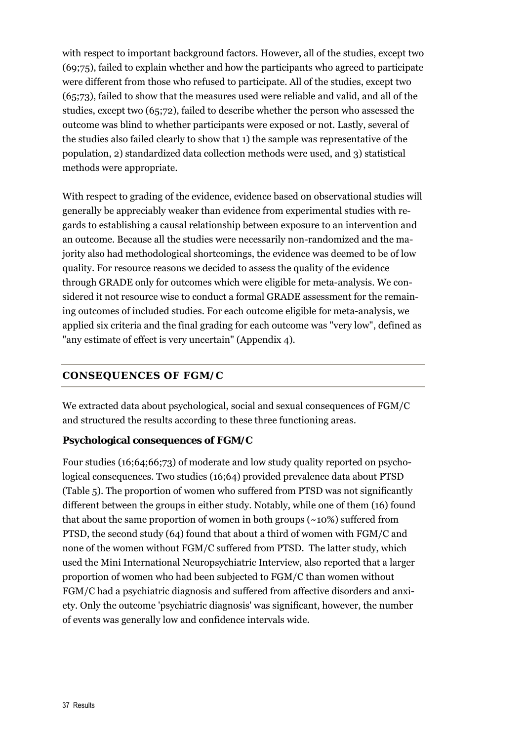with respect to important background factors. However, all of the studies, except two (69;75), failed to explain whether and how the participants who agreed to participate were different from those who refused to participate. All of the studies, except two (65;73), failed to show that the measures used were reliable and valid, and all of the studies, except two (65;72), failed to describe whether the person who assessed the outcome was blind to whether participants were exposed or not. Lastly, several of the studies also failed clearly to show that 1) the sample was representative of the population, 2) standardized data collection methods were used, and 3) statistical methods were appropriate.

With respect to grading of the evidence, evidence based on observational studies will generally be appreciably weaker than evidence from experimental studies with regards to establishing a causal relationship between exposure to an intervention and an outcome. Because all the studies were necessarily non-randomized and the majority also had methodological shortcomings, the evidence was deemed to be of low quality. For resource reasons we decided to assess the quality of the evidence through GRADE only for outcomes which were eligible for meta-analysis. We considered it not resource wise to conduct a formal GRADE assessment for the remaining outcomes of included studies. For each outcome eligible for meta-analysis, we applied six criteria and the final grading for each outcome was "very low", defined as "any estimate of effect is very uncertain" (Appendix 4).

## CONSEQUENCES OF FGM/C

We extracted data about psychological, social and sexual consequences of FGM/C and structured the results according to these three functioning areas.

### Psychological consequences of FGM/C

Four studies (16;64;66;73) of moderate and low study quality reported on psychological consequences. Two studies (16;64) provided prevalence data about PTSD (Table 5). The proportion of women who suffered from PTSD was not significantly different between the groups in either study. Notably, while one of them (16) found that about the same proportion of women in both groups (~10%) suffered from PTSD, the second study (64) found that about a third of women with FGM/C and none of the women without FGM/C suffered from PTSD. The latter study, which used the Mini International Neuropsychiatric Interview, also reported that a larger proportion of women who had been subjected to FGM/C than women without FGM/C had a psychiatric diagnosis and suffered from affective disorders and anxiety. Only the outcome 'psychiatric diagnosis' was significant, however, the number of events was generally low and confidence intervals wide.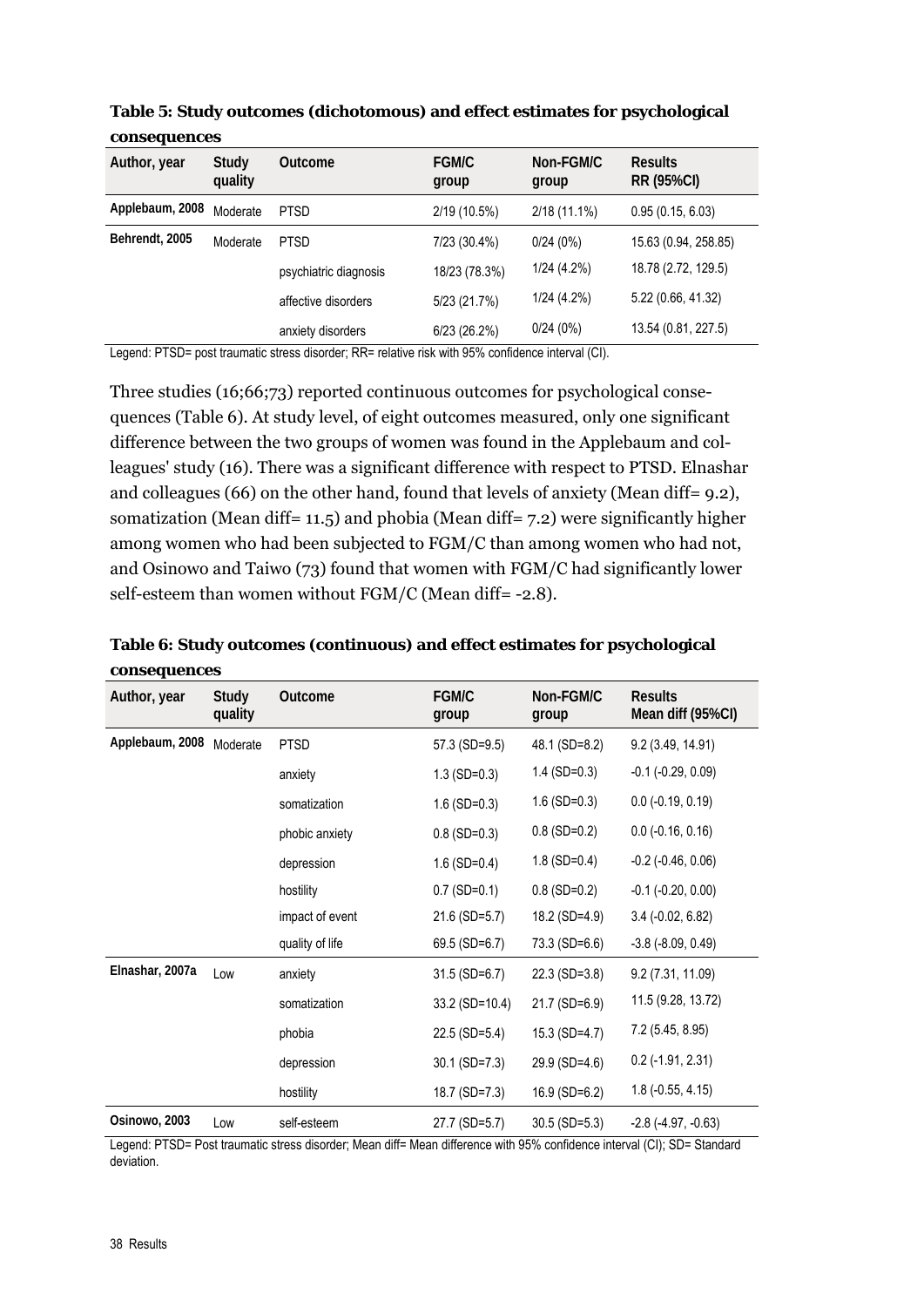**Table 5: Study outcomes (dichotomous) and effect estimates for psychological consequences**

| Author, year | Study quality | Outcome | FGM/C group | Non-FGM/C group | Results RR (95%CI) |
|---|---|---|---|---|---|
| Applebaum, 2008 | Moderate | PTSD | 2/19 (10.5%) | 2/18 (11.1%) | 0.95 (0.15, 6.03) |
| Behrendt, 2005 | Moderate | PTSD | 7/23 (30.4%) | 0/24 (0%) | 15.63 (0.94, 258.85) |
| | | psychiatric diagnosis | 18/23 (78.3%) | 1/24 (4.2%) | 18.78 (2.72, 129.5) |
| | | affective disorders | 5/23 (21.7%) | 1/24 (4.2%) | 5.22 (0.66, 41.32) |
| | | anxiety disorders | 6/23 (26.2%) | 0/24 (0%) | 13.54 (0.81, 227.5) |

Legend: PTSD= post traumatic stress disorder; RR= relative risk with 95% confidence interval (CI).

Three studies (16;66;73) reported continuous outcomes for psychological consequences (Table 6). At study level, of eight outcomes measured, only one significant difference between the two groups of women was found in the Applebaum and colleagues' study (16). There was a significant difference with respect to PTSD. Elnashar and colleagues (66) on the other hand, found that levels of anxiety (Mean diff= 9.2), somatization (Mean diff= 11.5) and phobia (Mean diff= 7.2) were significantly higher among women who had been subjected to FGM/C than among women who had not, and Osinowo and Taiwo (73) found that women with FGM/C had significantly lower self-esteem than women without FGM/C (Mean diff= -2.8).

**Table 6: Study outcomes (continuous) and effect estimates for psychological consequences**

| Author, year | Study quality | Outcome | FGM/C group | Non-FGM/C group | Results Mean diff (95%CI) |
|---|---|---|---|---|---|
| Applebaum, 2008 | Moderate | PTSD | 57.3 (SD=9.5) | 48.1 (SD=8.2) | 9.2 (3.49, 14.91) |
| | | anxiety | 1.3 (SD=0.3) | 1.4 (SD=0.3) | -0.1 (-0.29, 0.09) |
| | | somatization | 1.6 (SD=0.3) | 1.6 (SD=0.3) | 0.0 (-0.19, 0.19) |
| | | phobic anxiety | 0.8 (SD=0.3) | 0.8 (SD=0.2) | 0.0 (-0.16, 0.16) |
| | | depression | 1.6 (SD=0.4) | 1.8 (SD=0.4) | -0.2 (-0.46, 0.06) |
| | | hostility | 0.7 (SD=0.1) | 0.8 (SD=0.2) | -0.1 (-0.20, 0.00) |
| | | impact of event | 21.6 (SD=5.7) | 18.2 (SD=4.9) | 3.4 (-0.02, 6.82) |
| | | quality of life | 69.5 (SD=6.7) | 73.3 (SD=6.6) | -3.8 (-8.09, 0.49) |
| Elnashar, 2007a | Low | anxiety | 31.5 (SD=6.7) | 22.3 (SD=3.8) | 9.2 (7.31, 11.09) |
| | | somatization | 33.2 (SD=10.4) | 21.7 (SD=6.9) | 11.5 (9.28, 13.72) |
| | | phobia | 22.5 (SD=5.4) | 15.3 (SD=4.7) | 7.2 (5.45, 8.95) |
| | | depression | 30.1 (SD=7.3) | 29.9 (SD=4.6) | 0.2 (-1.91, 2.31) |
| | | hostility | 18.7 (SD=7.3) | 16.9 (SD=6.2) | 1.8 (-0.55, 4.15) |
| Osinowo, 2003 | Low | self-esteem | 27.7 (SD=5.7) | 30.5 (SD=5.3) | -2.8 (-4.97, -0.63) |

Legend: PTSD= Post traumatic stress disorder; Mean diff= Mean difference with 95% confidence interval (CI); SD= Standard deviation.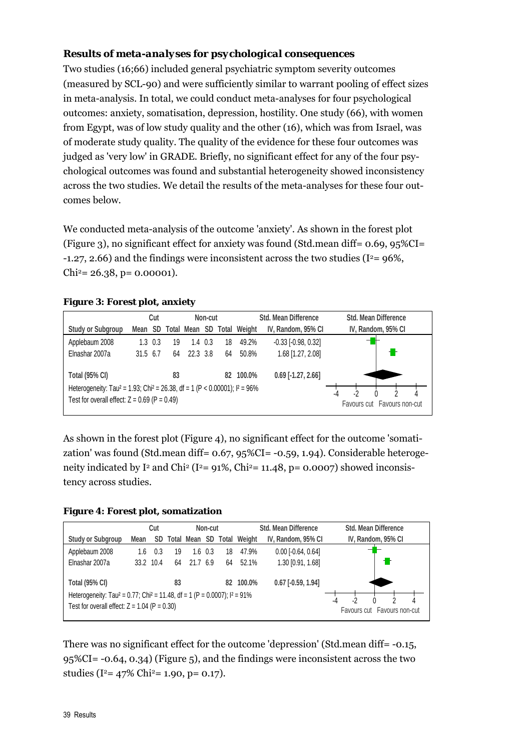### *Results of meta-analyses for psychological consequences*

Two studies (16;66) included general psychiatric symptom severity outcomes (measured by SCL-90) and were sufficiently similar to warrant pooling of effect sizes in meta-analysis. In total, we could conduct meta-analyses for four psychological outcomes: anxiety, somatisation, depression, hostility. One study (66), with women from Egypt, was of low study quality and the other (16), which was from Israel, was of moderate study quality. The quality of the evidence for these four outcomes was judged as 'very low' in GRADE. Briefly, no significant effect for any of the four psychological outcomes was found and substantial heterogeneity showed inconsistency across the two studies. We detail the results of the meta-analyses for these four outcomes below.

We conducted meta-analysis of the outcome 'anxiety'. As shown in the forest plot (Figure 3), no significant effect for anxiety was found (Std.mean diff= 0.69, 95%CI= -1.27, 2.66) and the findings were inconsistent across the two studies ($I^2$= 96%, $Chi^2$= 26.38, p= 0.00001).

**Figure 3: Forest plot, anxiety**

| Study or Subgroup | Cut Mean | Cut SD | Cut Total | Non-cut Mean | Non-cut SD | Non-cut Total | Weight | Std. Mean Difference IV, Random, 95% CI |
|---|---|---|---|---|---|---|---|---|
| Applebaum 2008 | 1.3 | 0.3 | 19 | 1.4 | 0.3 | 18 | 49.2% | -0.33 [-0.98, 0.32] |
| Elnashar 2007a | 31.5 | 6.7 | 64 | 22.3 | 3.8 | 64 | 50.8% | 1.68 [1.27, 2.08] |
| **Total (95% CI)** | | | **83** | | | **82** | **100.0%** | **0.69 [-1.27, 2.66]** |

Heterogeneity: $Tau^2$ = 1.93; $Chi^2$ = 26.38, df = 1 (P < 0.00001); $I^2$ = 96%

Test for overall effect: Z = 0.69 (P = 0.49)

Std. Mean Difference IV, Random, 95% CI

-4 -2 0 2 4

Favours cut Favours non-cut

As shown in the forest plot (Figure 4), no significant effect for the outcome 'somatization' was found (Std.mean diff= 0.67, 95%CI= -0.59, 1.94). Considerable heterogeneity indicated by $I^2$ and $Chi^2$ ($I^2$= 91%, $Chi^2$= 11.48, p= 0.0007) showed inconsistency across studies.

**Figure 4: Forest plot, somatization**

| Study or Subgroup | Cut Mean | Cut SD | Cut Total | Non-cut Mean | Non-cut SD | Non-cut Total | Weight | Std. Mean Difference IV, Random, 95% CI |
|---|---|---|---|---|---|---|---|---|
| Applebaum 2008 | 1.6 | 0.3 | 19 | 1.6 | 0.3 | 18 | 47.9% | 0.00 [-0.64, 0.64] |
| Elnashar 2007a | 33.2 | 10.4 | 64 | 21.7 | 6.9 | 64 | 52.1% | 1.30 [0.91, 1.68] |
| **Total (95% CI)** | | | **83** | | | **82** | **100.0%** | **0.67 [-0.59, 1.94]** |

Heterogeneity: $Tau^2$ = 0.77; $Chi^2$ = 11.48, df = 1 (P = 0.0007); $I^2$ = 91%

Test for overall effect: Z = 1.04 (P = 0.30)

Std. Mean Difference IV, Random, 95% CI

-4 -2 0 2 4

Favours cut Favours non-cut

There was no significant effect for the outcome 'depression' (Std.mean diff= -0.15, 95%CI= -0.64, 0.34) (Figure 5), and the findings were inconsistent across the two studies ($I^2$= 47% $Chi^2$= 1.90, p= 0.17).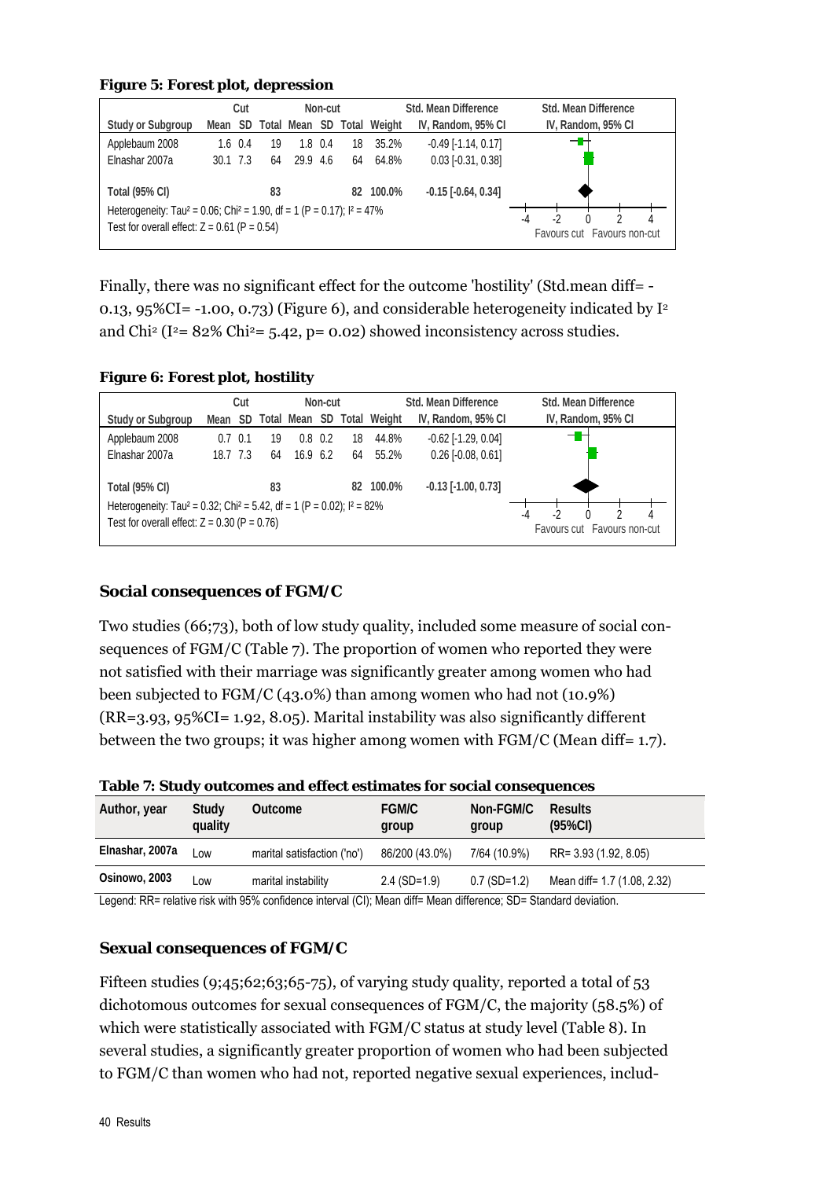**Figure 5: Forest plot, depression**

Cut | Non-cut | Std. Mean Difference | Std. Mean Difference

Study or Subgroup | Mean SD Total | Mean SD Total | Weight | IV, Random, 95% CI | IV, Random, 95% CI

Applebaum 2008 1.6 0.4 19 1.8 0.4 18 35.2% -0.49 [-1.14, 0.17]

Elnashar 2007a 30.1 7.3 64 29.9 4.6 64 64.8% 0.03 [-0.31, 0.38]

Total (95% CI) 83 82 100.0% -0.15 [-0.64, 0.34]

Heterogeneity: Tau² = 0.06; Chi² = 1.90, df = 1 (P = 0.17); I² = 47%

Test for overall effect: Z = 0.61 (P = 0.54)

-4 -2 0 2 4

Favours cut Favours non-cut

Finally, there was no significant effect for the outcome 'hostility' (Std.mean diff= -0.13, 95%CI= -1.00, 0.73) (Figure 6), and considerable heterogeneity indicated by $I^2$ and $Chi^2$ ($I^2$= 82% $Chi^2$= 5.42, p= 0.02) showed inconsistency across studies.

**Figure 6: Forest plot, hostility**

Cut | Non-cut | Std. Mean Difference | Std. Mean Difference

Study or Subgroup | Mean SD Total | Mean SD Total | Weight | IV, Random, 95% CI | IV, Random, 95% CI

Applebaum 2008 0.7 0.1 19 0.8 0.2 18 44.8% -0.62 [-1.29, 0.04]

Elnashar 2007a 18.7 7.3 64 16.9 6.2 64 55.2% 0.26 [-0.08, 0.61]

Total (95% CI) 83 82 100.0% -0.13 [-1.00, 0.73]

Heterogeneity: Tau² = 0.32; Chi² = 5.42, df = 1 (P = 0.02); I² = 82%

Test for overall effect: Z = 0.30 (P = 0.76)

-4 -2 0 2 4

Favours cut Favours non-cut

### Social consequences of FGM/C

Two studies (66;73), both of low study quality, included some measure of social consequences of FGM/C (Table 7). The proportion of women who reported they were not satisfied with their marriage was significantly greater among women who had been subjected to FGM/C (43.0%) than among women who had not (10.9%) (RR=3.93, 95%CI= 1.92, 8.05). Marital instability was also significantly different between the two groups; it was higher among women with FGM/C (Mean diff= 1.7).

**Table 7: Study outcomes and effect estimates for social consequences**

| Author, year | Study quality | Outcome | FGM/C group | Non-FGM/C group | Results (95%CI) |
|---|---|---|---|---|---|
| Elnashar, 2007a | Low | marital satisfaction ('no') | 86/200 (43.0%) | 7/64 (10.9%) | RR= 3.93 (1.92, 8.05) |
| Osinowo, 2003 | Low | marital instability | 2.4 (SD=1.9) | 0.7 (SD=1.2) | Mean diff= 1.7 (1.08, 2.32) |

Legend: RR= relative risk with 95% confidence interval (CI); Mean diff= Mean difference; SD= Standard deviation.

### Sexual consequences of FGM/C

Fifteen studies (9;45;62;63;65-75), of varying study quality, reported a total of 53 dichotomous outcomes for sexual consequences of FGM/C, the majority (58.5%) of which were statistically associated with FGM/C status at study level (Table 8). In several studies, a significantly greater proportion of women who had been subjected to FGM/C than women who had not, reported negative sexual experiences, includ-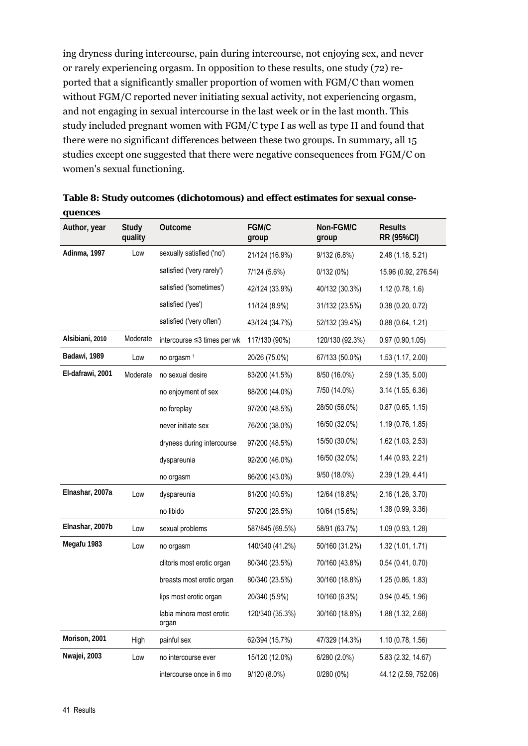ing dryness during intercourse, pain during intercourse, not enjoying sex, and never or rarely experiencing orgasm. In opposition to these results, one study (72) reported that a significantly smaller proportion of women with FGM/C than women without FGM/C reported never initiating sexual activity, not experiencing orgasm, and not engaging in sexual intercourse in the last week or in the last month. This study included pregnant women with FGM/C type I as well as type II and found that there were no significant differences between these two groups. In summary, all 15 studies except one suggested that there were negative consequences from FGM/C on women's sexual functioning.

**Table 8: Study outcomes (dichotomous) and effect estimates for sexual consequences**

| Author, year | Study quality | Outcome | FGM/C group | Non-FGM/C group | Results RR (95%CI) |
|---|---|---|---|---|---|
| Adinma, 1997 | Low | sexually satisfied ('no') | 21/124 (16.9%) | 9/132 (6.8%) | 2.48 (1.18, 5.21) |
| | | satisfied ('very rarely') | 7/124 (5.6%) | 0/132 (0%) | 15.96 (0.92, 276.54) |
| | | satisfied ('sometimes') | 42/124 (33.9%) | 40/132 (30.3%) | 1.12 (0.78, 1.6) |
| | | satisfied ('yes') | 11/124 (8.9%) | 31/132 (23.5%) | 0.38 (0.20, 0.72) |
| | | satisfied ('very often') | 43/124 (34.7%) | 52/132 (39.4%) | 0.88 (0.64, 1.21) |
| Alsibiani, 2010 | Moderate | intercourse ≤3 times per wk | 117/130 (90%) | 120/130 (92.3%) | 0.97 (0.90,1.05) |
| Badawi, 1989 | Low | no orgasm [1] | 20/26 (75.0%) | 67/133 (50.0%) | 1.53 (1.17, 2.00) |
| El-dafrawi, 2001 | Moderate | no sexual desire | 83/200 (41.5%) | 8/50 (16.0%) | 2.59 (1.35, 5.00) |
| | | no enjoyment of sex | 88/200 (44.0%) | 7/50 (14.0%) | 3.14 (1.55, 6.36) |
| | | no foreplay | 97/200 (48.5%) | 28/50 (56.0%) | 0.87 (0.65, 1.15) |
| | | never initiate sex | 76/200 (38.0%) | 16/50 (32.0%) | 1.19 (0.76, 1.85) |
| | | dryness during intercourse | 97/200 (48.5%) | 15/50 (30.0%) | 1.62 (1.03, 2.53) |
| | | dyspareunia | 92/200 (46.0%) | 16/50 (32.0%) | 1.44 (0.93, 2.21) |
| | | no orgasm | 86/200 (43.0%) | 9/50 (18.0%) | 2.39 (1.29, 4.41) |
| Elnashar, 2007a | Low | dyspareunia | 81/200 (40.5%) | 12/64 (18.8%) | 2.16 (1.26, 3.70) |
| | | no libido | 57/200 (28.5%) | 10/64 (15.6%) | 1.38 (0.99, 3.36) |
| Elnashar, 2007b | Low | sexual problems | 587/845 (69.5%) | 58/91 (63.7%) | 1.09 (0.93, 1.28) |
| Megafu 1983 | Low | no orgasm | 140/340 (41.2%) | 50/160 (31.2%) | 1.32 (1.01, 1.71) |
| | | clitoris most erotic organ | 80/340 (23.5%) | 70/160 (43.8%) | 0.54 (0.41, 0.70) |
| | | breasts most erotic organ | 80/340 (23.5%) | 30/160 (18.8%) | 1.25 (0.86, 1.83) |
| | | lips most erotic organ | 20/340 (5.9%) | 10/160 (6.3%) | 0.94 (0.45, 1.96) |
| | | labia minora most erotic organ | 120/340 (35.3%) | 30/160 (18.8%) | 1.88 (1.32, 2.68) |
| Morison, 2001 | High | painful sex | 62/394 (15.7%) | 47/329 (14.3%) | 1.10 (0.78, 1.56) |
| Nwajei, 2003 | Low | no intercourse ever | 15/120 (12.0%) | 6/280 (2.0%) | 5.83 (2.32, 14.67) |
| | | intercourse once in 6 mo | 9/120 (8.0%) | 0/280 (0%) | 44.12 (2.59, 752.06) |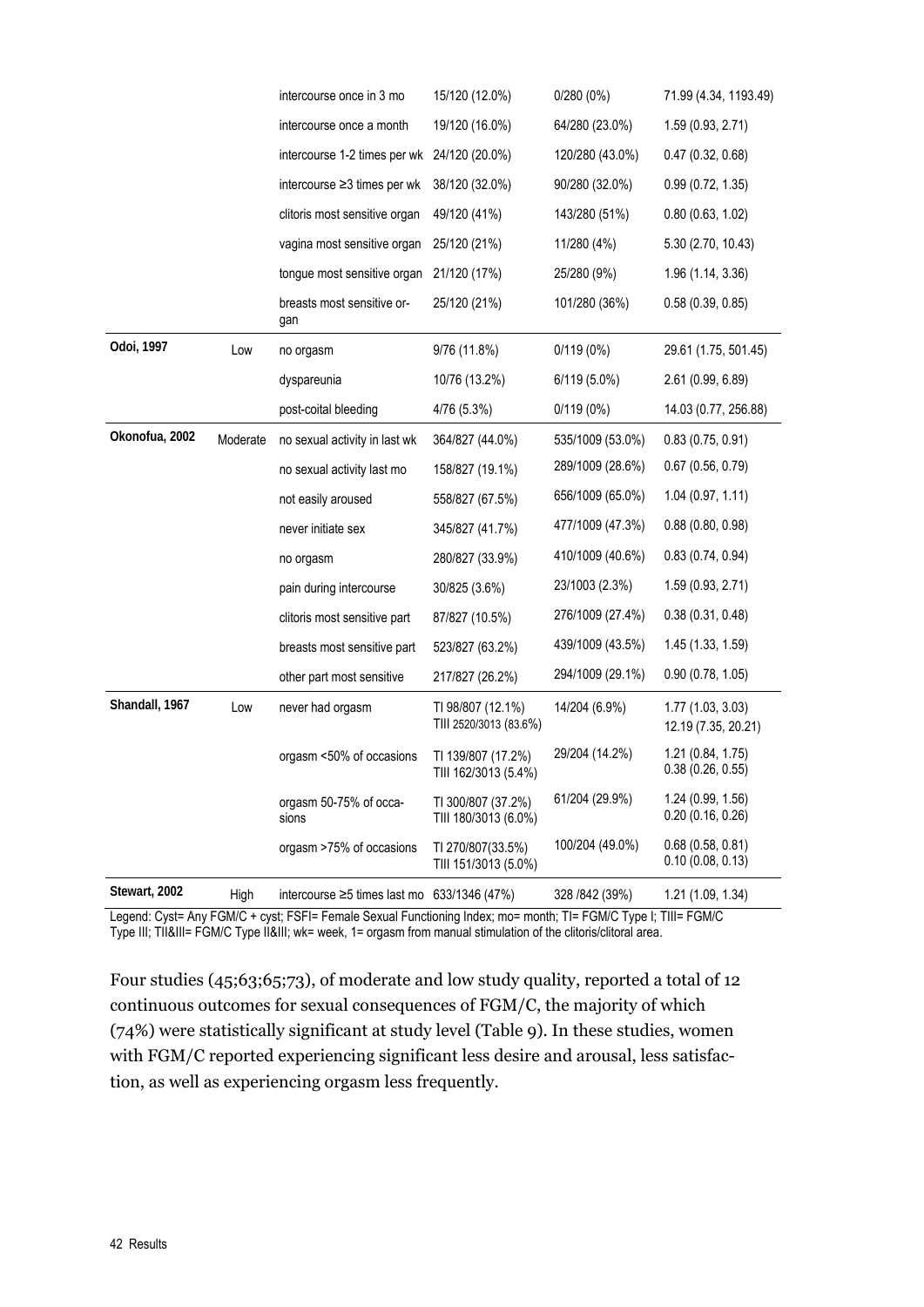| | | | | | |
|---|---|---|---|---|---|
| | | intercourse once in 3 mo | 15/120 (12.0%) | 0/280 (0%) | 71.99 (4.34, 1193.49) |
| | | intercourse once a month | 19/120 (16.0%) | 64/280 (23.0%) | 1.59 (0.93, 2.71) |
| | | intercourse 1-2 times per wk | 24/120 (20.0%) | 120/280 (43.0%) | 0.47 (0.32, 0.68) |
| | | intercourse ≥3 times per wk | 38/120 (32.0%) | 90/280 (32.0%) | 0.99 (0.72, 1.35) |
| | | clitoris most sensitive organ | 49/120 (41%) | 143/280 (51%) | 0.80 (0.63, 1.02) |
| | | vagina most sensitive organ | 25/120 (21%) | 11/280 (4%) | 5.30 (2.70, 10.43) |
| | | tongue most sensitive organ | 21/120 (17%) | 25/280 (9%) | 1.96 (1.14, 3.36) |
| | | breasts most sensitive organ | 25/120 (21%) | 101/280 (36%) | 0.58 (0.39, 0.85) |
| **Odoi, 1997** | Low | no orgasm | 9/76 (11.8%) | 0/119 (0%) | 29.61 (1.75, 501.45) |
| | | dyspareunia | 10/76 (13.2%) | 6/119 (5.0%) | 2.61 (0.99, 6.89) |
| | | post-coital bleeding | 4/76 (5.3%) | 0/119 (0%) | 14.03 (0.77, 256.88) |
| **Okonofua, 2002** | Moderate | no sexual activity in last wk | 364/827 (44.0%) | 535/1009 (53.0%) | 0.83 (0.75, 0.91) |
| | | no sexual activity last mo | 158/827 (19.1%) | 289/1009 (28.6%) | 0.67 (0.56, 0.79) |
| | | not easily aroused | 558/827 (67.5%) | 656/1009 (65.0%) | 1.04 (0.97, 1.11) |
| | | never initiate sex | 345/827 (41.7%) | 477/1009 (47.3%) | 0.88 (0.80, 0.98) |
| | | no orgasm | 280/827 (33.9%) | 410/1009 (40.6%) | 0.83 (0.74, 0.94) |
| | | pain during intercourse | 30/825 (3.6%) | 23/1003 (2.3%) | 1.59 (0.93, 2.71) |
| | | clitoris most sensitive part | 87/827 (10.5%) | 276/1009 (27.4%) | 0.38 (0.31, 0.48) |
| | | breasts most sensitive part | 523/827 (63.2%) | 439/1009 (43.5%) | 1.45 (1.33, 1.59) |
| | | other part most sensitive | 217/827 (26.2%) | 294/1009 (29.1%) | 0.90 (0.78, 1.05) |
| **Shandall, 1967** | Low | never had orgasm | TI 98/807 (12.1%)<br>TIII 2520/3013 (83.6%) | 14/204 (6.9%) | 1.77 (1.03, 3.03)<br>12.19 (7.35, 20.21) |
| | | orgasm <50% of occasions | TI 139/807 (17.2%)<br>TIII 162/3013 (5.4%) | 29/204 (14.2%) | 1.21 (0.84, 1.75)<br>0.38 (0.26, 0.55) |
| | | orgasm 50-75% of occasions | TI 300/807 (37.2%)<br>TIII 180/3013 (6.0%) | 61/204 (29.9%) | 1.24 (0.99, 1.56)<br>0.20 (0.16, 0.26) |
| | | orgasm >75% of occasions | TI 270/807(33.5%)<br>TIII 151/3013 (5.0%) | 100/204 (49.0%) | 0.68 (0.58, 0.81)<br>0.10 (0.08, 0.13) |
| **Stewart, 2002** | High | intercourse ≥5 times last mo | 633/1346 (47%) | 328 /842 (39%) | 1.21 (1.09, 1.34) |

Legend: Cyst= Any FGM/C + cyst; FSFI= Female Sexual Functioning Index; mo= month; TI= FGM/C Type I; TIII= FGM/C Type III; TII&III= FGM/C Type II&III; wk= week, 1= orgasm from manual stimulation of the clitoris/clitoral area.

Four studies (45;63;65;73), of moderate and low study quality, reported a total of 12 continuous outcomes for sexual consequences of FGM/C, the majority of which (74%) were statistically significant at study level (Table 9). In these studies, women with FGM/C reported experiencing significant less desire and arousal, less satisfaction, as well as experiencing orgasm less frequently.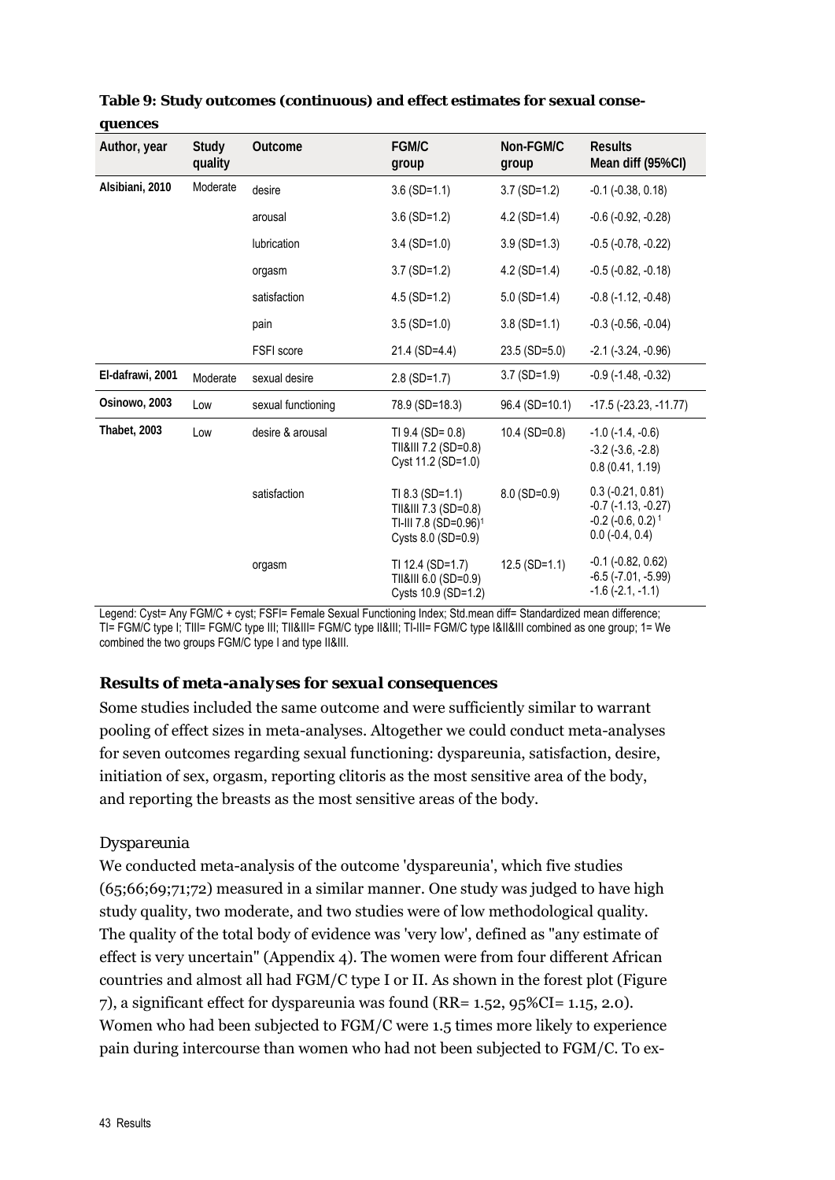**Table 9: Study outcomes (continuous) and effect estimates for sexual consequences**

| Author, year | Study quality | Outcome | FGM/C group | Non-FGM/C group | Results Mean diff (95%CI) |
|---|---|---|---|---|---|
| Alsibiani, 2010 | Moderate | desire | 3.6 (SD=1.1) | 3.7 (SD=1.2) | -0.1 (-0.38, 0.18) |
| | | arousal | 3.6 (SD=1.2) | 4.2 (SD=1.4) | -0.6 (-0.92, -0.28) |
| | | lubrication | 3.4 (SD=1.0) | 3.9 (SD=1.3) | -0.5 (-0.78, -0.22) |
| | | orgasm | 3.7 (SD=1.2) | 4.2 (SD=1.4) | -0.5 (-0.82, -0.18) |
| | | satisfaction | 4.5 (SD=1.2) | 5.0 (SD=1.4) | -0.8 (-1.12, -0.48) |
| | | pain | 3.5 (SD=1.0) | 3.8 (SD=1.1) | -0.3 (-0.56, -0.04) |
| | | FSFI score | 21.4 (SD=4.4) | 23.5 (SD=5.0) | -2.1 (-3.24, -0.96) |
| El-dafrawi, 2001 | Moderate | sexual desire | 2.8 (SD=1.7) | 3.7 (SD=1.9) | -0.9 (-1.48, -0.32) |
| Osinowo, 2003 | Low | sexual functioning | 78.9 (SD=18.3) | 96.4 (SD=10.1) | -17.5 (-23.23, -11.77) |
| Thabet, 2003 | Low | desire & arousal | TI 9.4 (SD= 0.8)<br>TII&III 7.2 (SD=0.8)<br>Cyst 11.2 (SD=1.0) | 10.4 (SD=0.8) | -1.0 (-1.4, -0.6)<br>-3.2 (-3.6, -2.8)<br>0.8 (0.41, 1.19) |
| | | satisfaction | TI 8.3 (SD=1.1)<br>TII&III 7.3 (SD=0.8)<br>TI-III 7.8 (SD=0.96)[1]<br>Cysts 8.0 (SD=0.9) | 8.0 (SD=0.9) | 0.3 (-0.21, 0.81)<br>-0.7 (-1.13, -0.27)<br>-0.2 (-0.6, 0.2)[1]<br>0.0 (-0.4, 0.4) |
| | | orgasm | TI 12.4 (SD=1.7)<br>TII&III 6.0 (SD=0.9)<br>Cysts 10.9 (SD=1.2) | 12.5 (SD=1.1) | -0.1 (-0.82, 0.62)<br>-6.5 (-7.01, -5.99)<br>-1.6 (-2.1, -1.1) |

Legend: Cyst= Any FGM/C + cyst; FSFI= Female Sexual Functioning Index; Std.mean diff= Standardized mean difference; TI= FGM/C type I; TIII= FGM/C type III; TII&III= FGM/C type II&III; TI-III= FGM/C type I&II&III combined as one group; 1= We combined the two groups FGM/C type I and type II&III.

### Results of meta-analyses for sexual consequences

Some studies included the same outcome and were sufficiently similar to warrant pooling of effect sizes in meta-analyses. Altogether we could conduct meta-analyses for seven outcomes regarding sexual functioning: dyspareunia, satisfaction, desire, initiation of sex, orgasm, reporting clitoris as the most sensitive area of the body, and reporting the breasts as the most sensitive areas of the body.

#### *Dyspareunia*

We conducted meta-analysis of the outcome 'dyspareunia', which five studies (65;66;69;71;72) measured in a similar manner. One study was judged to have high study quality, two moderate, and two studies were of low methodological quality. The quality of the total body of evidence was 'very low', defined as "any estimate of effect is very uncertain" (Appendix 4). The women were from four different African countries and almost all had FGM/C type I or II. As shown in the forest plot (Figure 7), a significant effect for dyspareunia was found (RR= 1.52, 95%CI= 1.15, 2.0). Women who had been subjected to FGM/C were 1.5 times more likely to experience pain during intercourse than women who had not been subjected to FGM/C. To ex-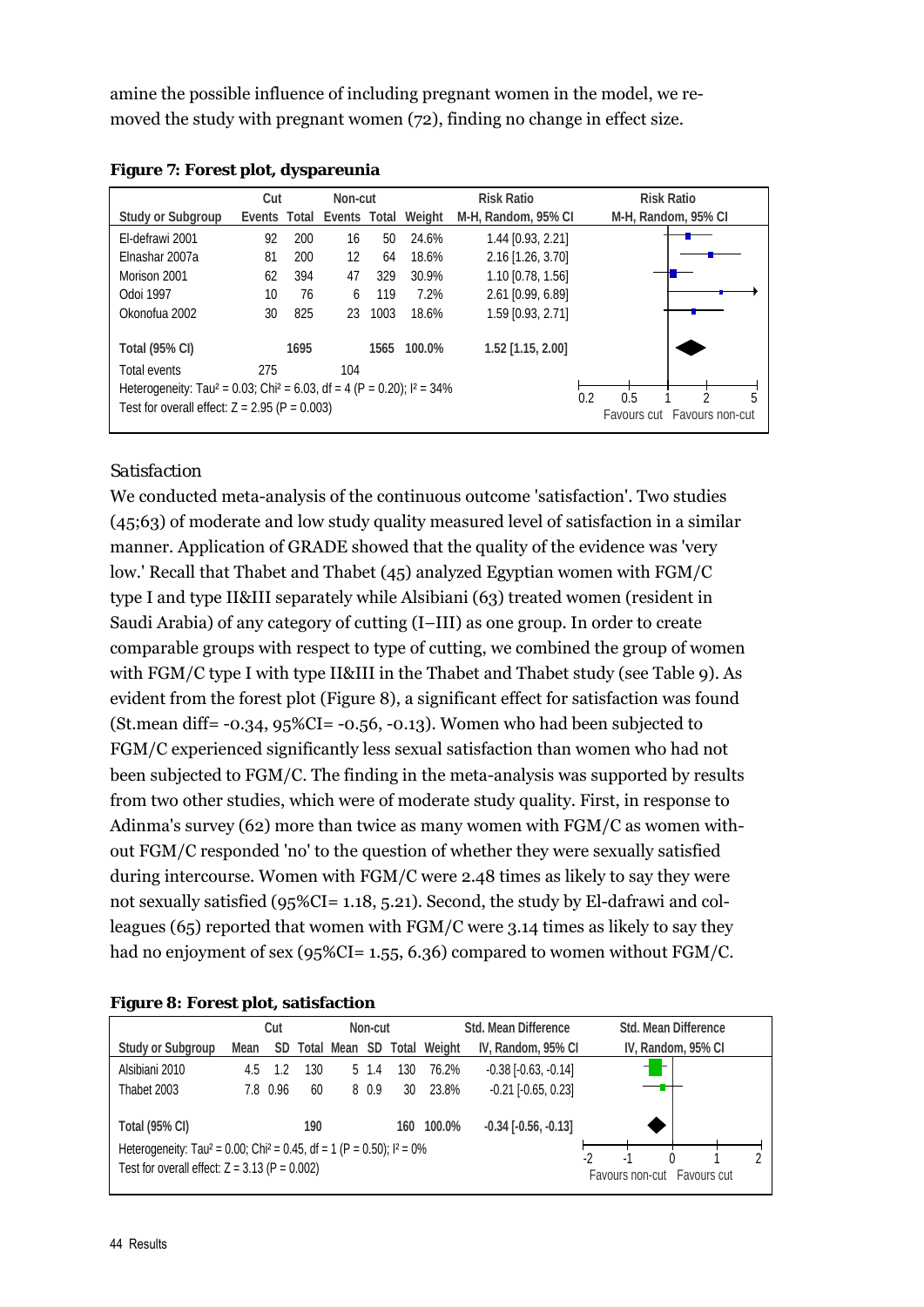amine the possible influence of including pregnant women in the model, we removed the study with pregnant women (72), finding no change in effect size.

**Figure 7: Forest plot, dyspareunia**

Cut | Non-cut | Risk Ratio | Risk Ratio

Study or Subgroup | Events | Total | Events | Total | Weight | M-H, Random, 95% CI | M-H, Random, 95% CI

El-defrawi 2001 | 92 | 200 | 16 | 50 | 24.6% | 1.44 [0.93, 2.21]

Elnashar 2007a | 81 | 200 | 12 | 64 | 18.6% | 2.16 [1.26, 3.70]

Morison 2001 | 62 | 394 | 47 | 329 | 30.9% | 1.10 [0.78, 1.56]

Odoi 1997 | 10 | 76 | 6 | 119 | 7.2% | 2.61 [0.99, 6.89]

Okonofua 2002 | 30 | 825 | 23 | 1003 | 18.6% | 1.59 [0.93, 2.71]

Total (95% CI) | 1695 | 1565 | 100.0% | 1.52 [1.15, 2.00]

Total events | 275 | 104

Heterogeneity: Tau² = 0.03; Chi² = 6.03, df = 4 (P = 0.20); I² = 34%

Test for overall effect: Z = 2.95 (P = 0.003)

0.2 0.5 1 2 5

Favours cut Favours non-cut

### Satisfaction

We conducted meta-analysis of the continuous outcome 'satisfaction'. Two studies (45;63) of moderate and low study quality measured level of satisfaction in a similar manner. Application of GRADE showed that the quality of the evidence was 'very low.' Recall that Thabet and Thabet (45) analyzed Egyptian women with FGM/C type I and type II&III separately while Alsibiani (63) treated women (resident in Saudi Arabia) of any category of cutting (I–III) as one group. In order to create comparable groups with respect to type of cutting, we combined the group of women with FGM/C type I with type II&III in the Thabet and Thabet study (see Table 9). As evident from the forest plot (Figure 8), a significant effect for satisfaction was found (St.mean diff= -0.34, 95%CI= -0.56, -0.13). Women who had been subjected to FGM/C experienced significantly less sexual satisfaction than women who had not been subjected to FGM/C. The finding in the meta-analysis was supported by results from two other studies, which were of moderate study quality. First, in response to Adinma's survey (62) more than twice as many women with FGM/C as women without FGM/C responded 'no' to the question of whether they were sexually satisfied during intercourse. Women with FGM/C were 2.48 times as likely to say they were not sexually satisfied (95%CI= 1.18, 5.21). Second, the study by El-dafrawi and colleagues (65) reported that women with FGM/C were 3.14 times as likely to say they had no enjoyment of sex (95%CI= 1.55, 6.36) compared to women without FGM/C.

**Figure 8: Forest plot, satisfaction**

Cut | Non-cut | Std. Mean Difference | Std. Mean Difference

Study or Subgroup | Mean | SD | Total | Mean | SD | Total | Weight | IV, Random, 95% CI | IV, Random, 95% CI

Alsibiani 2010 | 4.5 | 1.2 | 130 | 5 | 1.4 | 130 | 76.2% | -0.38 [-0.63, -0.14]

Thabet 2003 | 7.8 | 0.96 | 60 | 8 | 0.9 | 30 | 23.8% | -0.21 [-0.65, 0.23]

Total (95% CI) | 190 | 160 | 100.0% | -0.34 [-0.56, -0.13]

Heterogeneity: Tau² = 0.00; Chi² = 0.45, df = 1 (P = 0.50); I² = 0%

Test for overall effect: Z = 3.13 (P = 0.002)

-2 -1 0 1 2

Favours non-cut Favours cut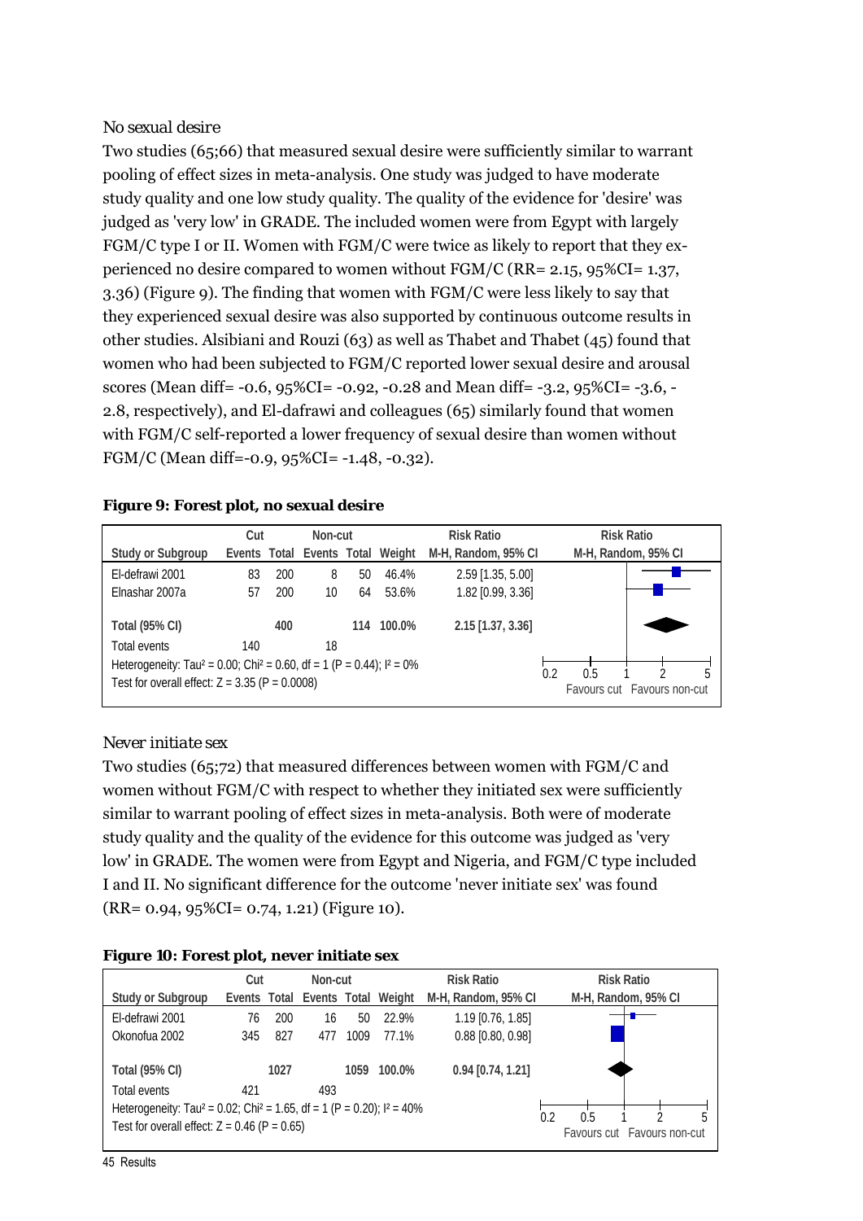*No sexual desire*

Two studies (65;66) that measured sexual desire were sufficiently similar to warrant pooling of effect sizes in meta-analysis. One study was judged to have moderate study quality and one low study quality. The quality of the evidence for 'desire' was judged as 'very low' in GRADE. The included women were from Egypt with largely FGM/C type I or II. Women with FGM/C were twice as likely to report that they experienced no desire compared to women without FGM/C (RR= 2.15, 95%CI= 1.37, 3.36) (Figure 9). The finding that women with FGM/C were less likely to say that they experienced sexual desire was also supported by continuous outcome results in other studies. Alsibiani and Rouzi (63) as well as Thabet and Thabet (45) found that women who had been subjected to FGM/C reported lower sexual desire and arousal scores (Mean diff= -0.6, 95%CI= -0.92, -0.28 and Mean diff= -3.2, 95%CI= -3.6, -2.8, respectively), and El-dafrawi and colleagues (65) similarly found that women with FGM/C self-reported a lower frequency of sexual desire than women without FGM/C (Mean diff=-0.9, 95%CI= -1.48, -0.32).

**Figure 9: Forest plot, no sexual desire**

| | Cut | | Non-cut | | | Risk Ratio |
|---|---|---|---|---|---|---|
| Study or Subgroup | Events | Total | Events | Total | Weight | M-H, Random, 95% CI |
| El-defrawi 2001 | 83 | 200 | 8 | 50 | 46.4% | 2.59 [1.35, 5.00] |
| Elnashar 2007a | 57 | 200 | 10 | 64 | 53.6% | 1.82 [0.99, 3.36] |
| **Total (95% CI)** | | **400** | | **114** | **100.0%** | **2.15 [1.37, 3.36]** |
| Total events | 140 | | 18 | | | |

Heterogeneity: Tau² = 0.00; Chi² = 0.60, df = 1 (P = 0.44); I² = 0%

Test for overall effect: Z = 3.35 (P = 0.0008)

Risk Ratio
M-H, Random, 95% CI
0.2 0.5 1 2 5
Favours cut Favours non-cut

*Never initiate sex*

Two studies (65;72) that measured differences between women with FGM/C and women without FGM/C with respect to whether they initiated sex were sufficiently similar to warrant pooling of effect sizes in meta-analysis. Both were of moderate study quality and the quality of the evidence for this outcome was judged as 'very low' in GRADE. The women were from Egypt and Nigeria, and FGM/C type included I and II. No significant difference for the outcome 'never initiate sex' was found (RR= 0.94, 95%CI= 0.74, 1.21) (Figure 10).

**Figure 10: Forest plot, never initiate sex**

| | Cut | | Non-cut | | | Risk Ratio |
|---|---|---|---|---|---|---|
| Study or Subgroup | Events | Total | Events | Total | Weight | M-H, Random, 95% CI |
| El-defrawi 2001 | 76 | 200 | 16 | 50 | 22.9% | 1.19 [0.76, 1.85] |
| Okonofua 2002 | 345 | 827 | 477 | 1009 | 77.1% | 0.88 [0.80, 0.98] |
| **Total (95% CI)** | | **1027** | | **1059** | **100.0%** | **0.94 [0.74, 1.21]** |
| Total events | 421 | | 493 | | | |

Heterogeneity: Tau² = 0.02; Chi² = 1.65, df = 1 (P = 0.20); I² = 40%

Test for overall effect: Z = 0.46 (P = 0.65)

Risk Ratio
M-H, Random, 95% CI
0.2 0.5 1 2 5
Favours cut Favours non-cut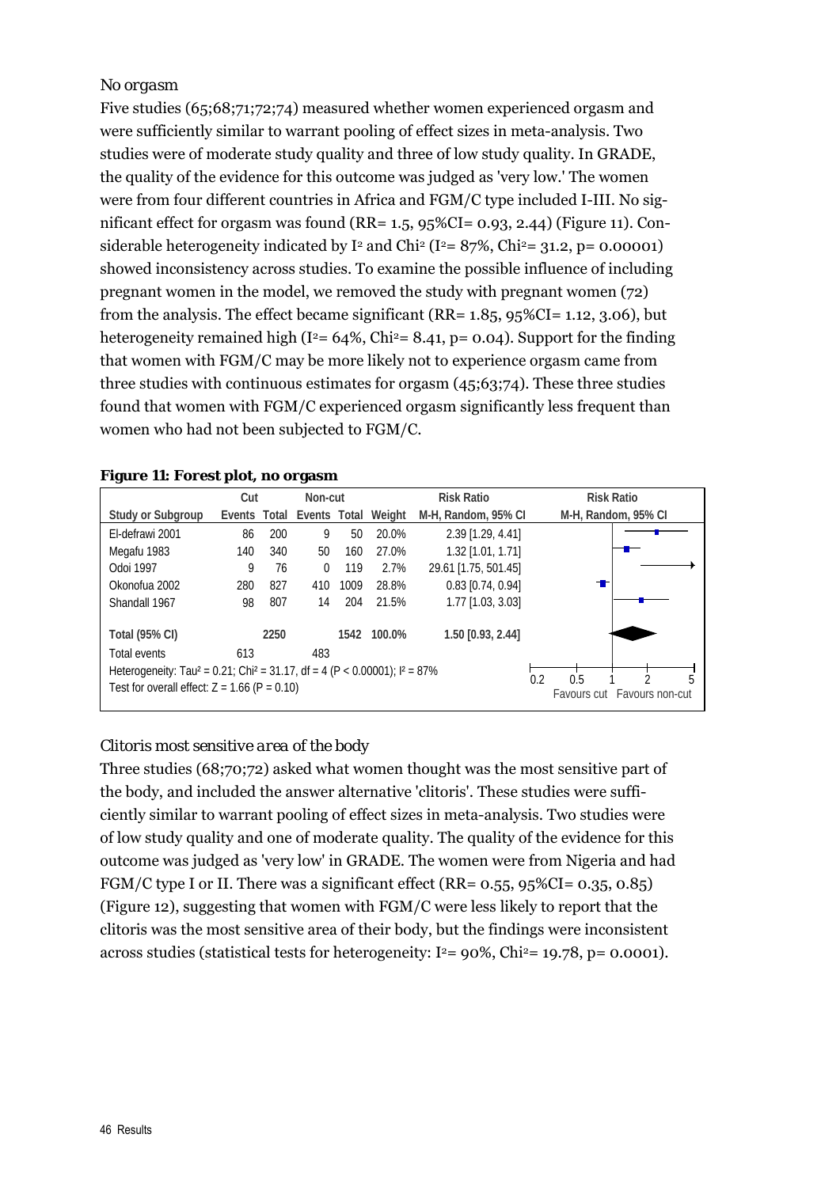### No orgasm

Five studies (65;68;71;72;74) measured whether women experienced orgasm and were sufficiently similar to warrant pooling of effect sizes in meta-analysis. Two studies were of moderate study quality and three of low study quality. In GRADE, the quality of the evidence for this outcome was judged as 'very low.' The women were from four different countries in Africa and FGM/C type included I-III. No significant effect for orgasm was found (RR= 1.5, 95%CI= 0.93, 2.44) (Figure 11). Considerable heterogeneity indicated by $I^2$ and $Chi^2$ ($I^2$= 87%, $Chi^2$= 31.2, p= 0.00001) showed inconsistency across studies. To examine the possible influence of including pregnant women in the model, we removed the study with pregnant women (72) from the analysis. The effect became significant (RR= 1.85, 95%CI= 1.12, 3.06), but heterogeneity remained high ($I^2$= 64%, $Chi^2$= 8.41, p= 0.04). Support for the finding that women with FGM/C may be more likely not to experience orgasm came from three studies with continuous estimates for orgasm (45;63;74). These three studies found that women with FGM/C experienced orgasm significantly less frequent than women who had not been subjected to FGM/C.

**Figure 11: Forest plot, no orgasm**

Cut | Non-cut | Risk Ratio | Risk Ratio

Study or Subgroup | Events Total | Events Total | Weight | M-H, Random, 95% CI | M-H, Random, 95% CI

El-defrawi 2001 86 200 9 50 20.0% 2.39 [1.29, 4.41]

Megafu 1983 140 340 50 160 27.0% 1.32 [1.01, 1.71]

Odoi 1997 9 76 0 119 2.7% 29.61 [1.75, 501.45]

Okonofua 2002 280 827 410 1009 28.8% 0.83 [0.74, 0.94]

Shandall 1967 98 807 14 204 21.5% 1.77 [1.03, 3.03]

Total (95% CI) 2250 1542 100.0% 1.50 [0.93, 2.44]

Total events 613 483

Heterogeneity: $Tau^2$ = 0.21; $Chi^2$ = 31.17, df = 4 (P < 0.00001); $I^2$ = 87%

Test for overall effect: Z = 1.66 (P = 0.10)

0.2 0.5 1 2 5

Favours cut Favours non-cut

### Clitoris most sensitive area of the body

Three studies (68;70;72) asked what women thought was the most sensitive part of the body, and included the answer alternative 'clitoris'. These studies were sufficiently similar to warrant pooling of effect sizes in meta-analysis. Two studies were of low study quality and one of moderate quality. The quality of the evidence for this outcome was judged as 'very low' in GRADE. The women were from Nigeria and had FGM/C type I or II. There was a significant effect (RR= 0.55, 95%CI= 0.35, 0.85) (Figure 12), suggesting that women with FGM/C were less likely to report that the clitoris was the most sensitive area of their body, but the findings were inconsistent across studies (statistical tests for heterogeneity: $I^2$= 90%, $Chi^2$= 19.78, p= 0.0001).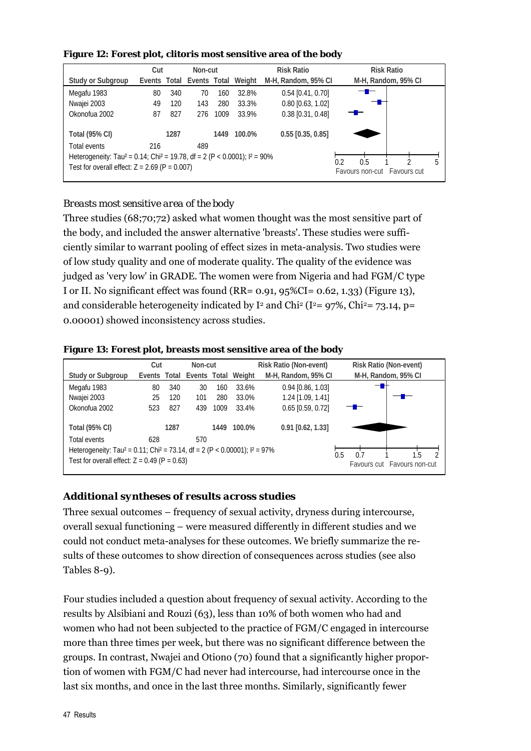**Figure 12: Forest plot, clitoris most sensitive area of the body**

| Study or Subgroup | Cut Events | Cut Total | Non-cut Events | Non-cut Total | Weight | Risk Ratio M-H, Random, 95% CI |
|---|---|---|---|---|---|---|
| Megafu 1983 | 80 | 340 | 70 | 160 | 32.8% | 0.54 [0.41, 0.70] |
| Nwajei 2003 | 49 | 120 | 143 | 280 | 33.3% | 0.80 [0.63, 1.02] |
| Okonofua 2002 | 87 | 827 | 276 | 1009 | 33.9% | 0.38 [0.31, 0.48] |
| **Total (95% CI)** | | **1287** | | **1449** | **100.0%** | **0.55 [0.35, 0.85]** |
| Total events | 216 | | 489 | | | |

Heterogeneity: Tau² = 0.14; Chi² = 19.78, df = 2 (P < 0.0001); I² = 90%

Test for overall effect: Z = 2.69 (P = 0.007)

Risk Ratio M-H, Random, 95% CI

0.2 0.5 1 2 5

Favours non-cut Favours cut

*Breasts most sensitive area of the body*

Three studies (68;70;72) asked what women thought was the most sensitive part of the body, and included the answer alternative 'breasts'. These studies were sufficiently similar to warrant pooling of effect sizes in meta-analysis. Two studies were of low study quality and one of moderate quality. The quality of the evidence was judged as 'very low' in GRADE. The women were from Nigeria and had FGM/C type I or II. No significant effect was found (RR= 0.91, 95%CI= 0.62, 1.33) (Figure 13), and considerable heterogeneity indicated by $I^2$ and $Chi^2$ ($I^2$= 97%, $Chi^2$= 73.14, p= 0.00001) showed inconsistency across studies.

**Figure 13: Forest plot, breasts most sensitive area of the body**

| Study or Subgroup | Cut Events | Cut Total | Non-cut Events | Non-cut Total | Weight | Risk Ratio (Non-event) M-H, Random, 95% CI |
|---|---|---|---|---|---|---|
| Megafu 1983 | 80 | 340 | 30 | 160 | 33.6% | 0.94 [0.86, 1.03] |
| Nwajei 2003 | 25 | 120 | 101 | 280 | 33.0% | 1.24 [1.09, 1.41] |
| Okonofua 2002 | 523 | 827 | 439 | 1009 | 33.4% | 0.65 [0.59, 0.72] |
| **Total (95% CI)** | | **1287** | | **1449** | **100.0%** | **0.91 [0.62, 1.33]** |
| Total events | 628 | | 570 | | | |

Heterogeneity: Tau² = 0.11; Chi² = 73.14, df = 2 (P < 0.00001); I² = 97%

Test for overall effect: Z = 0.49 (P = 0.63)

Risk Ratio (Non-event) M-H, Random, 95% CI

0.5 0.7 1 1.5 2

Favours cut Favours non-cut

### *Additional syntheses of results across studies*

Three sexual outcomes – frequency of sexual activity, dryness during intercourse, overall sexual functioning – were measured differently in different studies and we could not conduct meta-analyses for these outcomes. We briefly summarize the results of these outcomes to show direction of consequences across studies (see also Tables 8-9).

Four studies included a question about frequency of sexual activity. According to the results by Alsibiani and Rouzi (63), less than 10% of both women who had and women who had not been subjected to the practice of FGM/C engaged in intercourse more than three times per week, but there was no significant difference between the groups. In contrast, Nwajei and Otiono (70) found that a significantly higher proportion of women with FGM/C had never had intercourse, had intercourse once in the last six months, and once in the last three months. Similarly, significantly fewer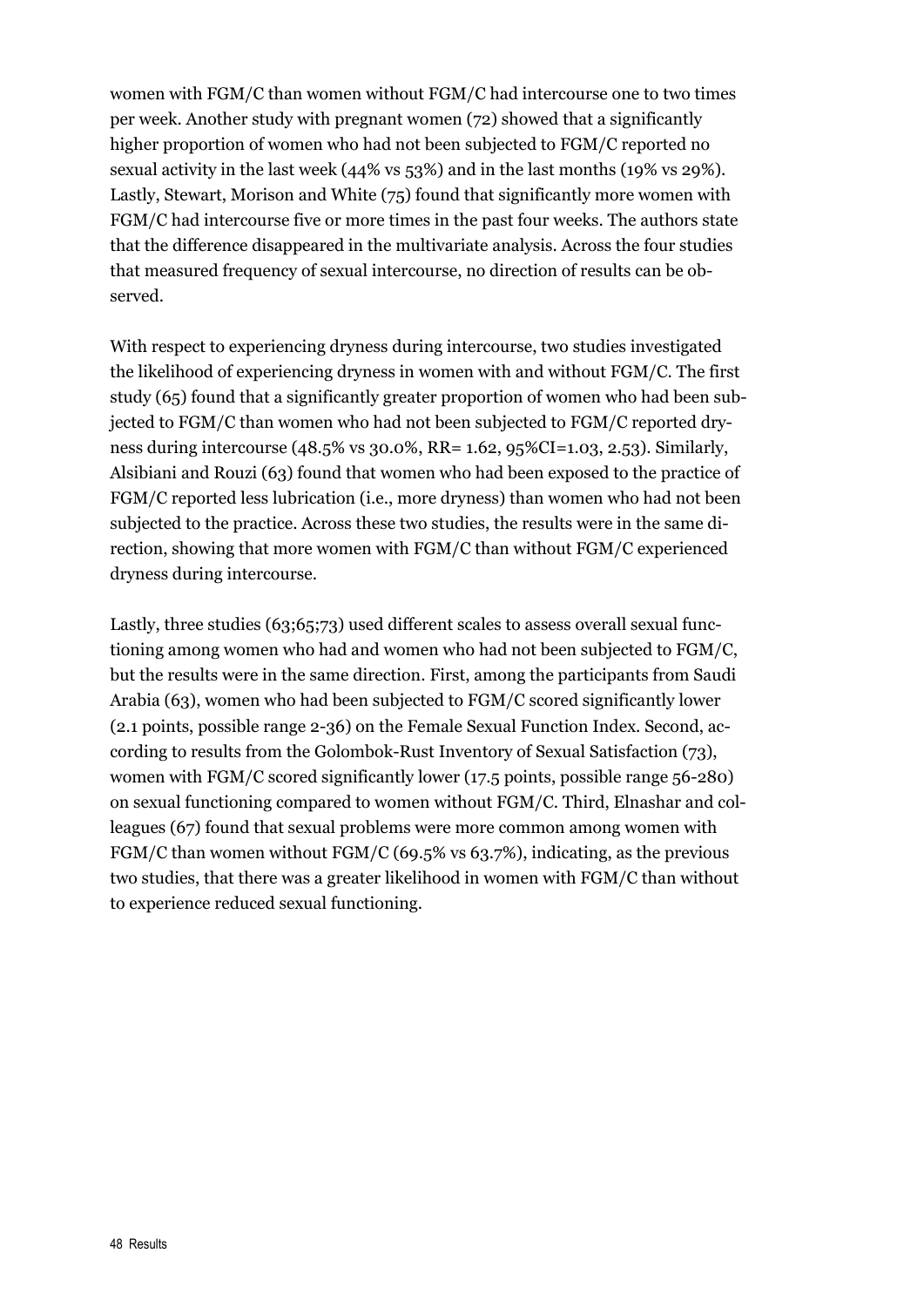women with FGM/C than women without FGM/C had intercourse one to two times per week. Another study with pregnant women (72) showed that a significantly higher proportion of women who had not been subjected to FGM/C reported no sexual activity in the last week (44% vs 53%) and in the last months (19% vs 29%). Lastly, Stewart, Morison and White (75) found that significantly more women with FGM/C had intercourse five or more times in the past four weeks. The authors state that the difference disappeared in the multivariate analysis. Across the four studies that measured frequency of sexual intercourse, no direction of results can be observed.

With respect to experiencing dryness during intercourse, two studies investigated the likelihood of experiencing dryness in women with and without FGM/C. The first study (65) found that a significantly greater proportion of women who had been subjected to FGM/C than women who had not been subjected to FGM/C reported dryness during intercourse (48.5% vs 30.0%, RR= 1.62, 95%CI=1.03, 2.53). Similarly, Alsibiani and Rouzi (63) found that women who had been exposed to the practice of FGM/C reported less lubrication (i.e., more dryness) than women who had not been subjected to the practice. Across these two studies, the results were in the same direction, showing that more women with FGM/C than without FGM/C experienced dryness during intercourse.

Lastly, three studies (63;65;73) used different scales to assess overall sexual functioning among women who had and women who had not been subjected to FGM/C, but the results were in the same direction. First, among the participants from Saudi Arabia (63), women who had been subjected to FGM/C scored significantly lower (2.1 points, possible range 2-36) on the Female Sexual Function Index. Second, according to results from the Golombok-Rust Inventory of Sexual Satisfaction (73), women with FGM/C scored significantly lower (17.5 points, possible range 56-280) on sexual functioning compared to women without FGM/C. Third, Elnashar and colleagues (67) found that sexual problems were more common among women with FGM/C than women without FGM/C (69.5% vs 63.7%), indicating, as the previous two studies, that there was a greater likelihood in women with FGM/C than without to experience reduced sexual functioning.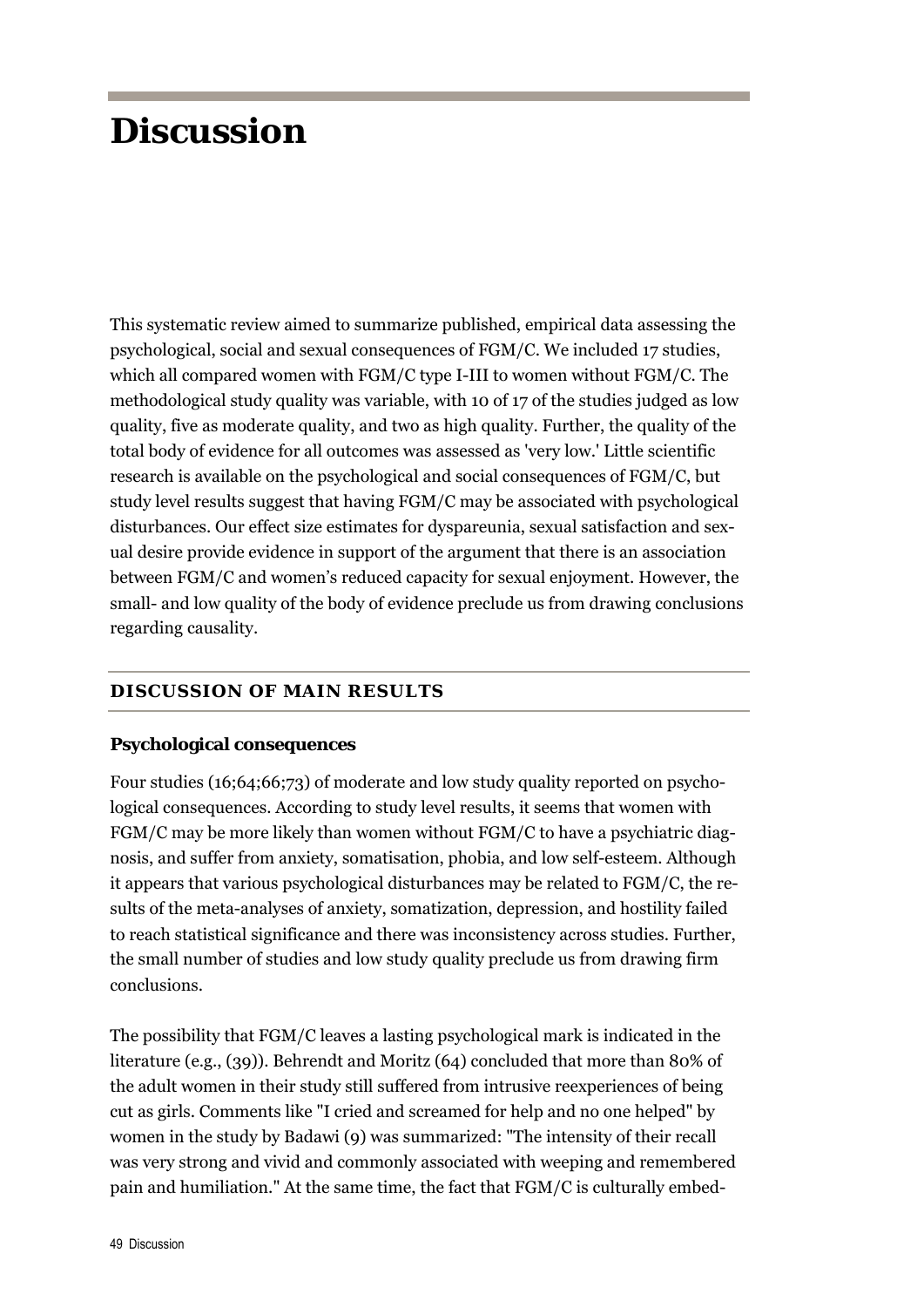# Discussion

This systematic review aimed to summarize published, empirical data assessing the psychological, social and sexual consequences of FGM/C. We included 17 studies, which all compared women with FGM/C type I-III to women without FGM/C. The methodological study quality was variable, with 10 of 17 of the studies judged as low quality, five as moderate quality, and two as high quality. Further, the quality of the total body of evidence for all outcomes was assessed as 'very low.' Little scientific research is available on the psychological and social consequences of FGM/C, but study level results suggest that having FGM/C may be associated with psychological disturbances. Our effect size estimates for dyspareunia, sexual satisfaction and sexual desire provide evidence in support of the argument that there is an association between FGM/C and women's reduced capacity for sexual enjoyment. However, the small- and low quality of the body of evidence preclude us from drawing conclusions regarding causality.

## DISCUSSION OF MAIN RESULTS

### Psychological consequences

Four studies (16;64;66;73) of moderate and low study quality reported on psychological consequences. According to study level results, it seems that women with FGM/C may be more likely than women without FGM/C to have a psychiatric diagnosis, and suffer from anxiety, somatisation, phobia, and low self-esteem. Although it appears that various psychological disturbances may be related to FGM/C, the results of the meta-analyses of anxiety, somatization, depression, and hostility failed to reach statistical significance and there was inconsistency across studies. Further, the small number of studies and low study quality preclude us from drawing firm conclusions.

The possibility that FGM/C leaves a lasting psychological mark is indicated in the literature (e.g., (39)). Behrendt and Moritz (64) concluded that more than 80% of the adult women in their study still suffered from intrusive reexperiences of being cut as girls. Comments like "I cried and screamed for help and no one helped" by women in the study by Badawi (9) was summarized: "The intensity of their recall was very strong and vivid and commonly associated with weeping and remembered pain and humiliation." At the same time, the fact that FGM/C is culturally embed-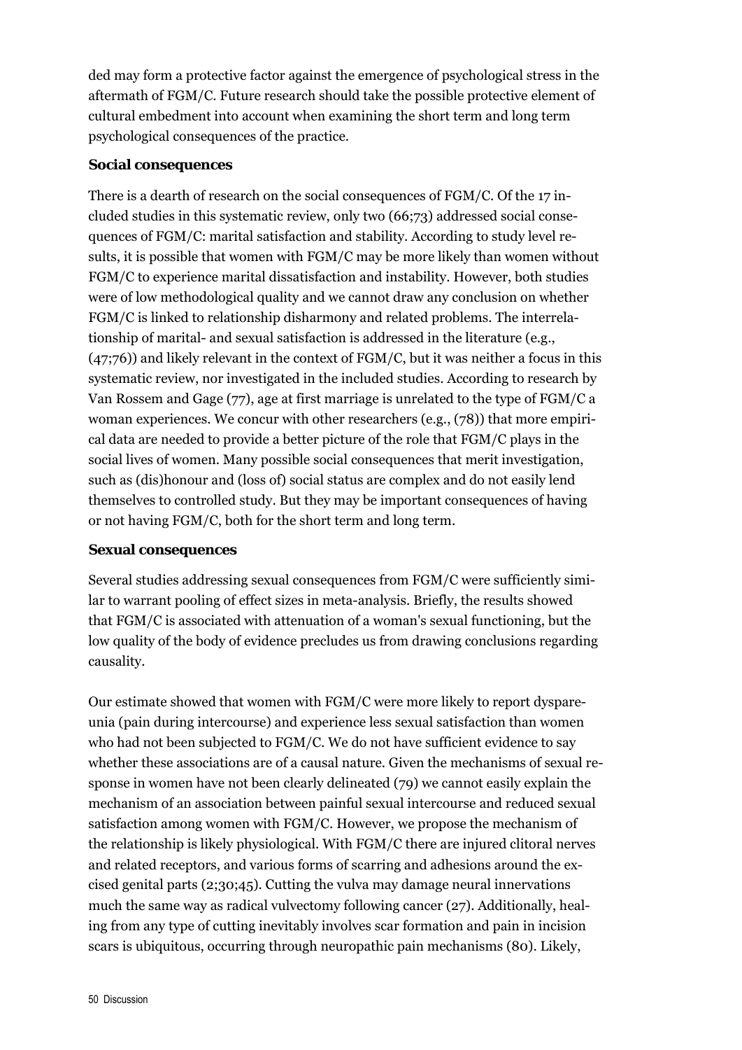ded may form a protective factor against the emergence of psychological stress in the aftermath of FGM/C. Future research should take the possible protective element of cultural embedment into account when examining the short term and long term psychological consequences of the practice.

**Social consequences**

There is a dearth of research on the social consequences of FGM/C. Of the 17 included studies in this systematic review, only two (66;73) addressed social consequences of FGM/C: marital satisfaction and stability. According to study level results, it is possible that women with FGM/C may be more likely than women without FGM/C to experience marital dissatisfaction and instability. However, both studies were of low methodological quality and we cannot draw any conclusion on whether FGM/C is linked to relationship disharmony and related problems. The interrelationship of marital- and sexual satisfaction is addressed in the literature (e.g., (47;76)) and likely relevant in the context of FGM/C, but it was neither a focus in this systematic review, nor investigated in the included studies. According to research by Van Rossem and Gage (77), age at first marriage is unrelated to the type of FGM/C a woman experiences. We concur with other researchers (e.g., (78)) that more empirical data are needed to provide a better picture of the role that FGM/C plays in the social lives of women. Many possible social consequences that merit investigation, such as (dis)honour and (loss of) social status are complex and do not easily lend themselves to controlled study. But they may be important consequences of having or not having FGM/C, both for the short term and long term.

**Sexual consequences**

Several studies addressing sexual consequences from FGM/C were sufficiently similar to warrant pooling of effect sizes in meta-analysis. Briefly, the results showed that FGM/C is associated with attenuation of a woman's sexual functioning, but the low quality of the body of evidence precludes us from drawing conclusions regarding causality.

Our estimate showed that women with FGM/C were more likely to report dyspareunia (pain during intercourse) and experience less sexual satisfaction than women who had not been subjected to FGM/C. We do not have sufficient evidence to say whether these associations are of a causal nature. Given the mechanisms of sexual response in women have not been clearly delineated (79) we cannot easily explain the mechanism of an association between painful sexual intercourse and reduced sexual satisfaction among women with FGM/C. However, we propose the mechanism of the relationship is likely physiological. With FGM/C there are injured clitoral nerves and related receptors, and various forms of scarring and adhesions around the excised genital parts (2;30;45). Cutting the vulva may damage neural innervations much the same way as radical vulvectomy following cancer (27). Additionally, healing from any type of cutting inevitably involves scar formation and pain in incision scars is ubiquitous, occurring through neuropathic pain mechanisms (80). Likely,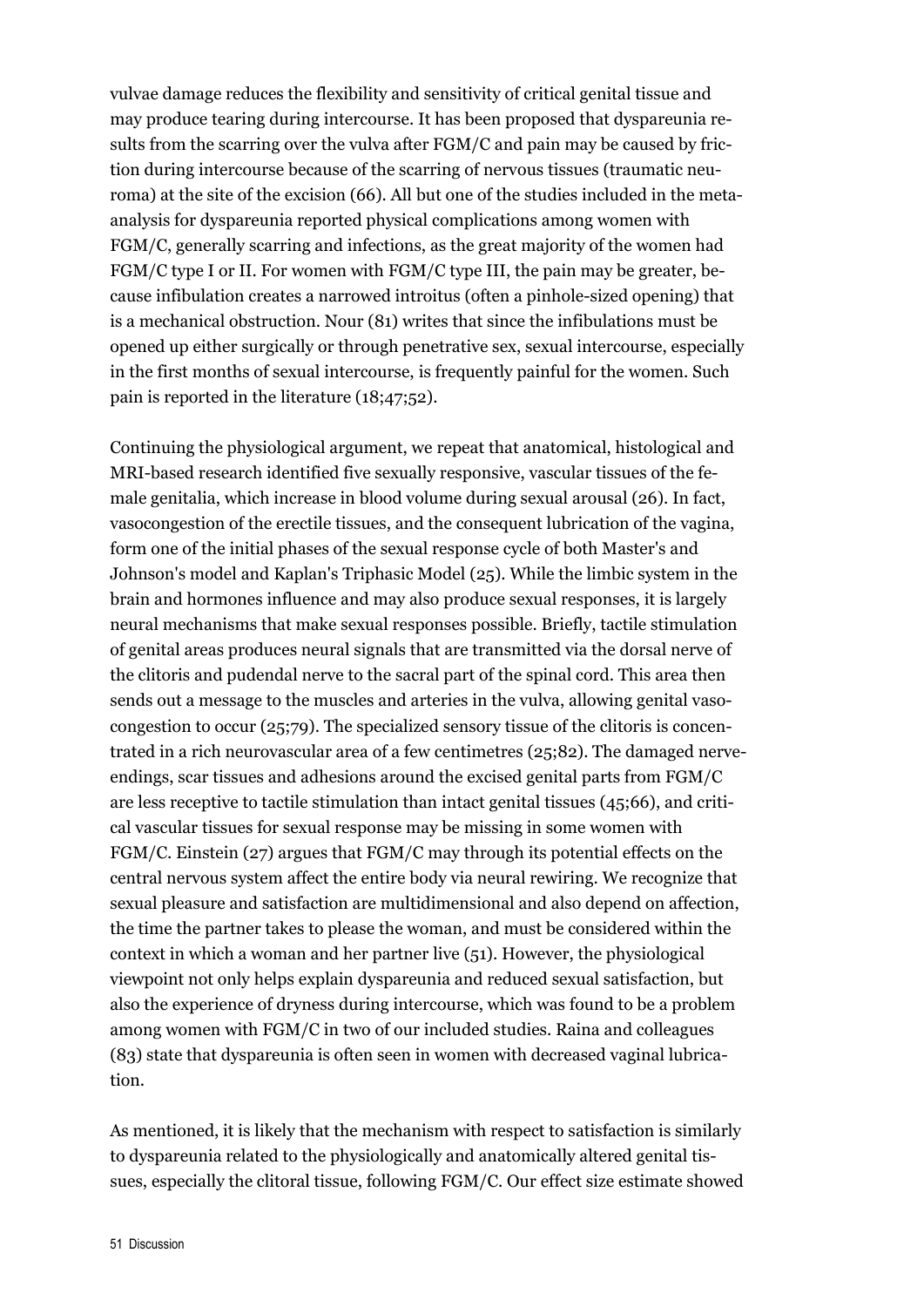vulvae damage reduces the flexibility and sensitivity of critical genital tissue and may produce tearing during intercourse. It has been proposed that dyspareunia results from the scarring over the vulva after FGM/C and pain may be caused by friction during intercourse because of the scarring of nervous tissues (traumatic neuroma) at the site of the excision (66). All but one of the studies included in the meta-analysis for dyspareunia reported physical complications among women with FGM/C, generally scarring and infections, as the great majority of the women had FGM/C type I or II. For women with FGM/C type III, the pain may be greater, because infibulation creates a narrowed introitus (often a pinhole-sized opening) that is a mechanical obstruction. Nour (81) writes that since the infibulations must be opened up either surgically or through penetrative sex, sexual intercourse, especially in the first months of sexual intercourse, is frequently painful for the women. Such pain is reported in the literature (18;47;52).

Continuing the physiological argument, we repeat that anatomical, histological and MRI-based research identified five sexually responsive, vascular tissues of the female genitalia, which increase in blood volume during sexual arousal (26). In fact, vasocongestion of the erectile tissues, and the consequent lubrication of the vagina, form one of the initial phases of the sexual response cycle of both Master's and Johnson's model and Kaplan's Triphasic Model (25). While the limbic system in the brain and hormones influence and may also produce sexual responses, it is largely neural mechanisms that make sexual responses possible. Briefly, tactile stimulation of genital areas produces neural signals that are transmitted via the dorsal nerve of the clitoris and pudendal nerve to the sacral part of the spinal cord. This area then sends out a message to the muscles and arteries in the vulva, allowing genital vasocongestion to occur (25;79). The specialized sensory tissue of the clitoris is concentrated in a rich neurovascular area of a few centimetres (25;82). The damaged nerve-endings, scar tissues and adhesions around the excised genital parts from FGM/C are less receptive to tactile stimulation than intact genital tissues (45;66), and critical vascular tissues for sexual response may be missing in some women with FGM/C. Einstein (27) argues that FGM/C may through its potential effects on the central nervous system affect the entire body via neural rewiring. We recognize that sexual pleasure and satisfaction are multidimensional and also depend on affection, the time the partner takes to please the woman, and must be considered within the context in which a woman and her partner live (51). However, the physiological viewpoint not only helps explain dyspareunia and reduced sexual satisfaction, but also the experience of dryness during intercourse, which was found to be a problem among women with FGM/C in two of our included studies. Raina and colleagues (83) state that dyspareunia is often seen in women with decreased vaginal lubrication.

As mentioned, it is likely that the mechanism with respect to satisfaction is similarly to dyspareunia related to the physiologically and anatomically altered genital tissues, especially the clitoral tissue, following FGM/C. Our effect size estimate showed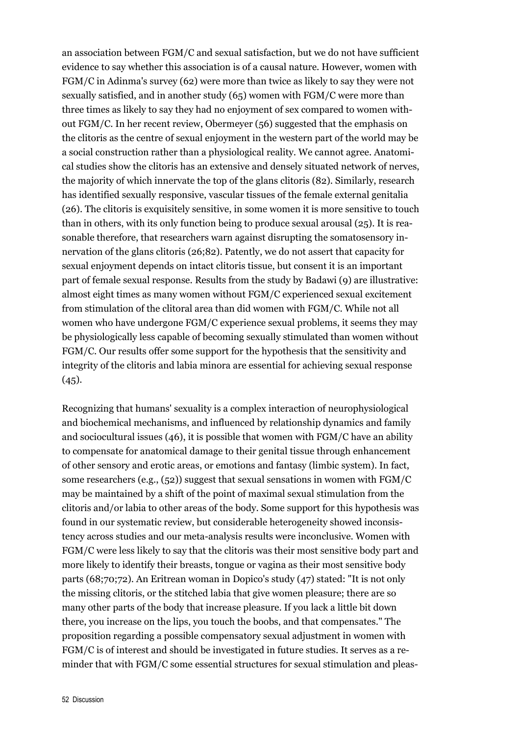an association between FGM/C and sexual satisfaction, but we do not have sufficient evidence to say whether this association is of a causal nature. However, women with FGM/C in Adinma's survey (62) were more than twice as likely to say they were not sexually satisfied, and in another study (65) women with FGM/C were more than three times as likely to say they had no enjoyment of sex compared to women without FGM/C. In her recent review, Obermeyer (56) suggested that the emphasis on the clitoris as the centre of sexual enjoyment in the western part of the world may be a social construction rather than a physiological reality. We cannot agree. Anatomical studies show the clitoris has an extensive and densely situated network of nerves, the majority of which innervate the top of the glans clitoris (82). Similarly, research has identified sexually responsive, vascular tissues of the female external genitalia (26). The clitoris is exquisitely sensitive, in some women it is more sensitive to touch than in others, with its only function being to produce sexual arousal (25). It is reasonable therefore, that researchers warn against disrupting the somatosensory innervation of the glans clitoris (26;82). Patently, we do not assert that capacity for sexual enjoyment depends on intact clitoris tissue, but consent it is an important part of female sexual response. Results from the study by Badawi (9) are illustrative: almost eight times as many women without FGM/C experienced sexual excitement from stimulation of the clitoral area than did women with FGM/C. While not all women who have undergone FGM/C experience sexual problems, it seems they may be physiologically less capable of becoming sexually stimulated than women without FGM/C. Our results offer some support for the hypothesis that the sensitivity and integrity of the clitoris and labia minora are essential for achieving sexual response (45).

Recognizing that humans' sexuality is a complex interaction of neurophysiological and biochemical mechanisms, and influenced by relationship dynamics and family and sociocultural issues (46), it is possible that women with FGM/C have an ability to compensate for anatomical damage to their genital tissue through enhancement of other sensory and erotic areas, or emotions and fantasy (limbic system). In fact, some researchers (e.g., (52)) suggest that sexual sensations in women with FGM/C may be maintained by a shift of the point of maximal sexual stimulation from the clitoris and/or labia to other areas of the body. Some support for this hypothesis was found in our systematic review, but considerable heterogeneity showed inconsistency across studies and our meta-analysis results were inconclusive. Women with FGM/C were less likely to say that the clitoris was their most sensitive body part and more likely to identify their breasts, tongue or vagina as their most sensitive body parts (68;70;72). An Eritrean woman in Dopico's study (47) stated: "It is not only the missing clitoris, or the stitched labia that give women pleasure; there are so many other parts of the body that increase pleasure. If you lack a little bit down there, you increase on the lips, you touch the boobs, and that compensates." The proposition regarding a possible compensatory sexual adjustment in women with FGM/C is of interest and should be investigated in future studies. It serves as a reminder that with FGM/C some essential structures for sexual stimulation and pleas-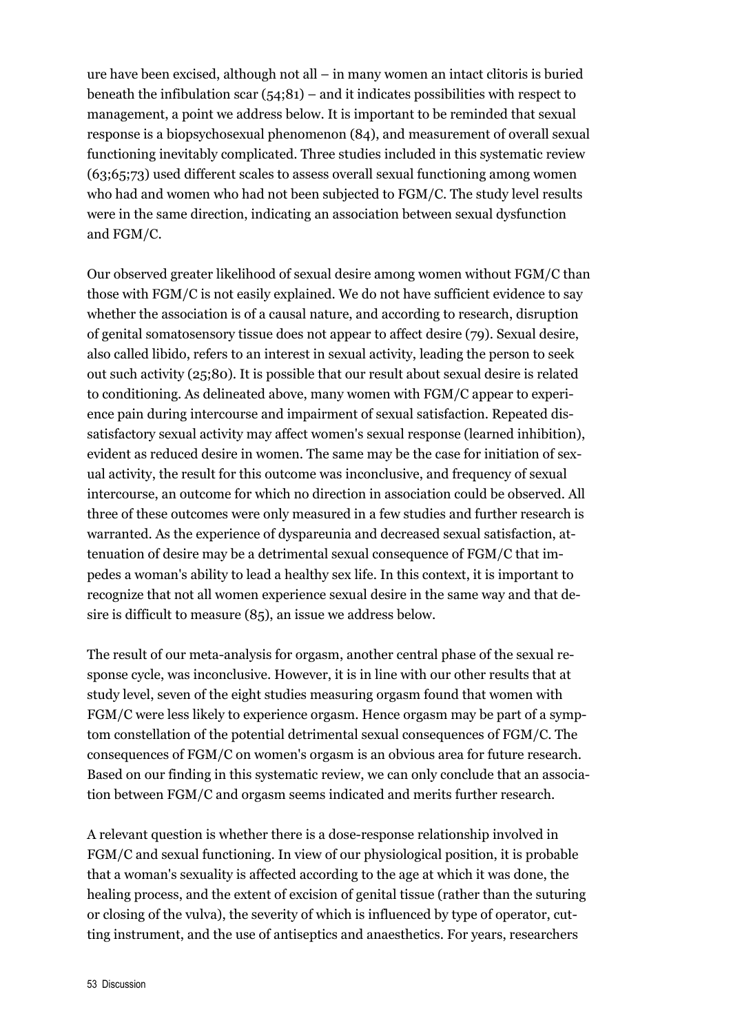ure have been excised, although not all – in many women an intact clitoris is buried beneath the infibulation scar (54;81) – and it indicates possibilities with respect to management, a point we address below. It is important to be reminded that sexual response is a biopsychosexual phenomenon (84), and measurement of overall sexual functioning inevitably complicated. Three studies included in this systematic review (63;65;73) used different scales to assess overall sexual functioning among women who had and women who had not been subjected to FGM/C. The study level results were in the same direction, indicating an association between sexual dysfunction and FGM/C.

Our observed greater likelihood of sexual desire among women without FGM/C than those with FGM/C is not easily explained. We do not have sufficient evidence to say whether the association is of a causal nature, and according to research, disruption of genital somatosensory tissue does not appear to affect desire (79). Sexual desire, also called libido, refers to an interest in sexual activity, leading the person to seek out such activity (25;80). It is possible that our result about sexual desire is related to conditioning. As delineated above, many women with FGM/C appear to experience pain during intercourse and impairment of sexual satisfaction. Repeated dissatisfactory sexual activity may affect women's sexual response (learned inhibition), evident as reduced desire in women. The same may be the case for initiation of sexual activity, the result for this outcome was inconclusive, and frequency of sexual intercourse, an outcome for which no direction in association could be observed. All three of these outcomes were only measured in a few studies and further research is warranted. As the experience of dyspareunia and decreased sexual satisfaction, attenuation of desire may be a detrimental sexual consequence of FGM/C that impedes a woman's ability to lead a healthy sex life. In this context, it is important to recognize that not all women experience sexual desire in the same way and that desire is difficult to measure (85), an issue we address below.

The result of our meta-analysis for orgasm, another central phase of the sexual response cycle, was inconclusive. However, it is in line with our other results that at study level, seven of the eight studies measuring orgasm found that women with FGM/C were less likely to experience orgasm. Hence orgasm may be part of a symptom constellation of the potential detrimental sexual consequences of FGM/C. The consequences of FGM/C on women's orgasm is an obvious area for future research. Based on our finding in this systematic review, we can only conclude that an association between FGM/C and orgasm seems indicated and merits further research.

A relevant question is whether there is a dose-response relationship involved in FGM/C and sexual functioning. In view of our physiological position, it is probable that a woman's sexuality is affected according to the age at which it was done, the healing process, and the extent of excision of genital tissue (rather than the suturing or closing of the vulva), the severity of which is influenced by type of operator, cutting instrument, and the use of antiseptics and anaesthetics. For years, researchers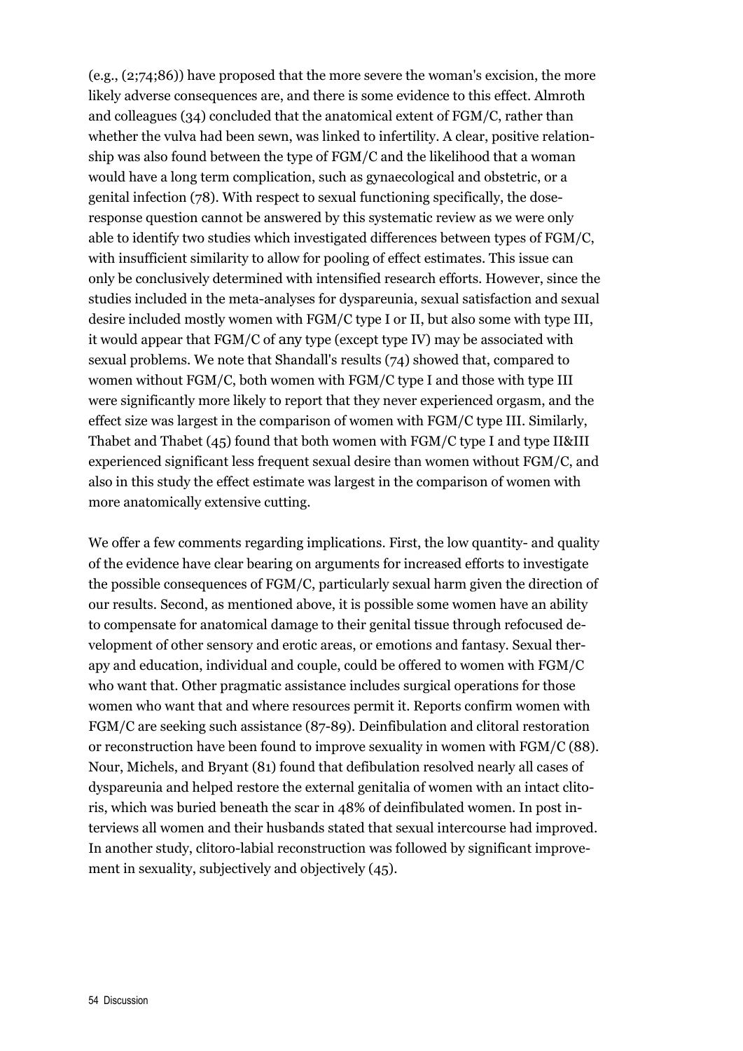(e.g., (2;74;86)) have proposed that the more severe the woman's excision, the more likely adverse consequences are, and there is some evidence to this effect. Almroth and colleagues (34) concluded that the anatomical extent of FGM/C, rather than whether the vulva had been sewn, was linked to infertility. A clear, positive relationship was also found between the type of FGM/C and the likelihood that a woman would have a long term complication, such as gynaecological and obstetric, or a genital infection (78). With respect to sexual functioning specifically, the dose-response question cannot be answered by this systematic review as we were only able to identify two studies which investigated differences between types of FGM/C, with insufficient similarity to allow for pooling of effect estimates. This issue can only be conclusively determined with intensified research efforts. However, since the studies included in the meta-analyses for dyspareunia, sexual satisfaction and sexual desire included mostly women with FGM/C type I or II, but also some with type III, it would appear that FGM/C of any type (except type IV) may be associated with sexual problems. We note that Shandall's results (74) showed that, compared to women without FGM/C, both women with FGM/C type I and those with type III were significantly more likely to report that they never experienced orgasm, and the effect size was largest in the comparison of women with FGM/C type III. Similarly, Thabet and Thabet (45) found that both women with FGM/C type I and type II&III experienced significant less frequent sexual desire than women without FGM/C, and also in this study the effect estimate was largest in the comparison of women with more anatomically extensive cutting.

We offer a few comments regarding implications. First, the low quantity- and quality of the evidence have clear bearing on arguments for increased efforts to investigate the possible consequences of FGM/C, particularly sexual harm given the direction of our results. Second, as mentioned above, it is possible some women have an ability to compensate for anatomical damage to their genital tissue through refocused development of other sensory and erotic areas, or emotions and fantasy. Sexual therapy and education, individual and couple, could be offered to women with FGM/C who want that. Other pragmatic assistance includes surgical operations for those women who want that and where resources permit it. Reports confirm women with FGM/C are seeking such assistance (87-89). Deinfibulation and clitoral restoration or reconstruction have been found to improve sexuality in women with FGM/C (88). Nour, Michels, and Bryant (81) found that defibulation resolved nearly all cases of dyspareunia and helped restore the external genitalia of women with an intact clitoris, which was buried beneath the scar in 48% of deinfibulated women. In post interviews all women and their husbands stated that sexual intercourse had improved. In another study, clitoro-labial reconstruction was followed by significant improvement in sexuality, subjectively and objectively (45).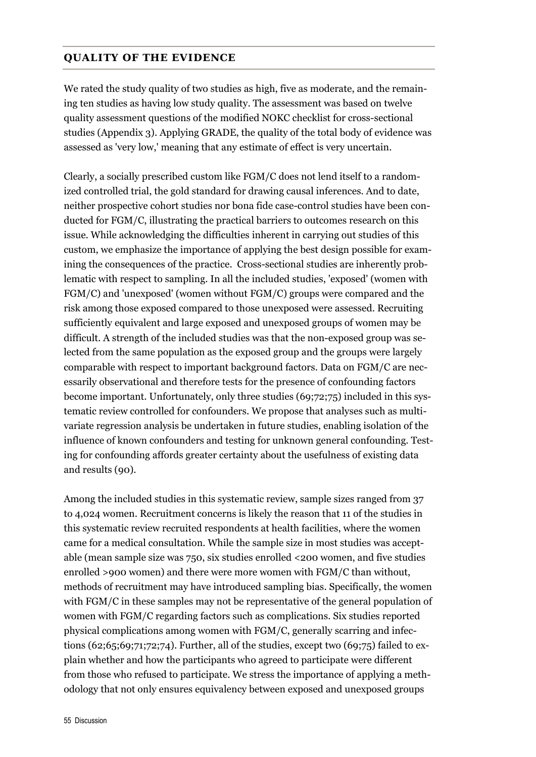## QUALITY OF THE EVIDENCE

We rated the study quality of two studies as high, five as moderate, and the remaining ten studies as having low study quality. The assessment was based on twelve quality assessment questions of the modified NOKC checklist for cross-sectional studies (Appendix 3). Applying GRADE, the quality of the total body of evidence was assessed as 'very low,' meaning that any estimate of effect is very uncertain.

Clearly, a socially prescribed custom like FGM/C does not lend itself to a randomized controlled trial, the gold standard for drawing causal inferences. And to date, neither prospective cohort studies nor bona fide case-control studies have been conducted for FGM/C, illustrating the practical barriers to outcomes research on this issue. While acknowledging the difficulties inherent in carrying out studies of this custom, we emphasize the importance of applying the best design possible for examining the consequences of the practice. Cross-sectional studies are inherently problematic with respect to sampling. In all the included studies, 'exposed' (women with FGM/C) and 'unexposed' (women without FGM/C) groups were compared and the risk among those exposed compared to those unexposed were assessed. Recruiting sufficiently equivalent and large exposed and unexposed groups of women may be difficult. A strength of the included studies was that the non-exposed group was selected from the same population as the exposed group and the groups were largely comparable with respect to important background factors. Data on FGM/C are necessarily observational and therefore tests for the presence of confounding factors become important. Unfortunately, only three studies (69;72;75) included in this systematic review controlled for confounders. We propose that analyses such as multivariate regression analysis be undertaken in future studies, enabling isolation of the influence of known confounders and testing for unknown general confounding. Testing for confounding affords greater certainty about the usefulness of existing data and results (90).

Among the included studies in this systematic review, sample sizes ranged from 37 to 4,024 women. Recruitment concerns is likely the reason that 11 of the studies in this systematic review recruited respondents at health facilities, where the women came for a medical consultation. While the sample size in most studies was acceptable (mean sample size was 750, six studies enrolled <200 women, and five studies enrolled >900 women) and there were more women with FGM/C than without, methods of recruitment may have introduced sampling bias. Specifically, the women with FGM/C in these samples may not be representative of the general population of women with FGM/C regarding factors such as complications. Six studies reported physical complications among women with FGM/C, generally scarring and infections (62;65;69;71;72;74). Further, all of the studies, except two (69;75) failed to explain whether and how the participants who agreed to participate were different from those who refused to participate. We stress the importance of applying a methodology that not only ensures equivalency between exposed and unexposed groups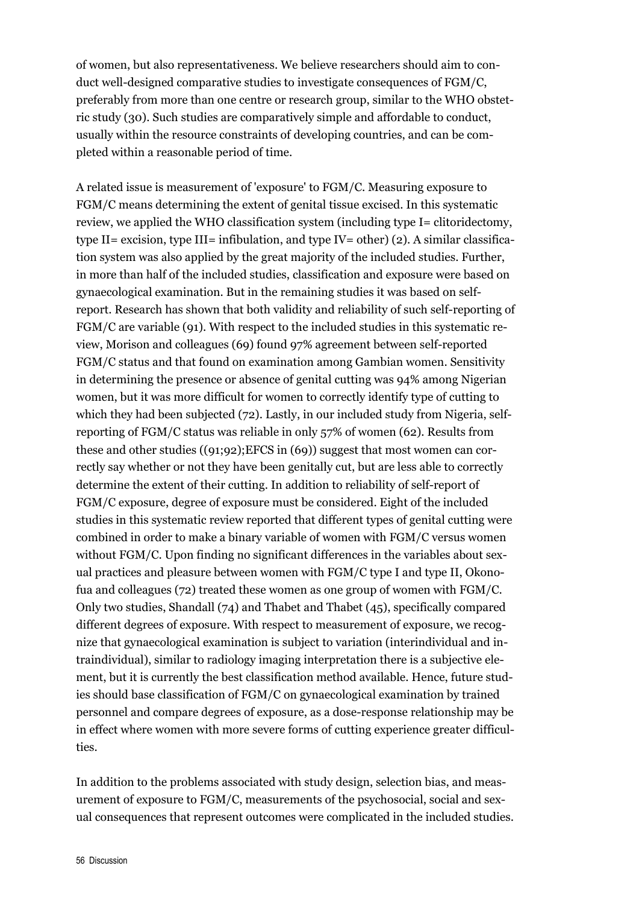of women, but also representativeness. We believe researchers should aim to conduct well-designed comparative studies to investigate consequences of FGM/C, preferably from more than one centre or research group, similar to the WHO obstetric study (30). Such studies are comparatively simple and affordable to conduct, usually within the resource constraints of developing countries, and can be completed within a reasonable period of time.

A related issue is measurement of 'exposure' to FGM/C. Measuring exposure to FGM/C means determining the extent of genital tissue excised. In this systematic review, we applied the WHO classification system (including type I= clitoridectomy, type II= excision, type III= infibulation, and type IV= other) (2). A similar classification system was also applied by the great majority of the included studies. Further, in more than half of the included studies, classification and exposure were based on gynaecological examination. But in the remaining studies it was based on self-report. Research has shown that both validity and reliability of such self-reporting of FGM/C are variable (91). With respect to the included studies in this systematic review, Morison and colleagues (69) found 97% agreement between self-reported FGM/C status and that found on examination among Gambian women. Sensitivity in determining the presence or absence of genital cutting was 94% among Nigerian women, but it was more difficult for women to correctly identify type of cutting to which they had been subjected (72). Lastly, in our included study from Nigeria, self-reporting of FGM/C status was reliable in only 57% of women (62). Results from these and other studies ((91;92);EFCS in (69)) suggest that most women can correctly say whether or not they have been genitally cut, but are less able to correctly determine the extent of their cutting. In addition to reliability of self-report of FGM/C exposure, degree of exposure must be considered. Eight of the included studies in this systematic review reported that different types of genital cutting were combined in order to make a binary variable of women with FGM/C versus women without FGM/C. Upon finding no significant differences in the variables about sexual practices and pleasure between women with FGM/C type I and type II, Okonofua and colleagues (72) treated these women as one group of women with FGM/C. Only two studies, Shandall (74) and Thabet and Thabet (45), specifically compared different degrees of exposure. With respect to measurement of exposure, we recognize that gynaecological examination is subject to variation (interindividual and intraindividual), similar to radiology imaging interpretation there is a subjective element, but it is currently the best classification method available. Hence, future studies should base classification of FGM/C on gynaecological examination by trained personnel and compare degrees of exposure, as a dose-response relationship may be in effect where women with more severe forms of cutting experience greater difficulties.

In addition to the problems associated with study design, selection bias, and measurement of exposure to FGM/C, measurements of the psychosocial, social and sexual consequences that represent outcomes were complicated in the included studies.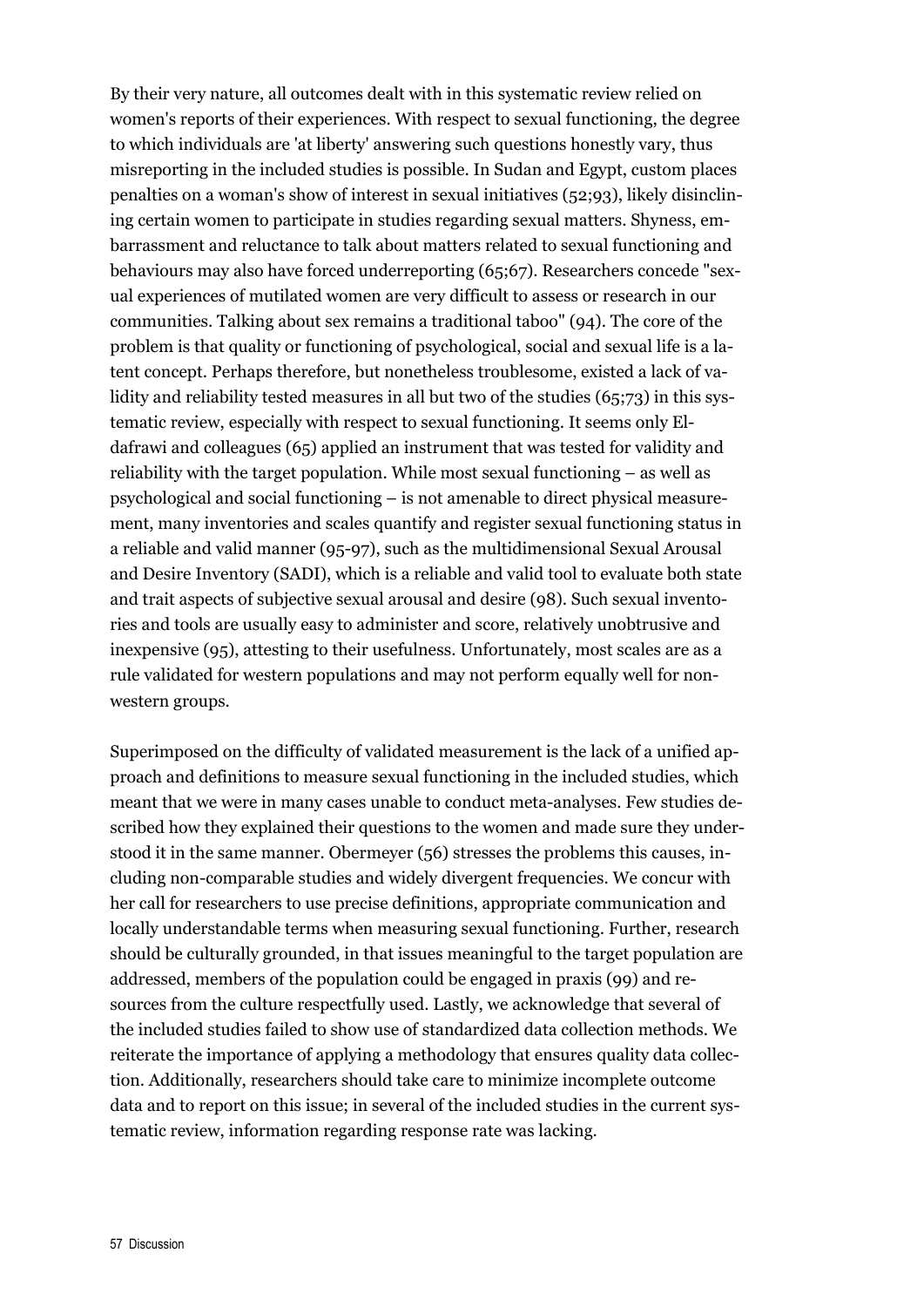By their very nature, all outcomes dealt with in this systematic review relied on women's reports of their experiences. With respect to sexual functioning, the degree to which individuals are 'at liberty' answering such questions honestly vary, thus misreporting in the included studies is possible. In Sudan and Egypt, custom places penalties on a woman's show of interest in sexual initiatives (52;93), likely disinclining certain women to participate in studies regarding sexual matters. Shyness, embarrassment and reluctance to talk about matters related to sexual functioning and behaviours may also have forced underreporting (65;67). Researchers concede "sexual experiences of mutilated women are very difficult to assess or research in our communities. Talking about sex remains a traditional taboo" (94). The core of the problem is that quality or functioning of psychological, social and sexual life is a latent concept. Perhaps therefore, but nonetheless troublesome, existed a lack of validity and reliability tested measures in all but two of the studies (65;73) in this systematic review, especially with respect to sexual functioning. It seems only Eldafrawi and colleagues (65) applied an instrument that was tested for validity and reliability with the target population. While most sexual functioning – as well as psychological and social functioning – is not amenable to direct physical measurement, many inventories and scales quantify and register sexual functioning status in a reliable and valid manner (95-97), such as the multidimensional Sexual Arousal and Desire Inventory (SADI), which is a reliable and valid tool to evaluate both state and trait aspects of subjective sexual arousal and desire (98). Such sexual inventories and tools are usually easy to administer and score, relatively unobtrusive and inexpensive (95), attesting to their usefulness. Unfortunately, most scales are as a rule validated for western populations and may not perform equally well for non-western groups.

Superimposed on the difficulty of validated measurement is the lack of a unified approach and definitions to measure sexual functioning in the included studies, which meant that we were in many cases unable to conduct meta-analyses. Few studies described how they explained their questions to the women and made sure they understood it in the same manner. Obermeyer (56) stresses the problems this causes, including non-comparable studies and widely divergent frequencies. We concur with her call for researchers to use precise definitions, appropriate communication and locally understandable terms when measuring sexual functioning. Further, research should be culturally grounded, in that issues meaningful to the target population are addressed, members of the population could be engaged in praxis (99) and resources from the culture respectfully used. Lastly, we acknowledge that several of the included studies failed to show use of standardized data collection methods. We reiterate the importance of applying a methodology that ensures quality data collection. Additionally, researchers should take care to minimize incomplete outcome data and to report on this issue; in several of the included studies in the current systematic review, information regarding response rate was lacking.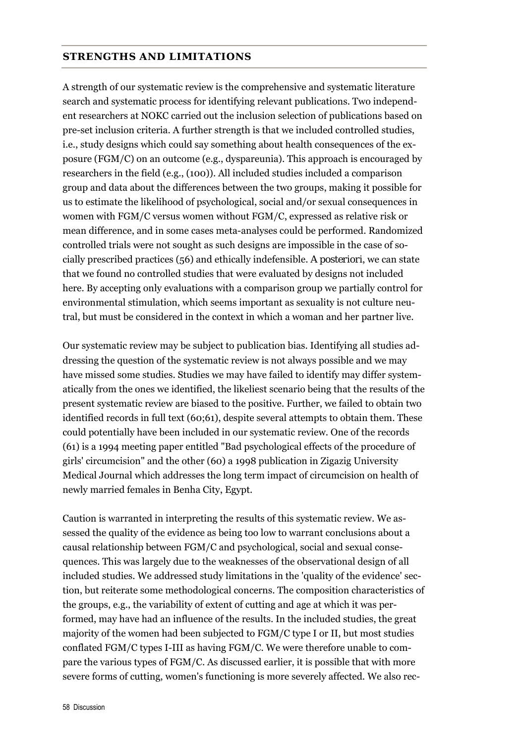## STRENGTHS AND LIMITATIONS

A strength of our systematic review is the comprehensive and systematic literature search and systematic process for identifying relevant publications. Two independent researchers at NOKC carried out the inclusion selection of publications based on pre-set inclusion criteria. A further strength is that we included controlled studies, i.e., study designs which could say something about health consequences of the exposure (FGM/C) on an outcome (e.g., dyspareunia). This approach is encouraged by researchers in the field (e.g., (100)). All included studies included a comparison group and data about the differences between the two groups, making it possible for us to estimate the likelihood of psychological, social and/or sexual consequences in women with FGM/C versus women without FGM/C, expressed as relative risk or mean difference, and in some cases meta-analyses could be performed. Randomized controlled trials were not sought as such designs are impossible in the case of socially prescribed practices (56) and ethically indefensible. *A posteriori*, we can state that we found no controlled studies that were evaluated by designs not included here. By accepting only evaluations with a comparison group we partially control for environmental stimulation, which seems important as sexuality is not culture neutral, but must be considered in the context in which a woman and her partner live.

Our systematic review may be subject to publication bias. Identifying all studies addressing the question of the systematic review is not always possible and we may have missed some studies. Studies we may have failed to identify may differ systematically from the ones we identified, the likeliest scenario being that the results of the present systematic review are biased to the positive. Further, we failed to obtain two identified records in full text (60;61), despite several attempts to obtain them. These could potentially have been included in our systematic review. One of the records (61) is a 1994 meeting paper entitled "Bad psychological effects of the procedure of girls' circumcision" and the other (60) a 1998 publication in Zigazig University Medical Journal which addresses the long term impact of circumcision on health of newly married females in Benha City, Egypt.

Caution is warranted in interpreting the results of this systematic review. We assessed the quality of the evidence as being too low to warrant conclusions about a causal relationship between FGM/C and psychological, social and sexual consequences. This was largely due to the weaknesses of the observational design of all included studies. We addressed study limitations in the 'quality of the evidence' section, but reiterate some methodological concerns. The composition characteristics of the groups, e.g., the variability of extent of cutting and age at which it was performed, may have had an influence of the results. In the included studies, the great majority of the women had been subjected to FGM/C type I or II, but most studies conflated FGM/C types I-III as having FGM/C. We were therefore unable to compare the various types of FGM/C. As discussed earlier, it is possible that with more severe forms of cutting, women's functioning is more severely affected. We also rec-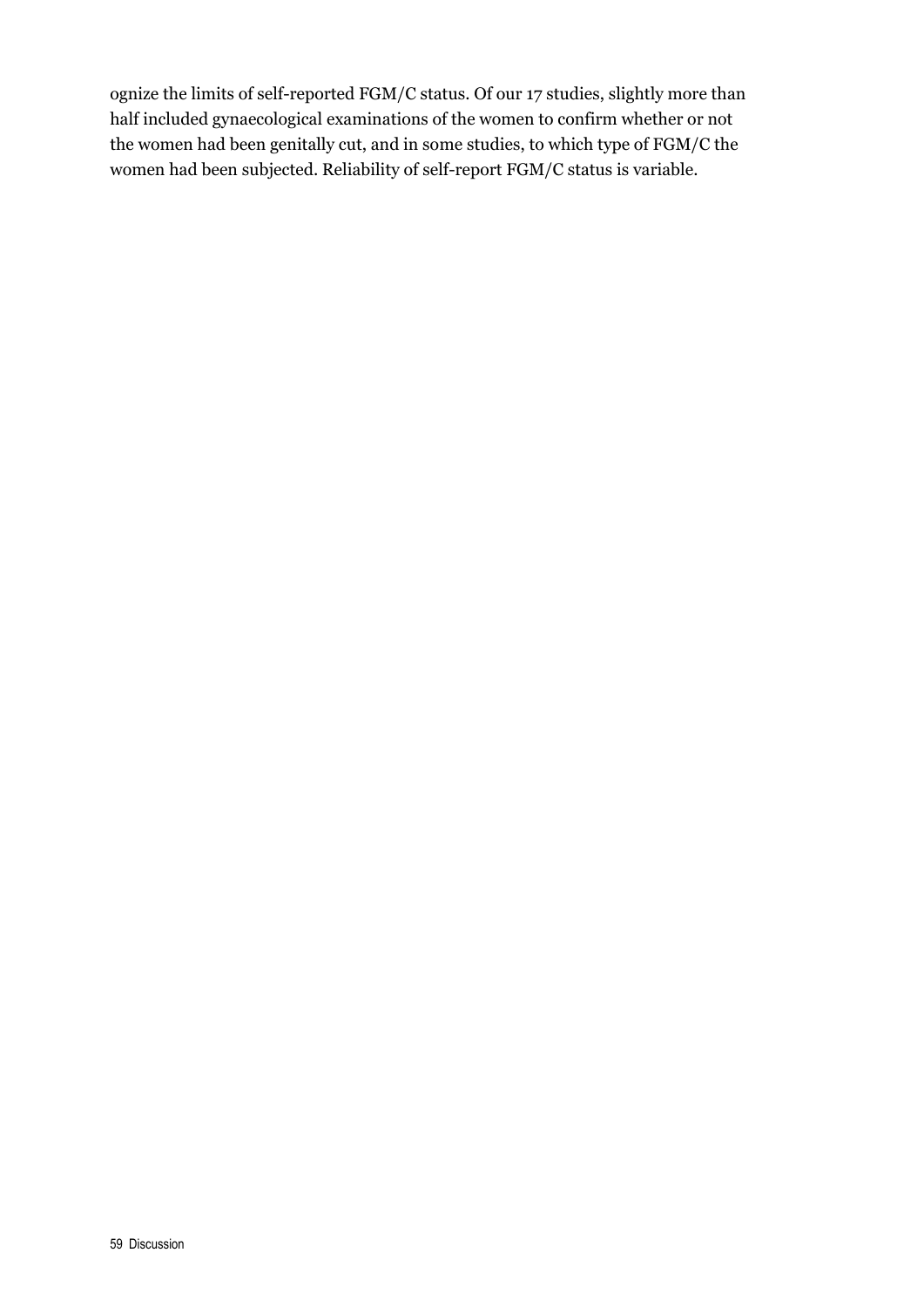ognize the limits of self-reported FGM/C status. Of our 17 studies, slightly more than half included gynaecological examinations of the women to confirm whether or not the women had been genitally cut, and in some studies, to which type of FGM/C the women had been subjected. Reliability of self-report FGM/C status is variable.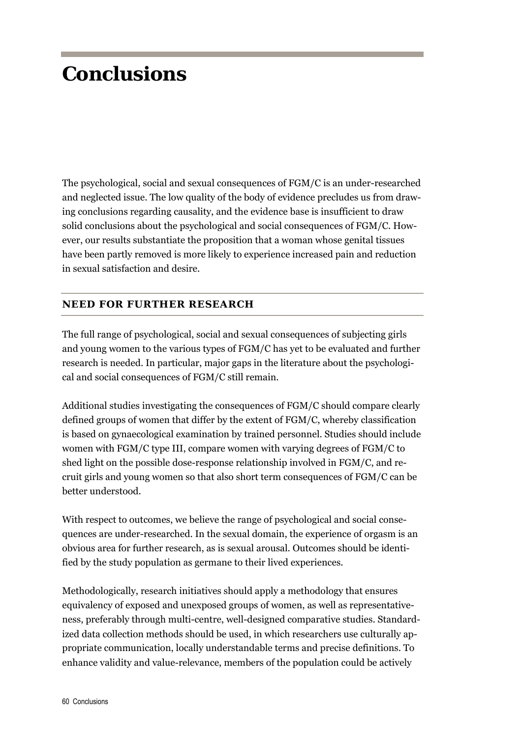# Conclusions

The psychological, social and sexual consequences of FGM/C is an under-researched and neglected issue. The low quality of the body of evidence precludes us from drawing conclusions regarding causality, and the evidence base is insufficient to draw solid conclusions about the psychological and social consequences of FGM/C. However, our results substantiate the proposition that a woman whose genital tissues have been partly removed is more likely to experience increased pain and reduction in sexual satisfaction and desire.

## NEED FOR FURTHER RESEARCH

The full range of psychological, social and sexual consequences of subjecting girls and young women to the various types of FGM/C has yet to be evaluated and further research is needed. In particular, major gaps in the literature about the psychological and social consequences of FGM/C still remain.

Additional studies investigating the consequences of FGM/C should compare clearly defined groups of women that differ by the extent of FGM/C, whereby classification is based on gynaecological examination by trained personnel. Studies should include women with FGM/C type III, compare women with varying degrees of FGM/C to shed light on the possible dose-response relationship involved in FGM/C, and recruit girls and young women so that also short term consequences of FGM/C can be better understood.

With respect to outcomes, we believe the range of psychological and social consequences are under-researched. In the sexual domain, the experience of orgasm is an obvious area for further research, as is sexual arousal. Outcomes should be identified by the study population as germane to their lived experiences.

Methodologically, research initiatives should apply a methodology that ensures equivalency of exposed and unexposed groups of women, as well as representativeness, preferably through multi-centre, well-designed comparative studies. Standardized data collection methods should be used, in which researchers use culturally appropriate communication, locally understandable terms and precise definitions. To enhance validity and value-relevance, members of the population could be actively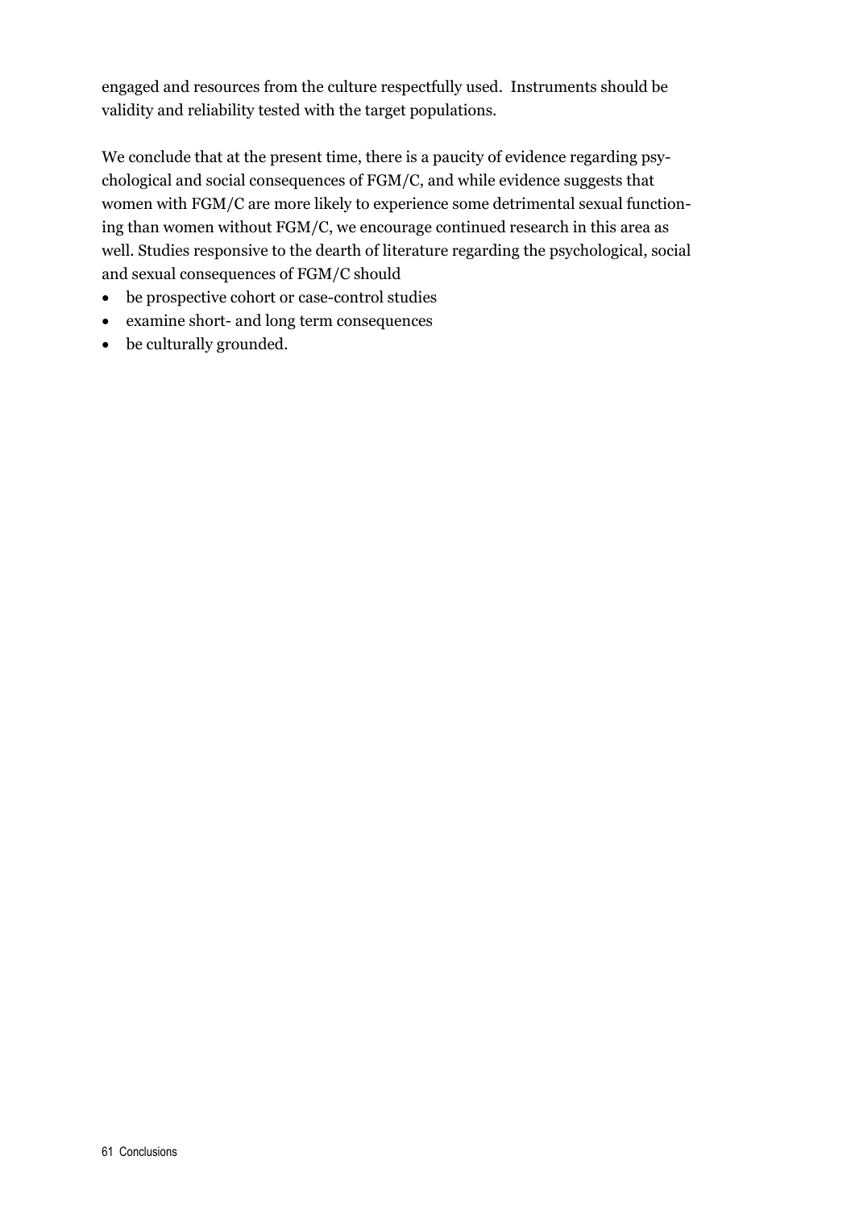engaged and resources from the culture respectfully used. Instruments should be validity and reliability tested with the target populations.

We conclude that at the present time, there is a paucity of evidence regarding psychological and social consequences of FGM/C, and while evidence suggests that women with FGM/C are more likely to experience some detrimental sexual functioning than women without FGM/C, we encourage continued research in this area as well. Studies responsive to the dearth of literature regarding the psychological, social and sexual consequences of FGM/C should

- be prospective cohort or case-control studies
- examine short- and long term consequences
- be culturally grounded.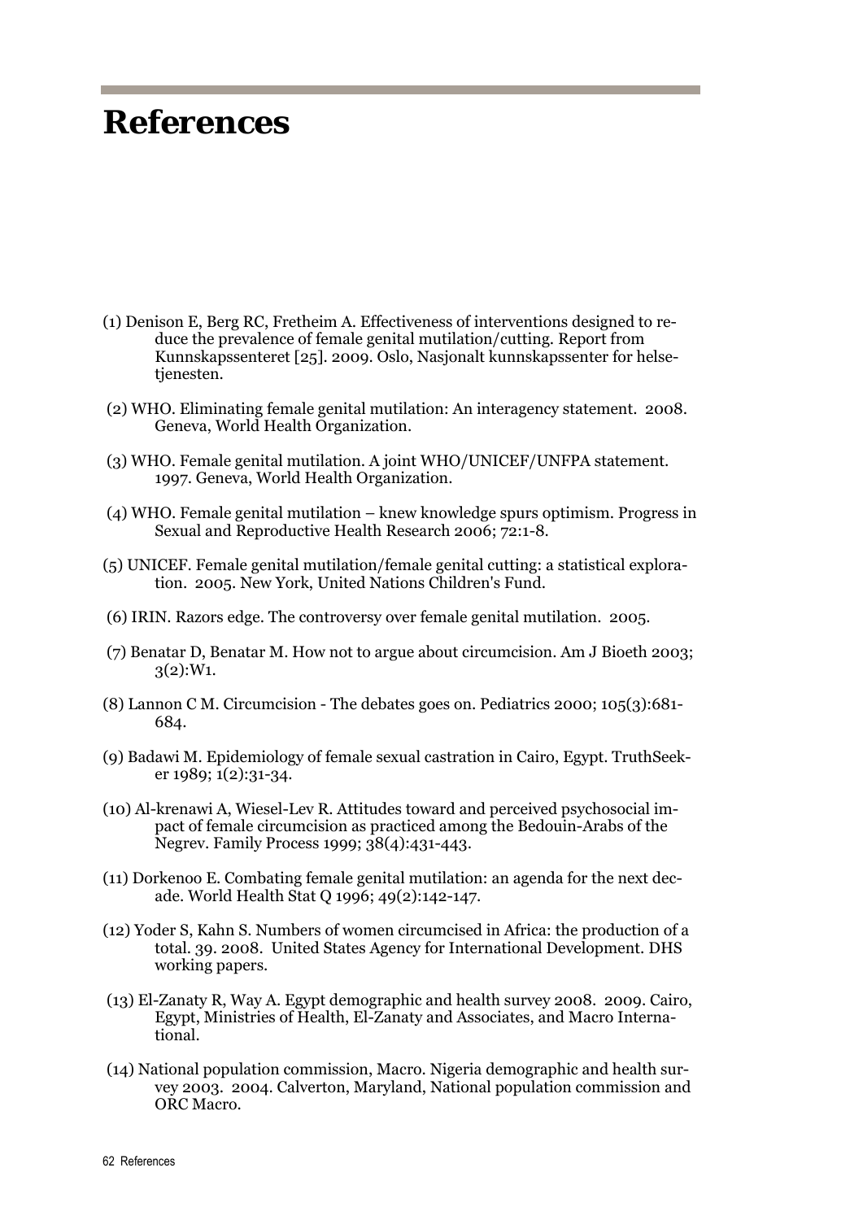# References

(1) Denison E, Berg RC, Fretheim A. Effectiveness of interventions designed to reduce the prevalence of female genital mutilation/cutting. Report from Kunnskapssenteret [25]. 2009. Oslo, Nasjonalt kunnskapssenter for helsetjenesten.

(2) WHO. Eliminating female genital mutilation: An interagency statement. 2008. Geneva, World Health Organization.

(3) WHO. Female genital mutilation. A joint WHO/UNICEF/UNFPA statement. 1997. Geneva, World Health Organization.

(4) WHO. Female genital mutilation – knew knowledge spurs optimism. Progress in Sexual and Reproductive Health Research 2006; 72:1-8.

(5) UNICEF. Female genital mutilation/female genital cutting: a statistical exploration. 2005. New York, United Nations Children's Fund.

(6) IRIN. Razors edge. The controversy over female genital mutilation. 2005.

(7) Benatar D, Benatar M. How not to argue about circumcision. Am J Bioeth 2003; 3(2):W1.

(8) Lannon C M. Circumcision - The debates goes on. Pediatrics 2000; 105(3):681-684.

(9) Badawi M. Epidemiology of female sexual castration in Cairo, Egypt. TruthSeeker 1989; 1(2):31-34.

(10) Al-krenawi A, Wiesel-Lev R. Attitudes toward and perceived psychosocial impact of female circumcision as practiced among the Bedouin-Arabs of the Negrev. Family Process 1999; 38(4):431-443.

(11) Dorkenoo E. Combating female genital mutilation: an agenda for the next decade. World Health Stat Q 1996; 49(2):142-147.

(12) Yoder S, Kahn S. Numbers of women circumcised in Africa: the production of a total. 39. 2008. United States Agency for International Development. DHS working papers.

(13) El-Zanaty R, Way A. Egypt demographic and health survey 2008. 2009. Cairo, Egypt, Ministries of Health, El-Zanaty and Associates, and Macro International.

(14) National population commission, Macro. Nigeria demographic and health survey 2003. 2004. Calverton, Maryland, National population commission and ORC Macro.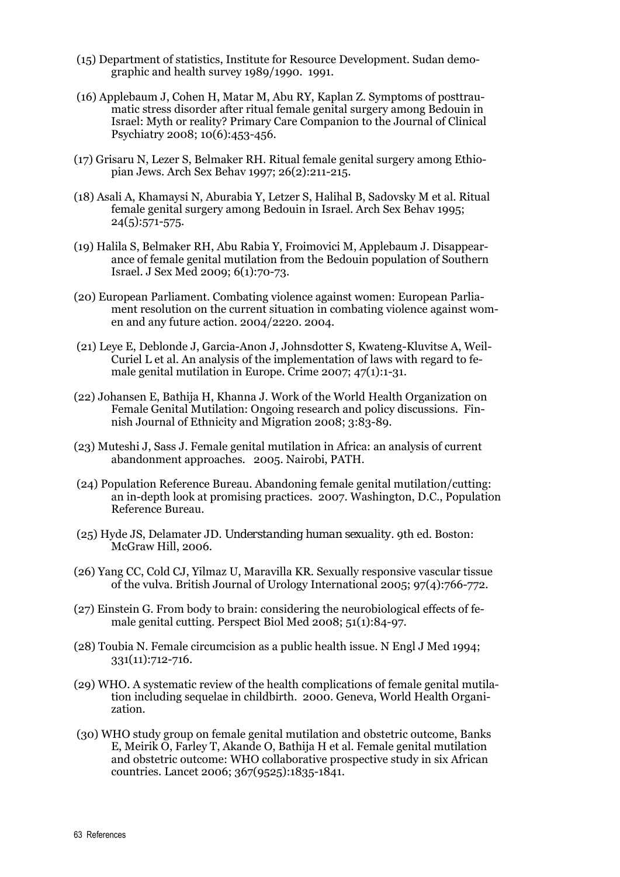(15) Department of statistics, Institute for Resource Development. Sudan demographic and health survey 1989/1990. 1991.

(16) Applebaum J, Cohen H, Matar M, Abu RY, Kaplan Z. Symptoms of posttraumatic stress disorder after ritual female genital surgery among Bedouin in Israel: Myth or reality? Primary Care Companion to the Journal of Clinical Psychiatry 2008; 10(6):453-456.

(17) Grisaru N, Lezer S, Belmaker RH. Ritual female genital surgery among Ethiopian Jews. Arch Sex Behav 1997; 26(2):211-215.

(18) Asali A, Khamaysi N, Aburabia Y, Letzer S, Halihal B, Sadovsky M et al. Ritual female genital surgery among Bedouin in Israel. Arch Sex Behav 1995; 24(5):571-575.

(19) Halila S, Belmaker RH, Abu Rabia Y, Froimovici M, Applebaum J. Disappearance of female genital mutilation from the Bedouin population of Southern Israel. J Sex Med 2009; 6(1):70-73.

(20) European Parliament. Combating violence against women: European Parliament resolution on the current situation in combating violence against women and any future action. 2004/2220. 2004.

(21) Leye E, Deblonde J, Garcia-Anon J, Johnsdotter S, Kwateng-Kluvitse A, Weil-Curiel L et al. An analysis of the implementation of laws with regard to female genital mutilation in Europe. Crime 2007; 47(1):1-31.

(22) Johansen E, Bathija H, Khanna J. Work of the World Health Organization on Female Genital Mutilation: Ongoing research and policy discussions. Finnish Journal of Ethnicity and Migration 2008; 3:83-89.

(23) Muteshi J, Sass J. Female genital mutilation in Africa: an analysis of current abandonment approaches. 2005. Nairobi, PATH.

(24) Population Reference Bureau. Abandoning female genital mutilation/cutting: an in-depth look at promising practices. 2007. Washington, D.C., Population Reference Bureau.

(25) Hyde JS, Delamater JD. *Understanding human sexuality*. 9th ed. Boston: McGraw Hill, 2006.

(26) Yang CC, Cold CJ, Yilmaz U, Maravilla KR. Sexually responsive vascular tissue of the vulva. British Journal of Urology International 2005; 97(4):766-772.

(27) Einstein G. From body to brain: considering the neurobiological effects of female genital cutting. Perspect Biol Med 2008; 51(1):84-97.

(28) Toubia N. Female circumcision as a public health issue. N Engl J Med 1994; 331(11):712-716.

(29) WHO. A systematic review of the health complications of female genital mutilation including sequelae in childbirth. 2000. Geneva, World Health Organization.

(30) WHO study group on female genital mutilation and obstetric outcome, Banks E, Meirik O, Farley T, Akande O, Bathija H et al. Female genital mutilation and obstetric outcome: WHO collaborative prospective study in six African countries. Lancet 2006; 367(9525):1835-1841.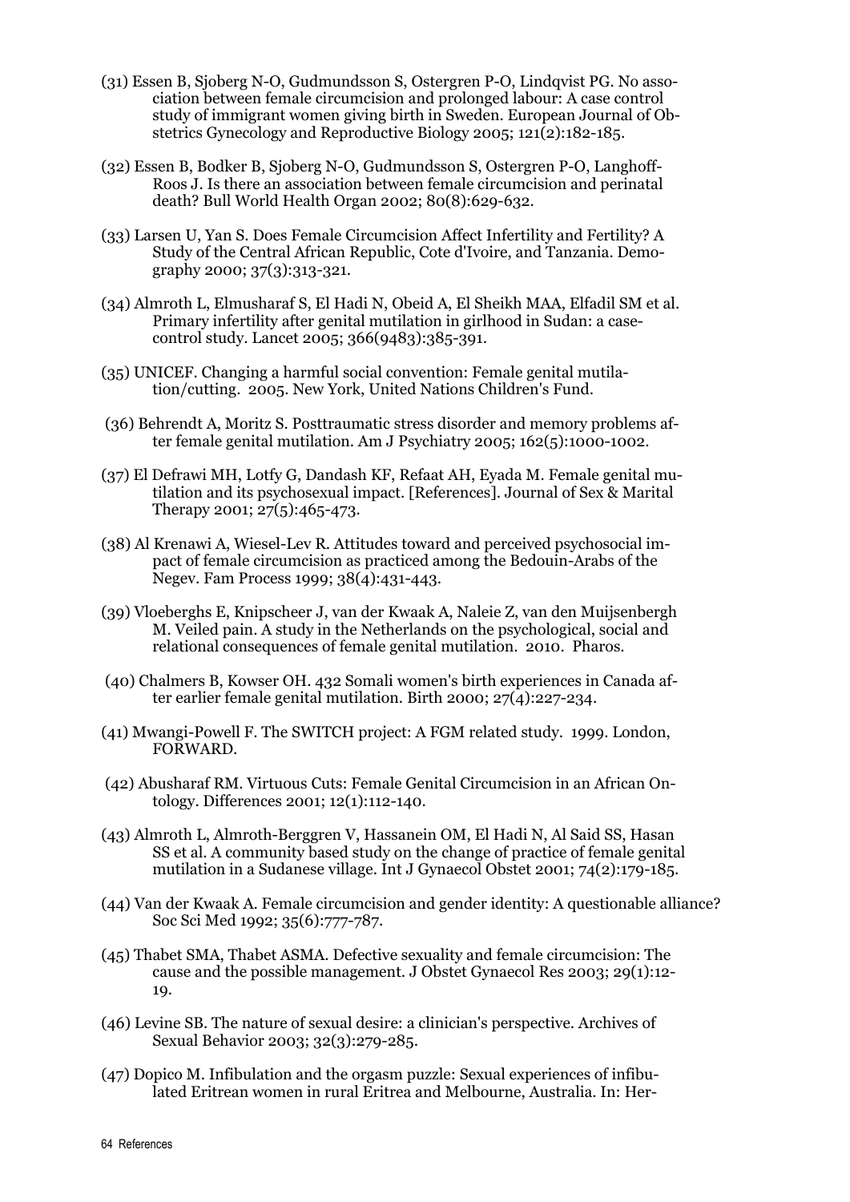(31) Essen B, Sjoberg N-O, Gudmundsson S, Ostergren P-O, Lindqvist PG. No association between female circumcision and prolonged labour: A case control study of immigrant women giving birth in Sweden. European Journal of Obstetrics Gynecology and Reproductive Biology 2005; 121(2):182-185.

(32) Essen B, Bodker B, Sjoberg N-O, Gudmundsson S, Ostergren P-O, Langhoff-Roos J. Is there an association between female circumcision and perinatal death? Bull World Health Organ 2002; 80(8):629-632.

(33) Larsen U, Yan S. Does Female Circumcision Affect Infertility and Fertility? A Study of the Central African Republic, Cote d'Ivoire, and Tanzania. Demography 2000; 37(3):313-321.

(34) Almroth L, Elmusharaf S, El Hadi N, Obeid A, El Sheikh MAA, Elfadil SM et al. Primary infertility after genital mutilation in girlhood in Sudan: a case-control study. Lancet 2005; 366(9483):385-391.

(35) UNICEF. Changing a harmful social convention: Female genital mutilation/cutting. 2005. New York, United Nations Children's Fund.

(36) Behrendt A, Moritz S. Posttraumatic stress disorder and memory problems after female genital mutilation. Am J Psychiatry 2005; 162(5):1000-1002.

(37) El Defrawi MH, Lotfy G, Dandash KF, Refaat AH, Eyada M. Female genital mutilation and its psychosexual impact. [References]. Journal of Sex & Marital Therapy 2001; 27(5):465-473.

(38) Al Krenawi A, Wiesel-Lev R. Attitudes toward and perceived psychosocial impact of female circumcision as practiced among the Bedouin-Arabs of the Negev. Fam Process 1999; 38(4):431-443.

(39) Vloeberghs E, Knipscheer J, van der Kwaak A, Naleie Z, van den Muijsenbergh M. Veiled pain. A study in the Netherlands on the psychological, social and relational consequences of female genital mutilation. 2010. Pharos.

(40) Chalmers B, Kowser OH. 432 Somali women's birth experiences in Canada after earlier female genital mutilation. Birth 2000; 27(4):227-234.

(41) Mwangi-Powell F. The SWITCH project: A FGM related study. 1999. London, FORWARD.

(42) Abusharaf RM. Virtuous Cuts: Female Genital Circumcision in an African Ontology. Differences 2001; 12(1):112-140.

(43) Almroth L, Almroth-Berggren V, Hassanein OM, El Hadi N, Al Said SS, Hasan SS et al. A community based study on the change of practice of female genital mutilation in a Sudanese village. Int J Gynaecol Obstet 2001; 74(2):179-185.

(44) Van der Kwaak A. Female circumcision and gender identity: A questionable alliance? Soc Sci Med 1992; 35(6):777-787.

(45) Thabet SMA, Thabet ASMA. Defective sexuality and female circumcision: The cause and the possible management. J Obstet Gynaecol Res 2003; 29(1):12-19.

(46) Levine SB. The nature of sexual desire: a clinician's perspective. Archives of Sexual Behavior 2003; 32(3):279-285.

(47) Dopico M. Infibulation and the orgasm puzzle: Sexual experiences of infibulated Eritrean women in rural Eritrea and Melbourne, Australia. In: Her-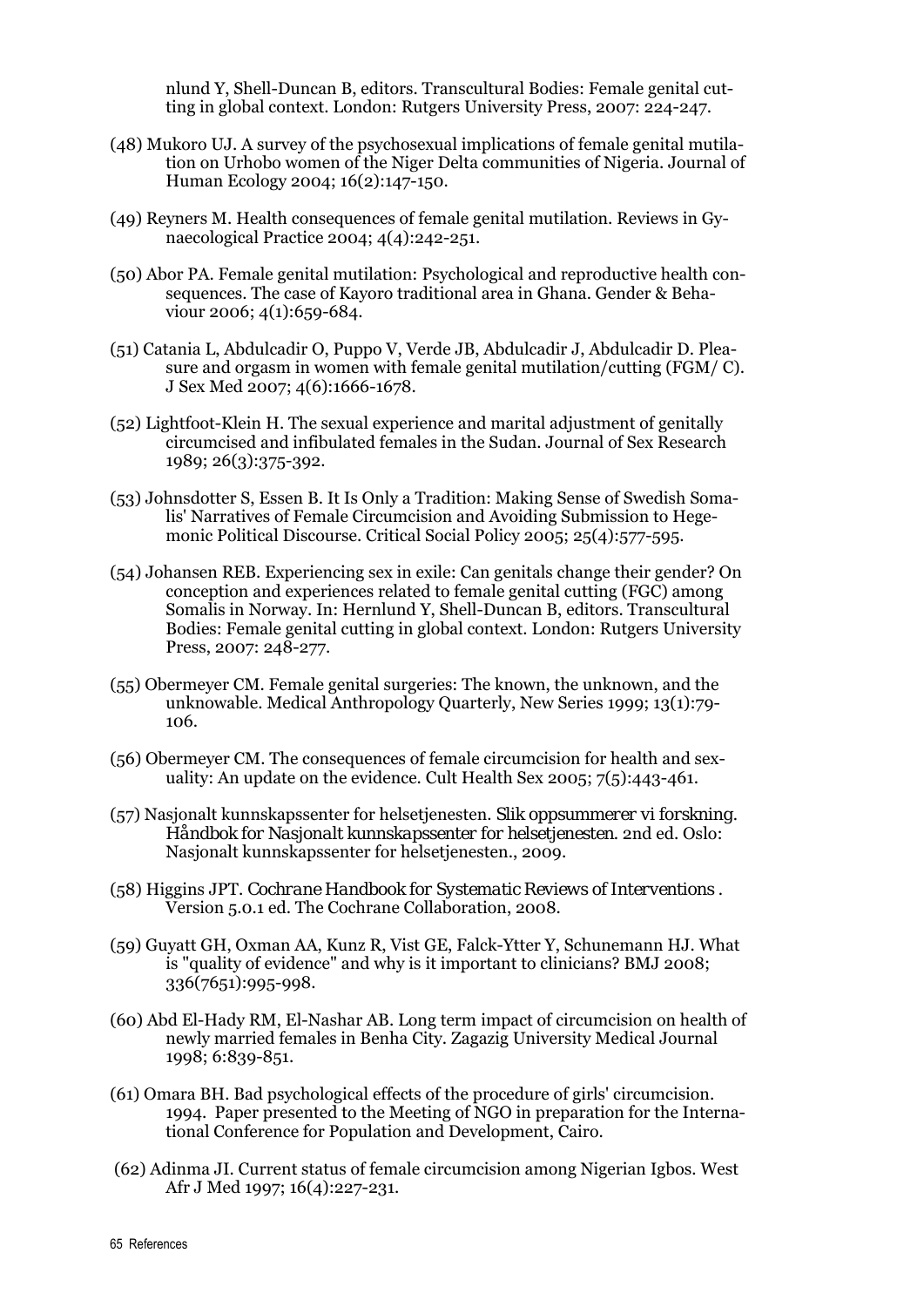nlund Y, Shell-Duncan B, editors. Transcultural Bodies: Female genital cutting in global context. London: Rutgers University Press, 2007: 224-247.

(48) Mukoro UJ. A survey of the psychosexual implications of female genital mutilation on Urhobo women of the Niger Delta communities of Nigeria. Journal of Human Ecology 2004; 16(2):147-150.

(49) Reyners M. Health consequences of female genital mutilation. Reviews in Gynaecological Practice 2004; 4(4):242-251.

(50) Abor PA. Female genital mutilation: Psychological and reproductive health consequences. The case of Kayoro traditional area in Ghana. Gender & Behaviour 2006; 4(1):659-684.

(51) Catania L, Abdulcadir O, Puppo V, Verde JB, Abdulcadir J, Abdulcadir D. Pleasure and orgasm in women with female genital mutilation/cutting (FGM/ C). J Sex Med 2007; 4(6):1666-1678.

(52) Lightfoot-Klein H. The sexual experience and marital adjustment of genitally circumcised and infibulated females in the Sudan. Journal of Sex Research 1989; 26(3):375-392.

(53) Johnsdotter S, Essen B. It Is Only a Tradition: Making Sense of Swedish Somalis' Narratives of Female Circumcision and Avoiding Submission to Hegemonic Political Discourse. Critical Social Policy 2005; 25(4):577-595.

(54) Johansen REB. Experiencing sex in exile: Can genitals change their gender? On conception and experiences related to female genital cutting (FGC) among Somalis in Norway. In: Hernlund Y, Shell-Duncan B, editors. Transcultural Bodies: Female genital cutting in global context. London: Rutgers University Press, 2007: 248-277.

(55) Obermeyer CM. Female genital surgeries: The known, the unknown, and the unknowable. Medical Anthropology Quarterly, New Series 1999; 13(1):79-106.

(56) Obermeyer CM. The consequences of female circumcision for health and sexuality: An update on the evidence. Cult Health Sex 2005; 7(5):443-461.

(57) Nasjonalt kunnskapssenter for helsetjenesten. *Slik oppsummerer vi forskning. Håndbok for Nasjonalt kunnskapssenter for helsetjenesten*. 2nd ed. Oslo: Nasjonalt kunnskapssenter for helsetjenesten., 2009.

(58) Higgins JPT. *Cochrane Handbook for Systematic Reviews of Interventions*. Version 5.0.1 ed. The Cochrane Collaboration, 2008.

(59) Guyatt GH, Oxman AA, Kunz R, Vist GE, Falck-Ytter Y, Schunemann HJ. What is "quality of evidence" and why is it important to clinicians? BMJ 2008; 336(7651):995-998.

(60) Abd El-Hady RM, El-Nashar AB. Long term impact of circumcision on health of newly married females in Benha City. Zagazig University Medical Journal 1998; 6:839-851.

(61) Omara BH. Bad psychological effects of the procedure of girls' circumcision. 1994. Paper presented to the Meeting of NGO in preparation for the International Conference for Population and Development, Cairo.

(62) Adinma JI. Current status of female circumcision among Nigerian Igbos. West Afr J Med 1997; 16(4):227-231.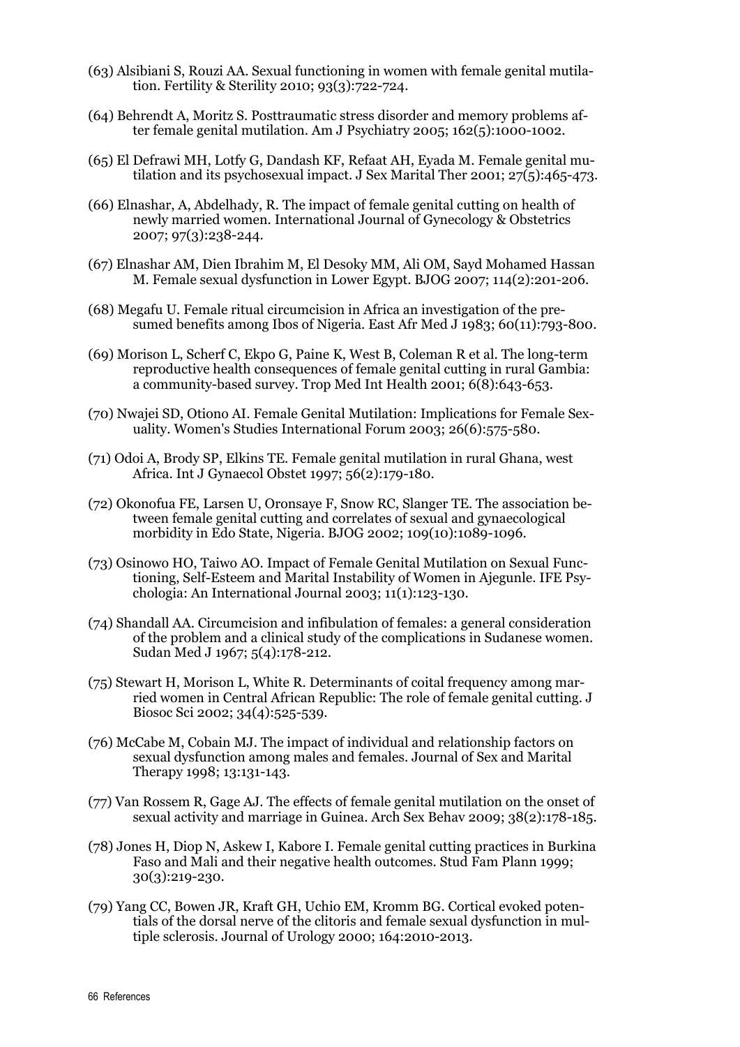(63) Alsibiani S, Rouzi AA. Sexual functioning in women with female genital mutilation. Fertility & Sterility 2010; 93(3):722-724.

(64) Behrendt A, Moritz S. Posttraumatic stress disorder and memory problems after female genital mutilation. Am J Psychiatry 2005; 162(5):1000-1002.

(65) El Defrawi MH, Lotfy G, Dandash KF, Refaat AH, Eyada M. Female genital mutilation and its psychosexual impact. J Sex Marital Ther 2001; 27(5):465-473.

(66) Elnashar, A, Abdelhady, R. The impact of female genital cutting on health of newly married women. International Journal of Gynecology & Obstetrics 2007; 97(3):238-244.

(67) Elnashar AM, Dien Ibrahim M, El Desoky MM, Ali OM, Sayd Mohamed Hassan M. Female sexual dysfunction in Lower Egypt. BJOG 2007; 114(2):201-206.

(68) Megafu U. Female ritual circumcision in Africa an investigation of the presumed benefits among Ibos of Nigeria. East Afr Med J 1983; 60(11):793-800.

(69) Morison L, Scherf C, Ekpo G, Paine K, West B, Coleman R et al. The long-term reproductive health consequences of female genital cutting in rural Gambia: a community-based survey. Trop Med Int Health 2001; 6(8):643-653.

(70) Nwajei SD, Otiono AI. Female Genital Mutilation: Implications for Female Sexuality. Women's Studies International Forum 2003; 26(6):575-580.

(71) Odoi A, Brody SP, Elkins TE. Female genital mutilation in rural Ghana, west Africa. Int J Gynaecol Obstet 1997; 56(2):179-180.

(72) Okonofua FE, Larsen U, Oronsaye F, Snow RC, Slanger TE. The association between female genital cutting and correlates of sexual and gynaecological morbidity in Edo State, Nigeria. BJOG 2002; 109(10):1089-1096.

(73) Osinowo HO, Taiwo AO. Impact of Female Genital Mutilation on Sexual Functioning, Self-Esteem and Marital Instability of Women in Ajegunle. IFE Psychologia: An International Journal 2003; 11(1):123-130.

(74) Shandall AA. Circumcision and infibulation of females: a general consideration of the problem and a clinical study of the complications in Sudanese women. Sudan Med J 1967; 5(4):178-212.

(75) Stewart H, Morison L, White R. Determinants of coital frequency among married women in Central African Republic: The role of female genital cutting. J Biosoc Sci 2002; 34(4):525-539.

(76) McCabe M, Cobain MJ. The impact of individual and relationship factors on sexual dysfunction among males and females. Journal of Sex and Marital Therapy 1998; 13:131-143.

(77) Van Rossem R, Gage AJ. The effects of female genital mutilation on the onset of sexual activity and marriage in Guinea. Arch Sex Behav 2009; 38(2):178-185.

(78) Jones H, Diop N, Askew I, Kabore I. Female genital cutting practices in Burkina Faso and Mali and their negative health outcomes. Stud Fam Plann 1999; 30(3):219-230.

(79) Yang CC, Bowen JR, Kraft GH, Uchio EM, Kromm BG. Cortical evoked potentials of the dorsal nerve of the clitoris and female sexual dysfunction in multiple sclerosis. Journal of Urology 2000; 164:2010-2013.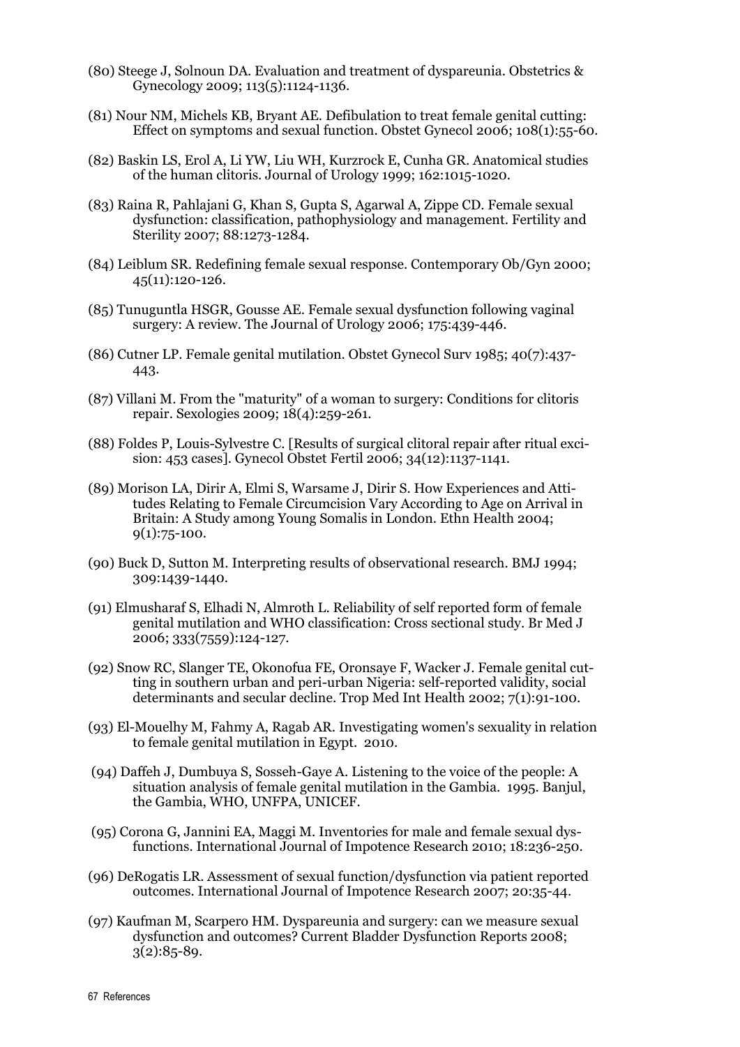(80) Steege J, Solnoun DA. Evaluation and treatment of dyspareunia. Obstetrics & Gynecology 2009; 113(5):1124-1136.

(81) Nour NM, Michels KB, Bryant AE. Defibulation to treat female genital cutting: Effect on symptoms and sexual function. Obstet Gynecol 2006; 108(1):55-60.

(82) Baskin LS, Erol A, Li YW, Liu WH, Kurzrock E, Cunha GR. Anatomical studies of the human clitoris. Journal of Urology 1999; 162:1015-1020.

(83) Raina R, Pahlajani G, Khan S, Gupta S, Agarwal A, Zippe CD. Female sexual dysfunction: classification, pathophysiology and management. Fertility and Sterility 2007; 88:1273-1284.

(84) Leiblum SR. Redefining female sexual response. Contemporary Ob/Gyn 2000; 45(11):120-126.

(85) Tunuguntla HSGR, Gousse AE. Female sexual dysfunction following vaginal surgery: A review. The Journal of Urology 2006; 175:439-446.

(86) Cutner LP. Female genital mutilation. Obstet Gynecol Surv 1985; 40(7):437-443.

(87) Villani M. From the "maturity" of a woman to surgery: Conditions for clitoris repair. Sexologies 2009; 18(4):259-261.

(88) Foldes P, Louis-Sylvestre C. [Results of surgical clitoral repair after ritual excision: 453 cases]. Gynecol Obstet Fertil 2006; 34(12):1137-1141.

(89) Morison LA, Dirir A, Elmi S, Warsame J, Dirir S. How Experiences and Attitudes Relating to Female Circumcision Vary According to Age on Arrival in Britain: A Study among Young Somalis in London. Ethn Health 2004; 9(1):75-100.

(90) Buck D, Sutton M. Interpreting results of observational research. BMJ 1994; 309:1439-1440.

(91) Elmusharaf S, Elhadi N, Almroth L. Reliability of self reported form of female genital mutilation and WHO classification: Cross sectional study. Br Med J 2006; 333(7559):124-127.

(92) Snow RC, Slanger TE, Okonofua FE, Oronsaye F, Wacker J. Female genital cutting in southern urban and peri-urban Nigeria: self-reported validity, social determinants and secular decline. Trop Med Int Health 2002; 7(1):91-100.

(93) El-Mouelhy M, Fahmy A, Ragab AR. Investigating women's sexuality in relation to female genital mutilation in Egypt. 2010.

(94) Daffeh J, Dumbuya S, Sosseh-Gaye A. Listening to the voice of the people: A situation analysis of female genital mutilation in the Gambia. 1995. Banjul, the Gambia, WHO, UNFPA, UNICEF.

(95) Corona G, Jannini EA, Maggi M. Inventories for male and female sexual dysfunctions. International Journal of Impotence Research 2010; 18:236-250.

(96) DeRogatis LR. Assessment of sexual function/dysfunction via patient reported outcomes. International Journal of Impotence Research 2007; 20:35-44.

(97) Kaufman M, Scarpero HM. Dyspareunia and surgery: can we measure sexual dysfunction and outcomes? Current Bladder Dysfunction Reports 2008; 3(2):85-89.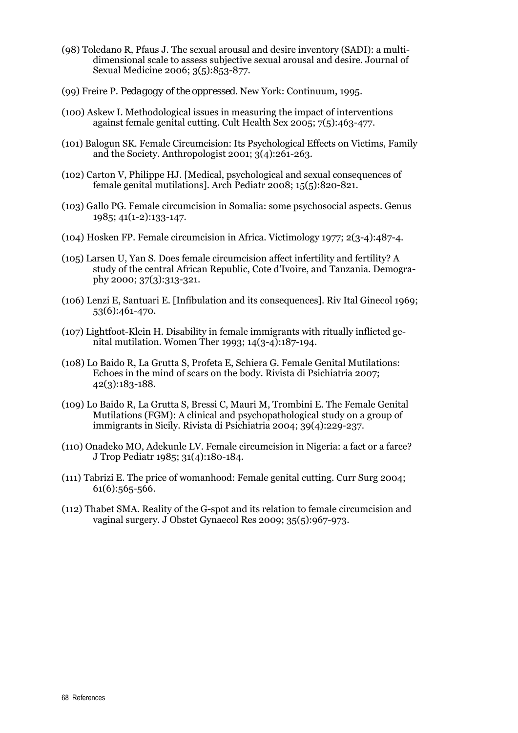(98) Toledano R, Pfaus J. The sexual arousal and desire inventory (SADI): a multidimensional scale to assess subjective sexual arousal and desire. Journal of Sexual Medicine 2006; 3(5):853-877.

(99) Freire P. *Pedagogy of the oppressed*. New York: Continuum, 1995.

(100) Askew I. Methodological issues in measuring the impact of interventions against female genital cutting. Cult Health Sex 2005; 7(5):463-477.

(101) Balogun SK. Female Circumcision: Its Psychological Effects on Victims, Family and the Society. Anthropologist 2001; 3(4):261-263.

(102) Carton V, Philippe HJ. [Medical, psychological and sexual consequences of female genital mutilations]. Arch Pediatr 2008; 15(5):820-821.

(103) Gallo PG. Female circumcision in Somalia: some psychosocial aspects. Genus 1985; 41(1-2):133-147.

(104) Hosken FP. Female circumcision in Africa. Victimology 1977; 2(3-4):487-4.

(105) Larsen U, Yan S. Does female circumcision affect infertility and fertility? A study of the central African Republic, Cote d'Ivoire, and Tanzania. Demography 2000; 37(3):313-321.

(106) Lenzi E, Santuari E. [Infibulation and its consequences]. Riv Ital Ginecol 1969; 53(6):461-470.

(107) Lightfoot-Klein H. Disability in female immigrants with ritually inflicted genital mutilation. Women Ther 1993; 14(3-4):187-194.

(108) Lo Baido R, La Grutta S, Profeta E, Schiera G. Female Genital Mutilations: Echoes in the mind of scars on the body. Rivista di Psichiatria 2007; 42(3):183-188.

(109) Lo Baido R, La Grutta S, Bressi C, Mauri M, Trombini E. The Female Genital Mutilations (FGM): A clinical and psychopathological study on a group of immigrants in Sicily. Rivista di Psichiatria 2004; 39(4):229-237.

(110) Onadeko MO, Adekunle LV. Female circumcision in Nigeria: a fact or a farce? J Trop Pediatr 1985; 31(4):180-184.

(111) Tabrizi E. The price of womanhood: Female genital cutting. Curr Surg 2004; 61(6):565-566.

(112) Thabet SMA. Reality of the G-spot and its relation to female circumcision and vaginal surgery. J Obstet Gynaecol Res 2009; 35(5):967-973.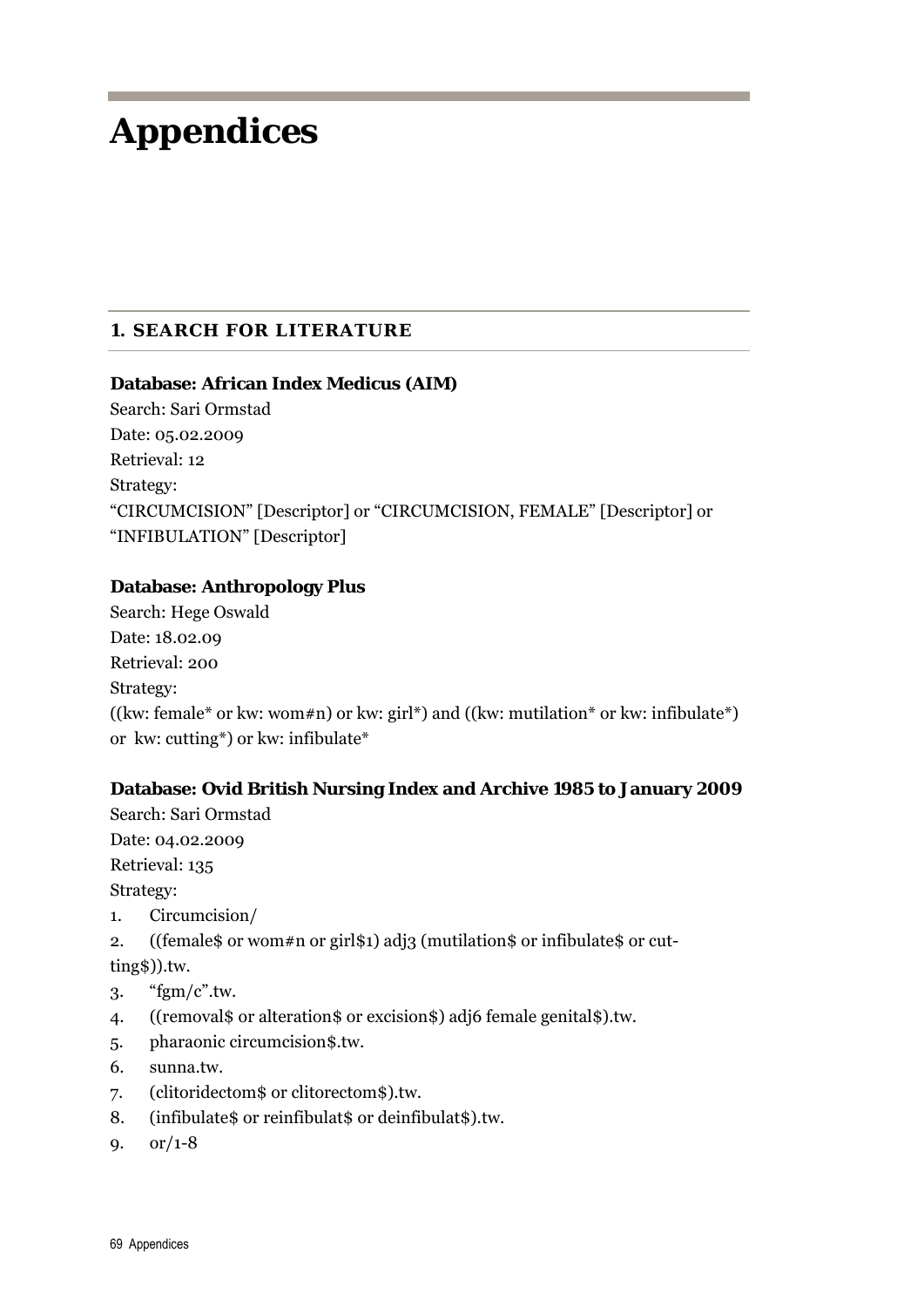# Appendices

## 1. SEARCH FOR LITERATURE

**Database: African Index Medicus (AIM)**

Search: Sari Ormstad
Date: 05.02.2009
Retrieval: 12
Strategy:
"CIRCUMCISION" [Descriptor] or "CIRCUMCISION, FEMALE" [Descriptor] or "INFIBULATION" [Descriptor]

**Database: Anthropology Plus**

Search: Hege Oswald
Date: 18.02.09
Retrieval: 200
Strategy:
((kw: female* or kw: wom#n) or kw: girl*) and ((kw: mutilation* or kw: infibulate*) or kw: cutting*) or kw: infibulate*

**Database: Ovid British Nursing Index and Archive 1985 to January 2009**

Search: Sari Ormstad
Date: 04.02.2009
Retrieval: 135
Strategy:

1. Circumcision/
2. ((female$ or wom#n or girl$1) adj3 (mutilation$ or infibulate$ or cutting$)).tw.
3. "fgm/c".tw.
4. ((removal$ or alteration$ or excision$) adj6 female genital$).tw.
5. pharaonic circumcision$.tw.
6. sunna.tw.
7. (clitoridectom$ or clitorectom$).tw.
8. (infibulate$ or reinfibulat$ or deinfibulat$).tw.
9. or/1-8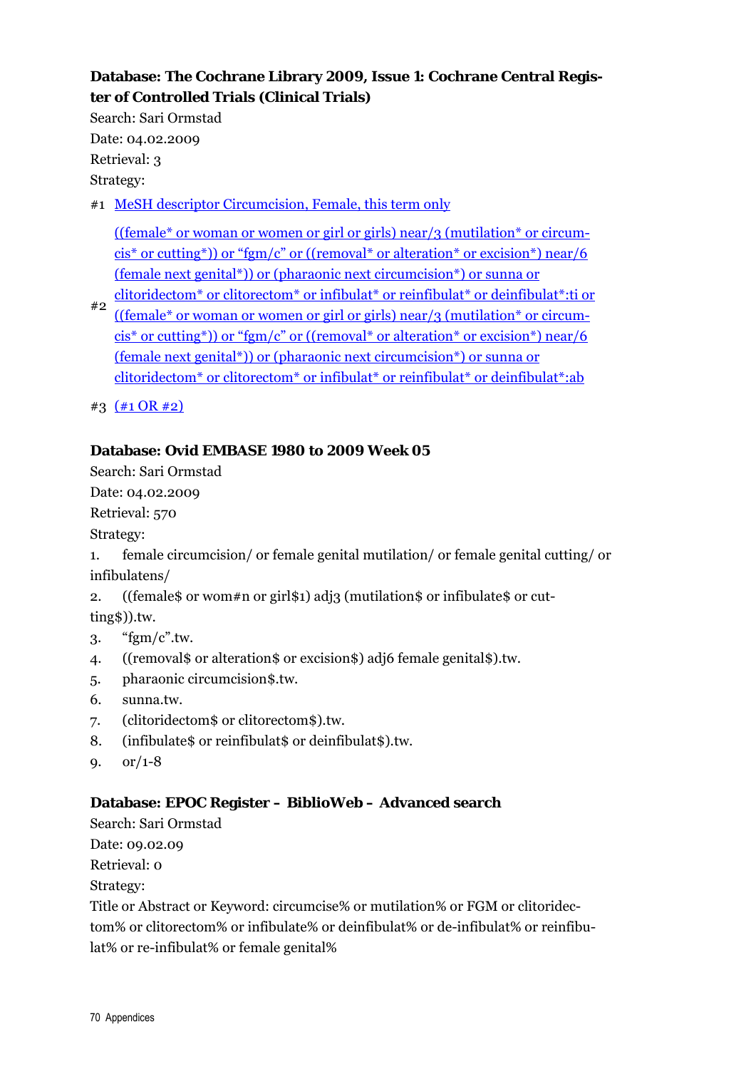**Database: The Cochrane Library 2009, Issue 1: Cochrane Central Register of Controlled Trials (Clinical Trials)**

Search: Sari Ormstad

Date: 04.02.2009

Retrieval: 3

Strategy:

#1 MeSH descriptor Circumcision, Female, this term only

#2 ((female* or woman or women or girl or girls) near/3 (mutilation* or circumcis* or cutting*)) or "fgm/c" or ((removal* or alteration* or excision*) near/6 (female next genital*)) or (pharaonic next circumcision*) or sunna or clitoridectom* or clitorectom* or infibulat* or reinfibulat* or deinfibulat*:ti or ((female* or woman or women or girl or girls) near/3 (mutilation* or circumcis* or cutting*)) or "fgm/c" or ((removal* or alteration* or excision*) near/6 (female next genital*)) or (pharaonic next circumcision*) or sunna or clitoridectom* or clitorectom* or infibulat* or reinfibulat* or deinfibulat*:ab

#3 (#1 OR #2)

**Database: Ovid EMBASE 1980 to 2009 Week 05**

Search: Sari Ormstad

Date: 04.02.2009

Retrieval: 570

Strategy:

1. female circumcision/ or female genital mutilation/ or female genital cutting/ or infibulatens/
2. ((female$ or wom#n or girl$1) adj3 (mutilation$ or infibulate$ or cutting$)).tw.
3. "fgm/c".tw.
4. ((removal$ or alteration$ or excision$) adj6 female genital$).tw.
5. pharaonic circumcision$.tw.
6. sunna.tw.
7. (clitoridectom$ or clitorectom$).tw.
8. (infibulate$ or reinfibulat$ or deinfibulat$).tw.
9. or/1-8

**Database: EPOC Register – BiblioWeb – Advanced search**

Search: Sari Ormstad

Date: 09.02.09

Retrieval: 0

Strategy:

Title or Abstract or Keyword: circumcise% or mutilation% or FGM or clitoridectom% or clitorectom% or infibulate% or deinfibulat% or de-infibulat% or reinfibulat% or re-infibulat% or female genital%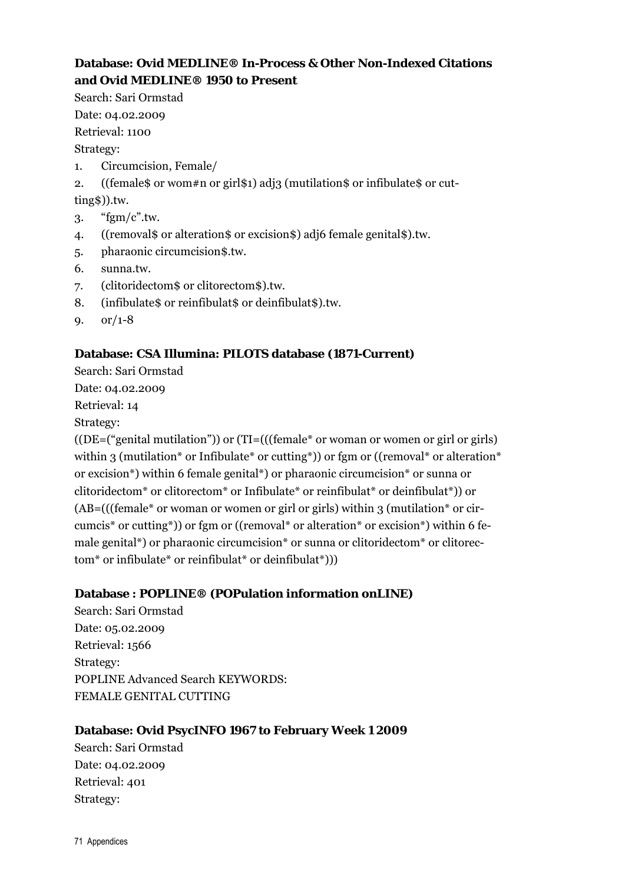**Database: Ovid MEDLINE® In-Process & Other Non-Indexed Citations and Ovid MEDLINE® 1950 to Present**

Search: Sari Ormstad

Date: 04.02.2009

Retrieval: 1100

Strategy:

1. Circumcision, Female/
2. ((female$ or wom#n or girl$1) adj3 (mutilation$ or infibulate$ or cutting$)).tw.
3. "fgm/c".tw.
4. ((removal$ or alteration$ or excision$) adj6 female genital$).tw.
5. pharaonic circumcision$.tw.
6. sunna.tw.
7. (clitoridectom$ or clitorectom$).tw.
8. (infibulate$ or reinfibulat$ or deinfibulat$).tw.
9. or/1-8

**Database: CSA Illumina: PILOTS database (1871-Current)**

Search: Sari Ormstad

Date: 04.02.2009

Retrieval: 14

Strategy:

((DE=("genital mutilation")) or (TI=(((female* or woman or women or girl or girls) within 3 (mutilation* or Infibulate* or cutting*)) or fgm or ((removal* or alteration* or excision*) within 6 female genital*) or pharaonic circumcision* or sunna or clitoridectom* or clitorectom* or Infibulate* or reinfibulat* or deinfibulat*)) or (AB=(((female* or woman or women or girl or girls) within 3 (mutilation* or circumcis* or cutting*)) or fgm or ((removal* or alteration* or excision*) within 6 female genital*) or pharaonic circumcision* or sunna or clitoridectom* or clitorectom* or infibulate* or reinfibulat* or deinfibulat*)))

**Database : POPLINE® (POPulation information onLINE)**

Search: Sari Ormstad

Date: 05.02.2009

Retrieval: 1566

Strategy:

POPLINE Advanced Search KEYWORDS:

FEMALE GENITAL CUTTING

**Database: Ovid PsycINFO 1967 to February Week 1 2009**

Search: Sari Ormstad

Date: 04.02.2009

Retrieval: 401

Strategy: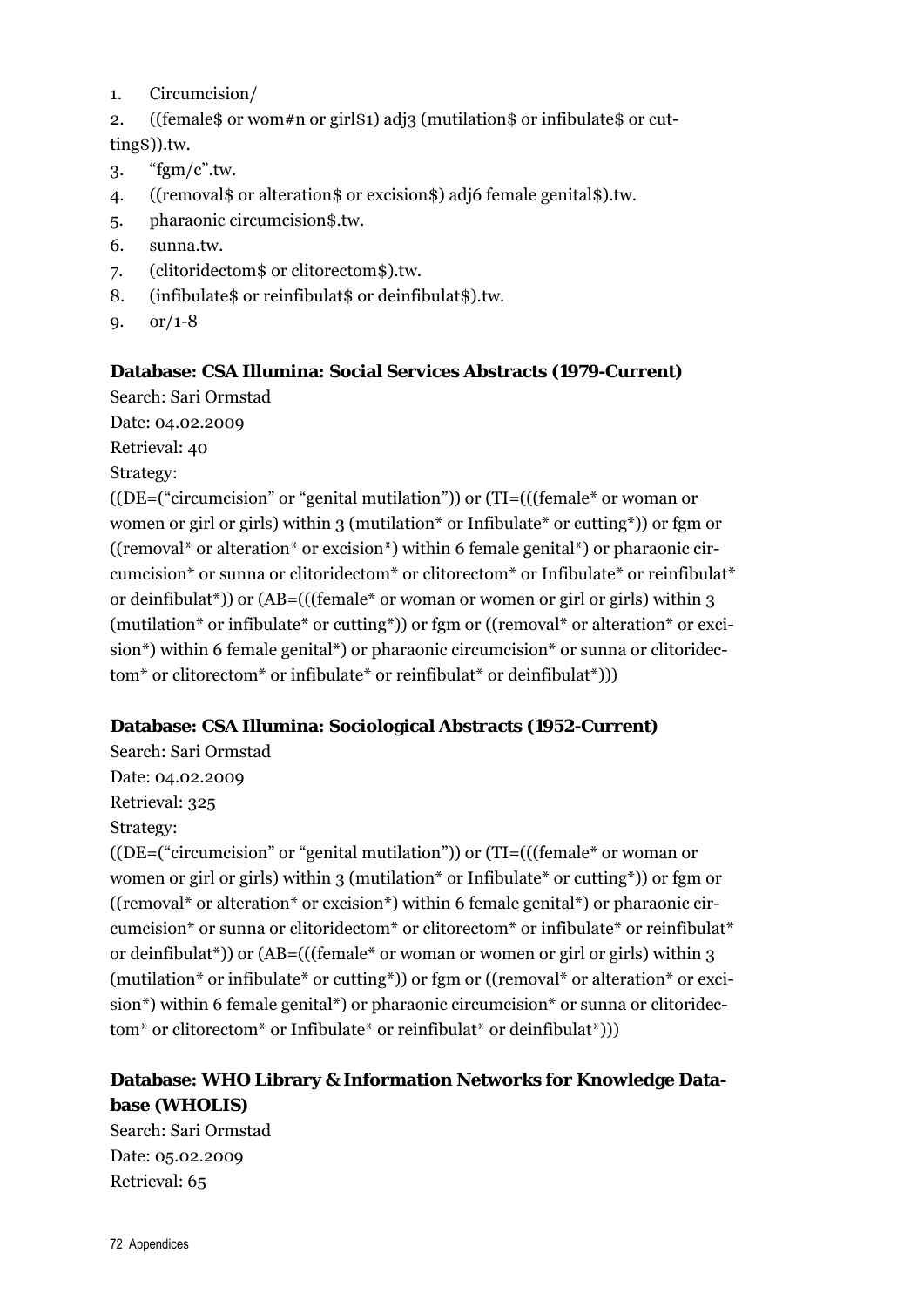1. Circumcision/
2. ((female$ or wom#n or girl$1) adj3 (mutilation$ or infibulate$ or cutting$)).tw.
3. "fgm/c".tw.
4. ((removal$ or alteration$ or excision$) adj6 female genital$).tw.
5. pharaonic circumcision$.tw.
6. sunna.tw.
7. (clitoridectom$ or clitorectom$).tw.
8. (infibulate$ or reinfibulat$ or deinfibulat$).tw.
9. or/1-8

**Database: CSA Illumina: Social Services Abstracts (1979-Current)**

Search: Sari Ormstad
Date: 04.02.2009
Retrieval: 40
Strategy:
((DE=("circumcision" or "genital mutilation")) or (TI=(((female* or woman or women or girl or girls) within 3 (mutilation* or Infibulate* or cutting*)) or fgm or ((removal* or alteration* or excision*) within 6 female genital*) or pharaonic circumcision* or sunna or clitoridectom* or clitorectom* or Infibulate* or reinfibulat* or deinfibulat*)) or (AB=(((female* or woman or women or girl or girls) within 3 (mutilation* or infibulate* or cutting*)) or fgm or ((removal* or alteration* or excision*) within 6 female genital*) or pharaonic circumcision* or sunna or clitoridectom* or clitorectom* or infibulate* or reinfibulat* or deinfibulat*)))

**Database: CSA Illumina: Sociological Abstracts (1952-Current)**

Search: Sari Ormstad
Date: 04.02.2009
Retrieval: 325
Strategy:
((DE=("circumcision" or "genital mutilation")) or (TI=(((female* or woman or women or girl or girls) within 3 (mutilation* or Infibulate* or cutting*)) or fgm or ((removal* or alteration* or excision*) within 6 female genital*) or pharaonic circumcision* or sunna or clitoridectom* or clitorectom* or infibulate* or reinfibulat* or deinfibulat*)) or (AB=(((female* or woman or women or girl or girls) within 3 (mutilation* or infibulate* or cutting*)) or fgm or ((removal* or alteration* or excision*) within 6 female genital*) or pharaonic circumcision* or sunna or clitoridectom* or clitorectom* or Infibulate* or reinfibulat* or deinfibulat*)))

**Database: WHO Library & Information Networks for Knowledge Database (WHOLIS)**

Search: Sari Ormstad
Date: 05.02.2009
Retrieval: 65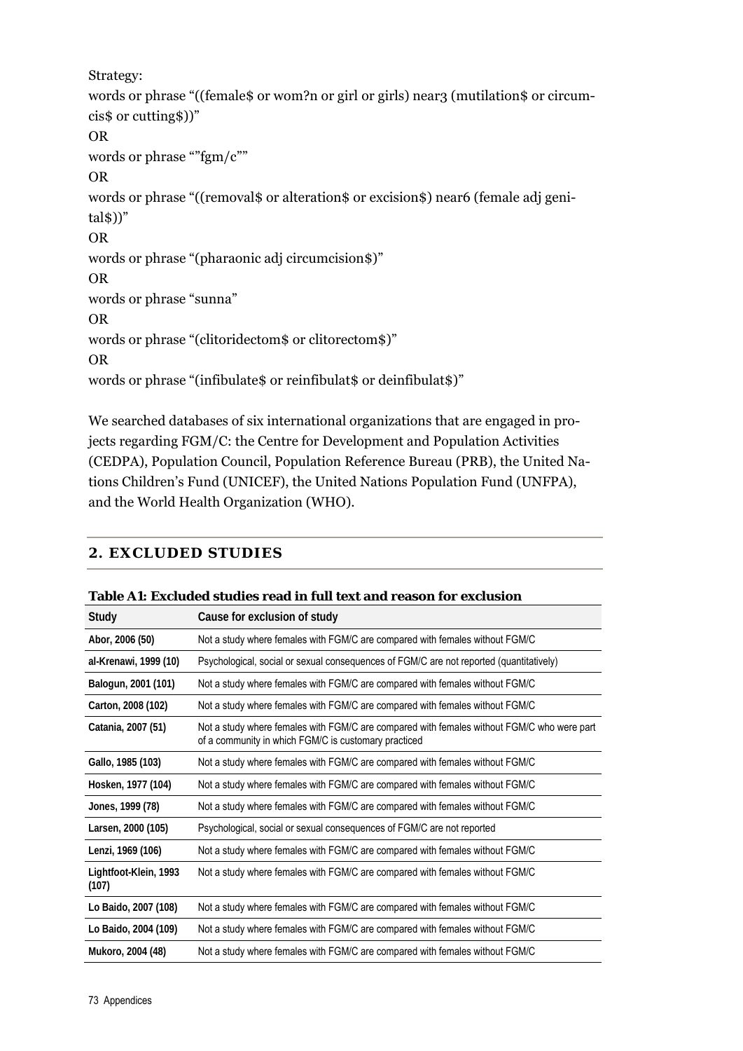Strategy:

words or phrase "((female$ or wom?n or girl or girls) near3 (mutilation$ or circumcis$ or cutting$))"

OR

words or phrase ""fgm/c""

OR

words or phrase "((removal$ or alteration$ or excision$) near6 (female adj genital$))"

OR

words or phrase "(pharaonic adj circumcision$)"

OR

words or phrase "sunna"

OR

words or phrase "(clitoridectom$ or clitorectom$)"

OR

words or phrase "(infibulate$ or reinfibulat$ or deinfibulat$)"

We searched databases of six international organizations that are engaged in projects regarding FGM/C: the Centre for Development and Population Activities (CEDPA), Population Council, Population Reference Bureau (PRB), the United Nations Children's Fund (UNICEF), the United Nations Population Fund (UNFPA), and the World Health Organization (WHO).

## 2. EXCLUDED STUDIES

**Table A1: Excluded studies read in full text and reason for exclusion**

| Study | Cause for exclusion of study |
|---|---|
| Abor, 2006 (50) | Not a study where females with FGM/C are compared with females without FGM/C |
| al-Krenawi, 1999 (10) | Psychological, social or sexual consequences of FGM/C are not reported (quantitatively) |
| Balogun, 2001 (101) | Not a study where females with FGM/C are compared with females without FGM/C |
| Carton, 2008 (102) | Not a study where females with FGM/C are compared with females without FGM/C |
| Catania, 2007 (51) | Not a study where females with FGM/C are compared with females without FGM/C who were part of a community in which FGM/C is customary practiced |
| Gallo, 1985 (103) | Not a study where females with FGM/C are compared with females without FGM/C |
| Hosken, 1977 (104) | Not a study where females with FGM/C are compared with females without FGM/C |
| Jones, 1999 (78) | Not a study where females with FGM/C are compared with females without FGM/C |
| Larsen, 2000 (105) | Psychological, social or sexual consequences of FGM/C are not reported |
| Lenzi, 1969 (106) | Not a study where females with FGM/C are compared with females without FGM/C |
| Lightfoot-Klein, 1993 (107) | Not a study where females with FGM/C are compared with females without FGM/C |
| Lo Baido, 2007 (108) | Not a study where females with FGM/C are compared with females without FGM/C |
| Lo Baido, 2004 (109) | Not a study where females with FGM/C are compared with females without FGM/C |
| Mukoro, 2004 (48) | Not a study where females with FGM/C are compared with females without FGM/C |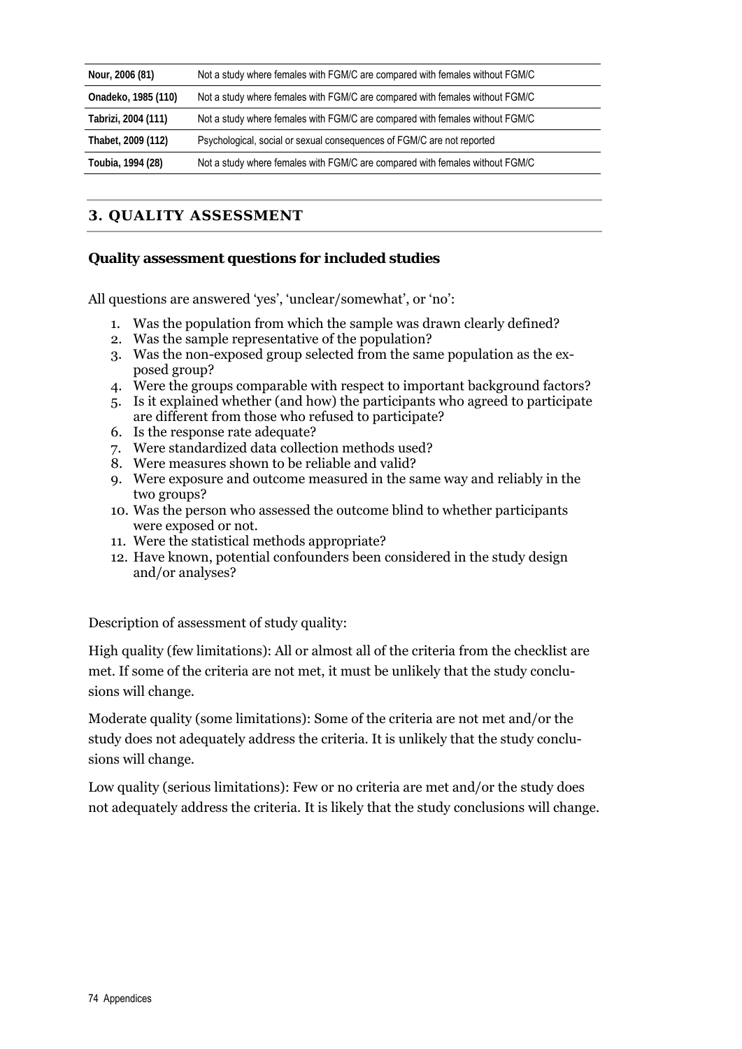| | |
|---|---|
| **Nour, 2006 (81)** | Not a study where females with FGM/C are compared with females without FGM/C |
| **Onadeko, 1985 (110)** | Not a study where females with FGM/C are compared with females without FGM/C |
| **Tabrizi, 2004 (111)** | Not a study where females with FGM/C are compared with females without FGM/C |
| **Thabet, 2009 (112)** | Psychological, social or sexual consequences of FGM/C are not reported |
| **Toubia, 1994 (28)** | Not a study where females with FGM/C are compared with females without FGM/C |

## 3. QUALITY ASSESSMENT

### Quality assessment questions for included studies

All questions are answered 'yes', 'unclear/somewhat', or 'no':

1. Was the population from which the sample was drawn clearly defined?
2. Was the sample representative of the population?
3. Was the non-exposed group selected from the same population as the exposed group?
4. Were the groups comparable with respect to important background factors?
5. Is it explained whether (and how) the participants who agreed to participate are different from those who refused to participate?
6. Is the response rate adequate?
7. Were standardized data collection methods used?
8. Were measures shown to be reliable and valid?
9. Were exposure and outcome measured in the same way and reliably in the two groups?
10. Was the person who assessed the outcome blind to whether participants were exposed or not.
11. Were the statistical methods appropriate?
12. Have known, potential confounders been considered in the study design and/or analyses?

Description of assessment of study quality:

High quality (few limitations): All or almost all of the criteria from the checklist are met. If some of the criteria are not met, it must be unlikely that the study conclusions will change.

Moderate quality (some limitations): Some of the criteria are not met and/or the study does not adequately address the criteria. It is unlikely that the study conclusions will change.

Low quality (serious limitations): Few or no criteria are met and/or the study does not adequately address the criteria. It is likely that the study conclusions will change.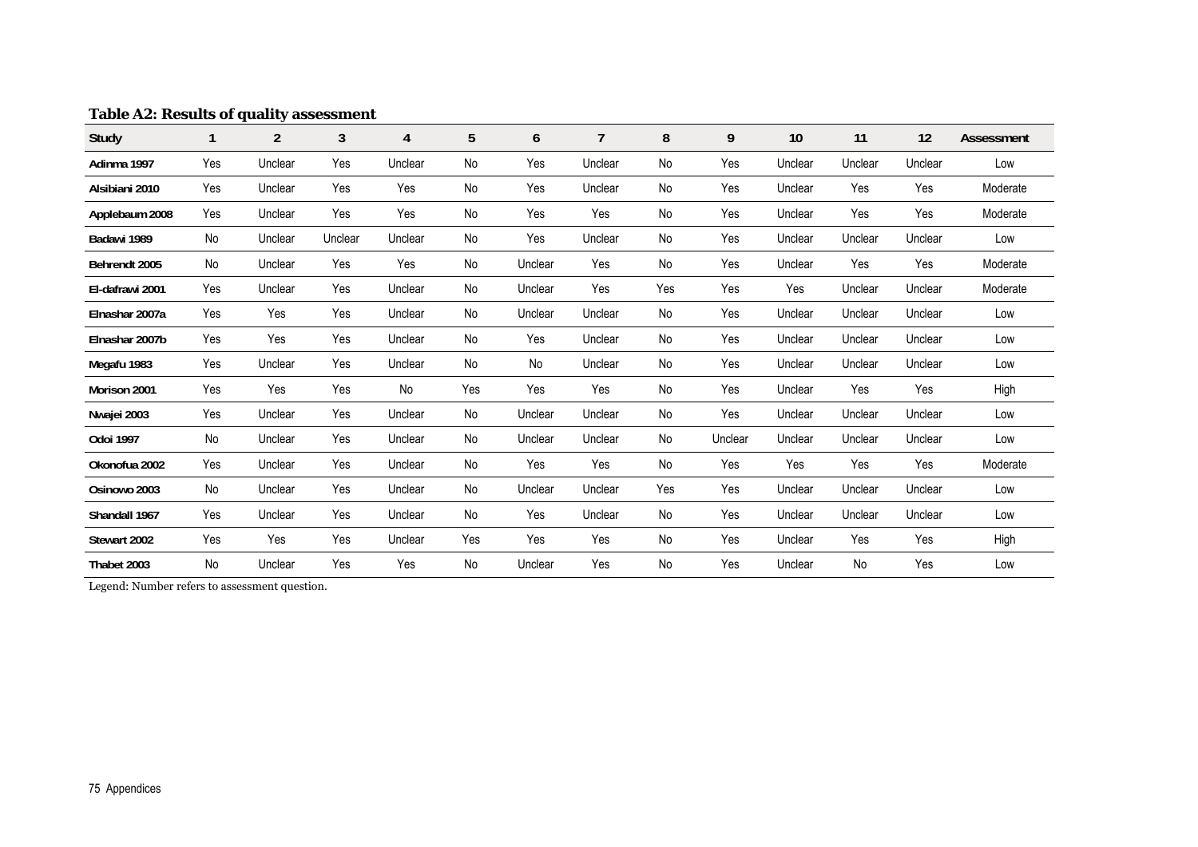**Table A2: Results of quality assessment**

| Study | 1 | 2 | 3 | 4 | 5 | 6 | 7 | 8 | 9 | 10 | 11 | 12 | Assessment |
|---|---|---|---|---|---|---|---|---|---|---|---|---|---|
| Adinma 1997 | Yes | Unclear | Yes | Unclear | No | Yes | Unclear | No | Yes | Unclear | Unclear | Unclear | Low |
| Alsibiani 2010 | Yes | Unclear | Yes | Yes | No | Yes | Unclear | No | Yes | Unclear | Yes | Yes | Moderate |
| Applebaum 2008 | Yes | Unclear | Yes | Yes | No | Yes | Yes | No | Yes | Unclear | Yes | Yes | Moderate |
| Badawi 1989 | No | Unclear | Unclear | Unclear | No | Yes | Unclear | No | Yes | Unclear | Unclear | Unclear | Low |
| Behrendt 2005 | No | Unclear | Yes | Yes | No | Unclear | Yes | No | Yes | Unclear | Yes | Yes | Moderate |
| El-dafrawi 2001 | Yes | Unclear | Yes | Unclear | No | Unclear | Yes | Yes | Yes | Yes | Unclear | Unclear | Moderate |
| Elnashar 2007a | Yes | Yes | Yes | Unclear | No | Unclear | Unclear | No | Yes | Unclear | Unclear | Unclear | Low |
| Elnashar 2007b | Yes | Yes | Yes | Unclear | No | Yes | Unclear | No | Yes | Unclear | Unclear | Unclear | Low |
| Megafu 1983 | Yes | Unclear | Yes | Unclear | No | No | Unclear | No | Yes | Unclear | Unclear | Unclear | Low |
| Morison 2001 | Yes | Yes | Yes | No | Yes | Yes | Yes | No | Yes | Unclear | Yes | Yes | High |
| Nwajei 2003 | Yes | Unclear | Yes | Unclear | No | Unclear | Unclear | No | Yes | Unclear | Unclear | Unclear | Low |
| Odoi 1997 | No | Unclear | Yes | Unclear | No | Unclear | Unclear | No | Unclear | Unclear | Unclear | Unclear | Low |
| Okonofua 2002 | Yes | Unclear | Yes | Unclear | No | Yes | Yes | No | Yes | Yes | Yes | Yes | Moderate |
| Osinowo 2003 | No | Unclear | Yes | Unclear | No | Unclear | Unclear | Yes | Yes | Unclear | Unclear | Unclear | Low |
| Shandall 1967 | Yes | Unclear | Yes | Unclear | No | Yes | Unclear | No | Yes | Unclear | Unclear | Unclear | Low |
| Stewart 2002 | Yes | Yes | Yes | Unclear | Yes | Yes | Yes | No | Yes | Unclear | Yes | Yes | High |
| Thabet 2003 | No | Unclear | Yes | Yes | No | Unclear | Yes | No | Yes | Unclear | No | Yes | Low |

Legend: Number refers to assessment question.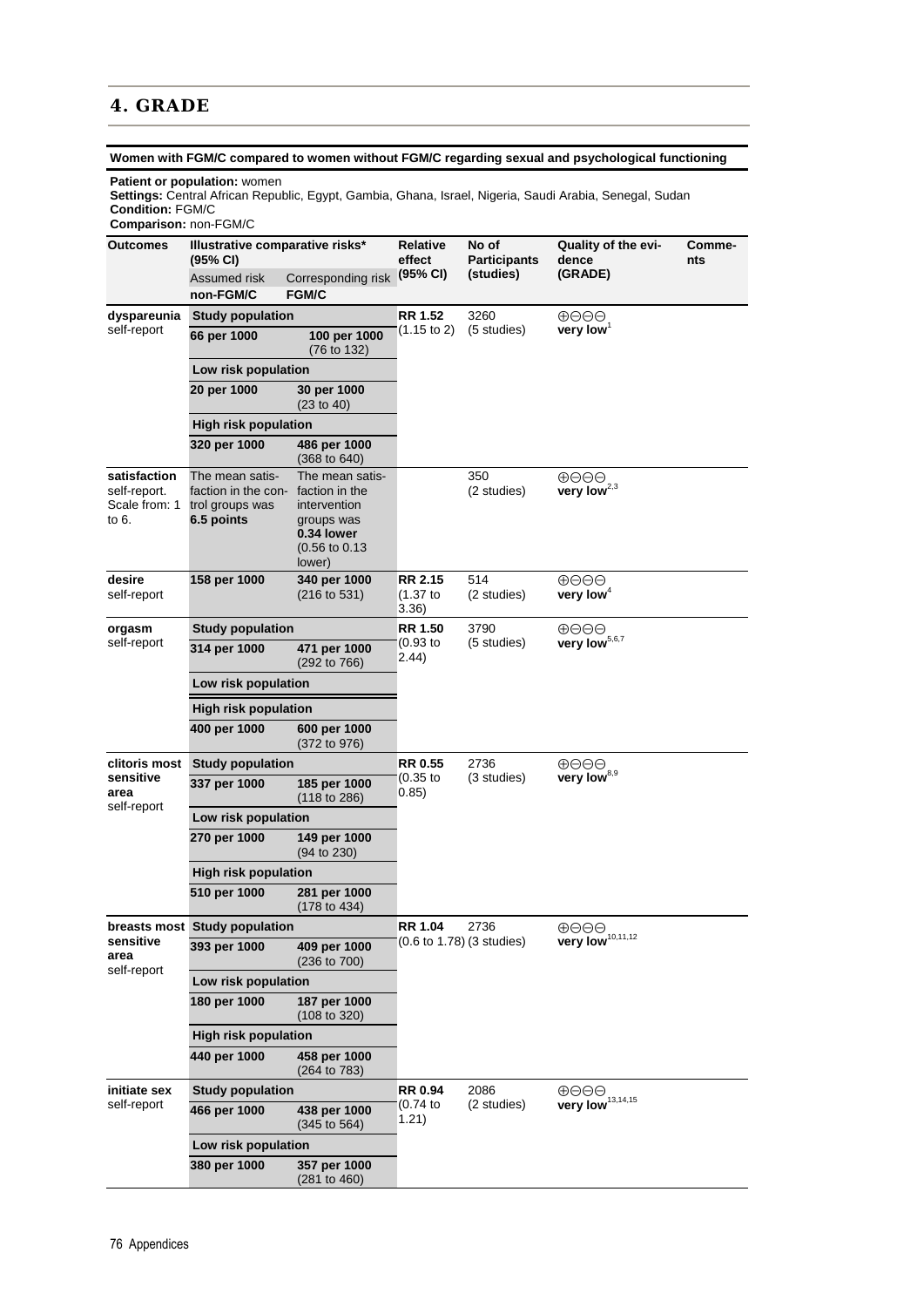## 4. GRADE

**Women with FGM/C compared to women without FGM/C regarding sexual and psychological functioning**

**Patient or population:** women
**Settings:** Central African Republic, Egypt, Gambia, Ghana, Israel, Nigeria, Saudi Arabia, Senegal, Sudan
**Condition:** FGM/C
**Comparison:** non-FGM/C

| Outcomes | Illustrative comparative risks* (95% CI) | | Relative effect (95% CI) | No of Participants (studies) | Quality of the evidence (GRADE) | Comments |
|---|---|---|---|---|---|---|
| | Assumed risk non-FGM/C | Corresponding risk FGM/C | | | | |
| dyspareunia self-report | **Study population** | | RR 1.52 (1.15 to 2) | 3260 (5 studies) | ⊕⊖⊖⊖ very low[1] | |
| | 66 per 1000 | 100 per 1000 (76 to 132) | | | | |
| | **Low risk population** | | | | | |
| | 20 per 1000 | 30 per 1000 (23 to 40) | | | | |
| | **High risk population** | | | | | |
| | 320 per 1000 | 486 per 1000 (368 to 640) | | | | |
| satisfaction self-report. Scale from: 1 to 6. | The mean satisfaction in the control groups was **6.5 points** | The mean satisfaction in the intervention groups was **0.34 lower** (0.56 to 0.13 lower) | | 350 (2 studies) | ⊕⊖⊖⊖ very low[2,3] | |
| desire self-report | 158 per 1000 | 340 per 1000 (216 to 531) | RR 2.15 (1.37 to 3.36) | 514 (2 studies) | ⊕⊖⊖⊖ very low[4] | |
| orgasm self-report | **Study population** | | RR 1.50 (0.93 to 2.44) | 3790 (5 studies) | ⊕⊖⊖⊖ very low[5,6,7] | |
| | 314 per 1000 | 471 per 1000 (292 to 766) | | | | |
| | **Low risk population** | | | | | |
| | **High risk population** | | | | | |
| | 400 per 1000 | 600 per 1000 (372 to 976) | | | | |
| clitoris most sensitive area self-report | **Study population** | | RR 0.55 (0.35 to 0.85) | 2736 (3 studies) | ⊕⊖⊖⊖ very low[8,9] | |
| | 337 per 1000 | 185 per 1000 (118 to 286) | | | | |
| | **Low risk population** | | | | | |
| | 270 per 1000 | 149 per 1000 (94 to 230) | | | | |
| | **High risk population** | | | | | |
| | 510 per 1000 | 281 per 1000 (178 to 434) | | | | |
| breasts most sensitive area self-report | **Study population** | | RR 1.04 (0.6 to 1.78) | 2736 (3 studies) | ⊕⊖⊖⊖ very low[10,11,12] | |
| | 393 per 1000 | 409 per 1000 (236 to 700) | | | | |
| | **Low risk population** | | | | | |
| | 180 per 1000 | 187 per 1000 (108 to 320) | | | | |
| | **High risk population** | | | | | |
| | 440 per 1000 | 458 per 1000 (264 to 783) | | | | |
| initiate sex self-report | **Study population** | | RR 0.94 (0.74 to 1.21) | 2086 (2 studies) | ⊕⊖⊖⊖ very low[13,14,15] | |
| | 466 per 1000 | 438 per 1000 (345 to 564) | | | | |
| | **Low risk population** | | | | | |
| | 380 per 1000 | 357 per 1000 (281 to 460) | | | | |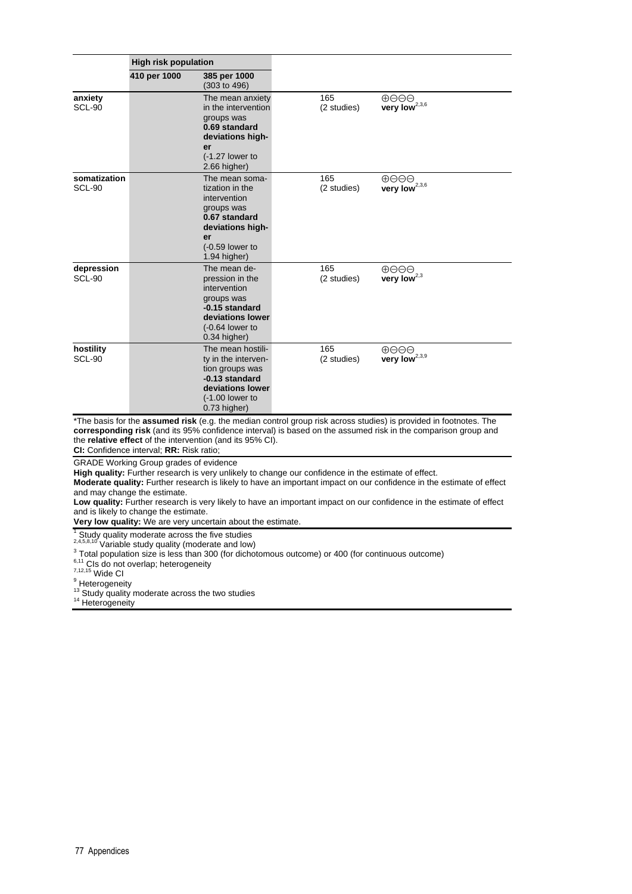| | High risk population | | | |
|---|---|---|---|---|
| | **410 per 1000** | **385 per 1000** (303 to 496) | | |
| **anxiety** SCL-90 | | The mean anxiety in the intervention groups was **0.69 standard deviations higher** (-1.27 lower to 2.66 higher) | 165 (2 studies) | ⊕⊖⊖⊖ **very low**[2,3,6] |
| **somatization** SCL-90 | | The mean somatization in the intervention groups was **0.67 standard deviations higher** (-0.59 lower to 1.94 higher) | 165 (2 studies) | ⊕⊖⊖⊖ **very low**[2,3,6] |
| **depression** SCL-90 | | The mean depression in the intervention groups was **-0.15 standard deviations lower** (-0.64 lower to 0.34 higher) | 165 (2 studies) | ⊕⊖⊖⊖ **very low**[2,3] |
| **hostility** SCL-90 | | The mean hostility in the intervention groups was **-0.13 standard deviations lower** (-1.00 lower to 0.73 higher) | 165 (2 studies) | ⊕⊖⊖⊖ **very low**[2,3,9] |

*The basis for the **assumed risk** (e.g. the median control group risk across studies) is provided in footnotes. The **corresponding risk** (and its 95% confidence interval) is based on the assumed risk in the comparison group and the **relative effect** of the intervention (and its 95% CI).
**CI:** Confidence interval; **RR:** Risk ratio;

GRADE Working Group grades of evidence
**High quality:** Further research is very unlikely to change our confidence in the estimate of effect.
**Moderate quality:** Further research is likely to have an important impact on our confidence in the estimate of effect and may change the estimate.
**Low quality:** Further research is very likely to have an important impact on our confidence in the estimate of effect and is likely to change the estimate.
**Very low quality:** We are very uncertain about the estimate.

[1] Study quality moderate across the five studies
[2,4,5,8,10] Variable study quality (moderate and low)
[3] Total population size is less than 300 (for dichotomous outcome) or 400 (for continuous outcome)
[6,11] CIs do not overlap; heterogeneity
[7,12,15] Wide CI
[9] Heterogeneity
[13] Study quality moderate across the two studies
[14] Heterogeneity